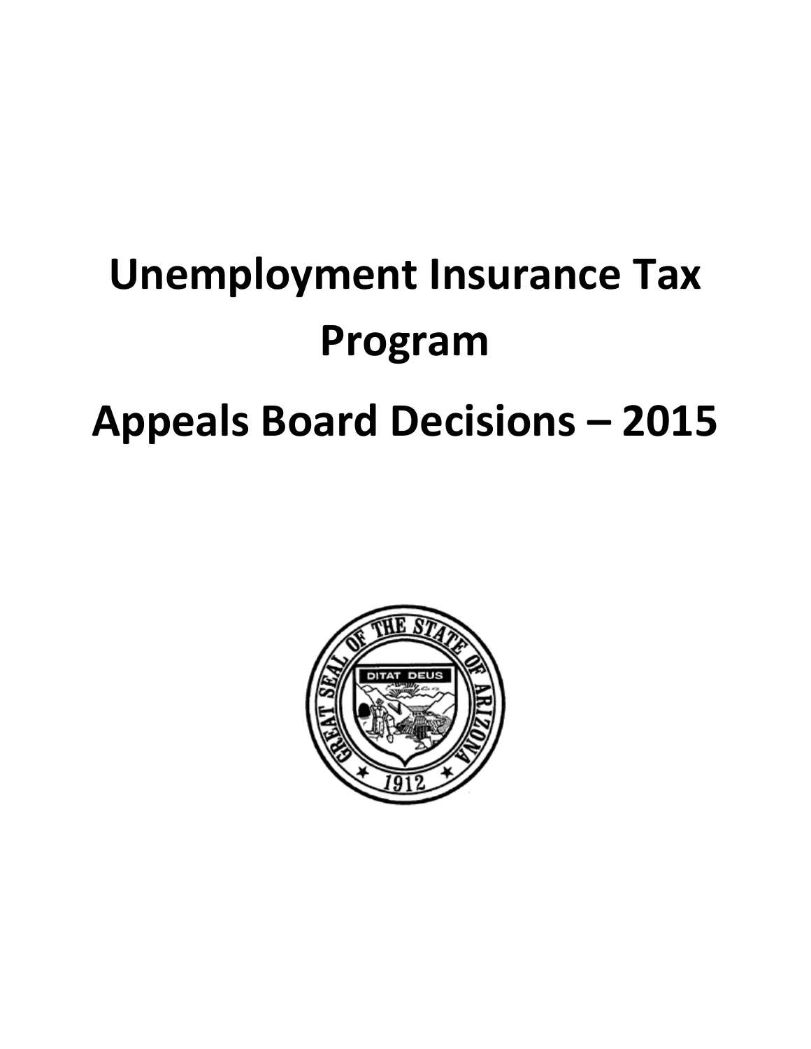# Unemployment Insurance Tax Program

# Appeals Board Decisions – 2015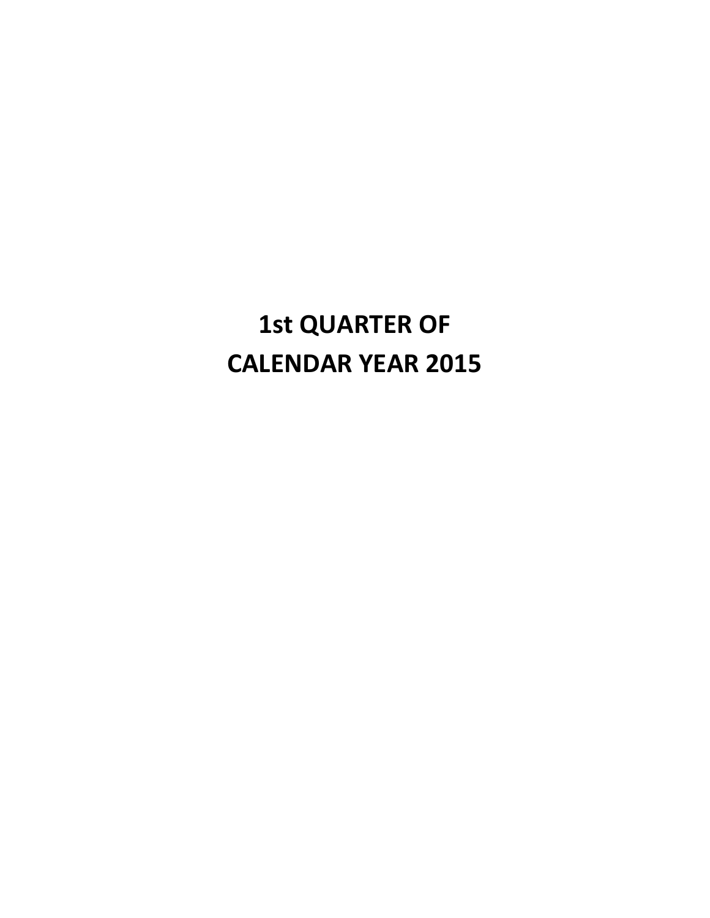# 1st QUARTER OF CALENDAR YEAR 2015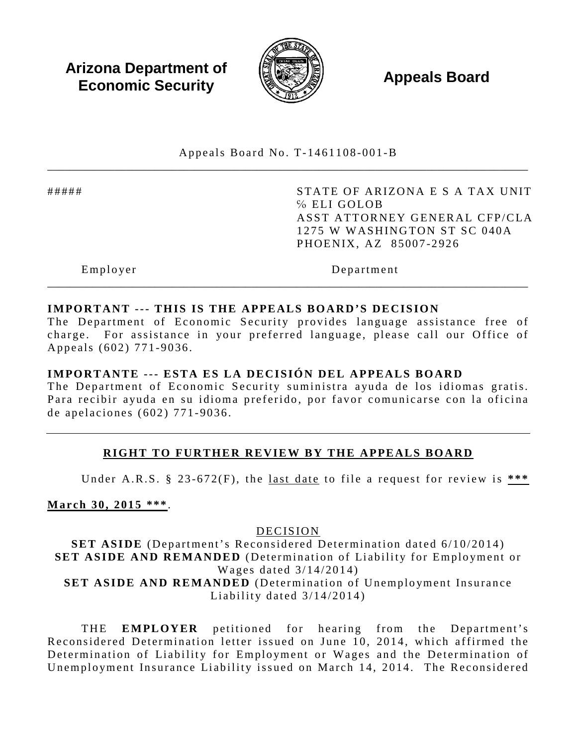**Arizona Department of Economic Security**

**Appeals Board**

Appeals Board No. T-1461108-001-B

---

| ##### | STATE OF ARIZONA E S A TAX UNIT<br>℅ ELI GOLOB<br>ASST ATTORNEY GENERAL CFP/CLA<br>1275 W WASHINGTON ST SC 040A<br>PHOENIX, AZ 85007-2926 |
|---|---|
| Employer | Department |

---

**IMPORTANT --- THIS IS THE APPEALS BOARD'S DECISION**
The Department of Economic Security provides language assistance free of charge. For assistance in your preferred language, please call our Office of Appeals (602) 771-9036.

**IMPORTANTE --- ESTA ES LA DECISIÓN DEL APPEALS BOARD**
The Department of Economic Security suministra ayuda de los idiomas gratis. Para recibir ayuda en su idioma preferido, por favor comunicarse con la oficina de apelaciones (602) 771-9036.

---

## RIGHT TO FURTHER REVIEW BY THE APPEALS BOARD

Under A.R.S. § 23-672(F), the last date to file a request for review is ***\*\*\* March 30, 2015 \*\*\****.

## DECISION

**SET ASIDE** (Department's Reconsidered Determination dated 6/10/2014)
**SET ASIDE AND REMANDED** (Determination of Liability for Employment or Wages dated 3/14/2014)
**SET ASIDE AND REMANDED** (Determination of Unemployment Insurance Liability dated 3/14/2014)

THE **EMPLOYER** petitioned for hearing from the Department's Reconsidered Determination letter issued on June 10, 2014, which affirmed the Determination of Liability for Employment or Wages and the Determination of Unemployment Insurance Liability issued on March 14, 2014. The Reconsidered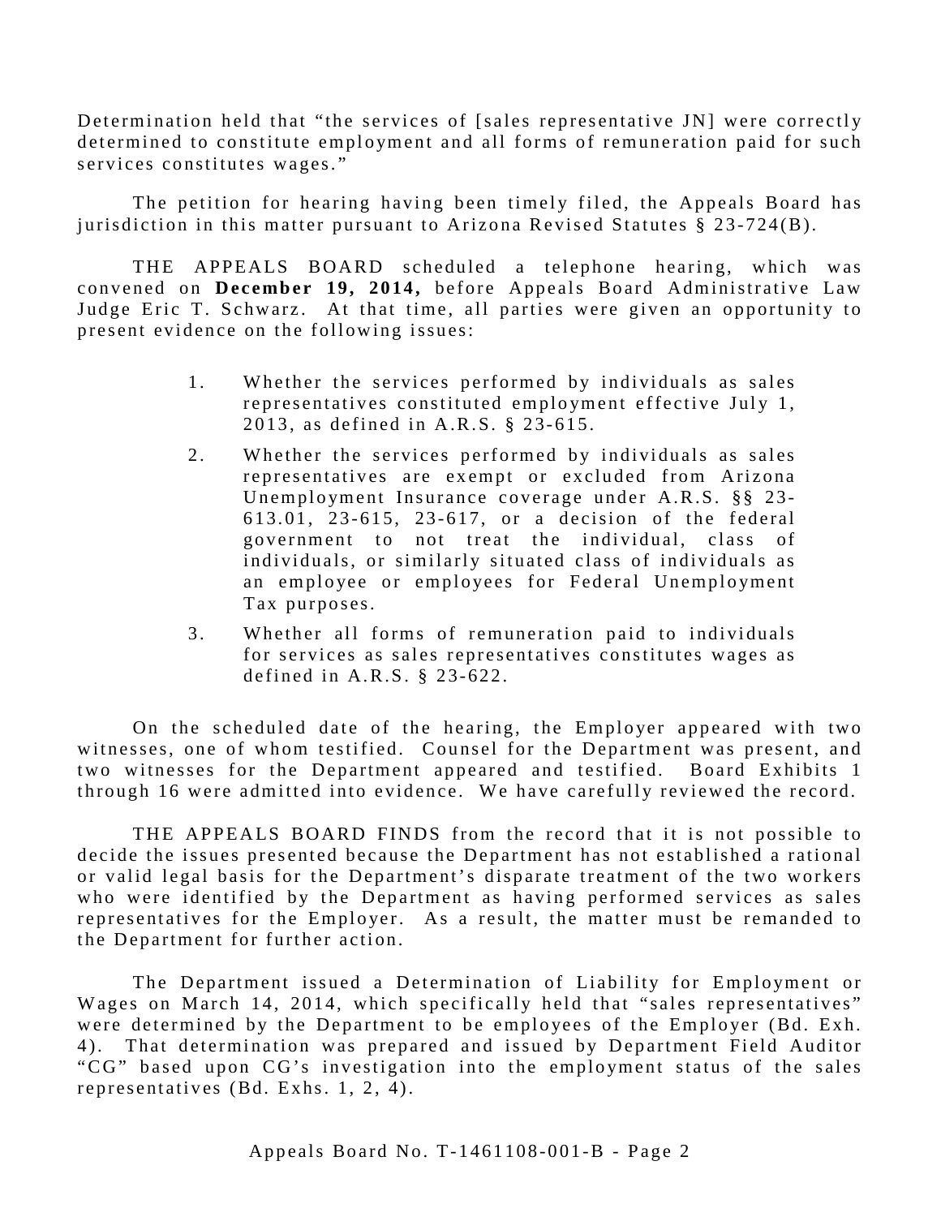Determination held that "the services of [sales representative JN] were correctly determined to constitute employment and all forms of remuneration paid for such services constitutes wages."

The petition for hearing having been timely filed, the Appeals Board has jurisdiction in this matter pursuant to Arizona Revised Statutes § 23-724(B).

THE APPEALS BOARD scheduled a telephone hearing, which was convened on **December 19, 2014,** before Appeals Board Administrative Law Judge Eric T. Schwarz. At that time, all parties were given an opportunity to present evidence on the following issues:

1. Whether the services performed by individuals as sales representatives constituted employment effective July 1, 2013, as defined in A.R.S. § 23-615.
2. Whether the services performed by individuals as sales representatives are exempt or excluded from Arizona Unemployment Insurance coverage under A.R.S. §§ 23-613.01, 23-615, 23-617, or a decision of the federal government to not treat the individual, class of individuals, or similarly situated class of individuals as an employee or employees for Federal Unemployment Tax purposes.
3. Whether all forms of remuneration paid to individuals for services as sales representatives constitutes wages as defined in A.R.S. § 23-622.

On the scheduled date of the hearing, the Employer appeared with two witnesses, one of whom testified. Counsel for the Department was present, and two witnesses for the Department appeared and testified. Board Exhibits 1 through 16 were admitted into evidence. We have carefully reviewed the record.

THE APPEALS BOARD FINDS from the record that it is not possible to decide the issues presented because the Department has not established a rational or valid legal basis for the Department's disparate treatment of the two workers who were identified by the Department as having performed services as sales representatives for the Employer. As a result, the matter must be remanded to the Department for further action.

The Department issued a Determination of Liability for Employment or Wages on March 14, 2014, which specifically held that "sales representatives" were determined by the Department to be employees of the Employer (Bd. Exh. 4). That determination was prepared and issued by Department Field Auditor "CG" based upon CG's investigation into the employment status of the sales representatives (Bd. Exhs. 1, 2, 4).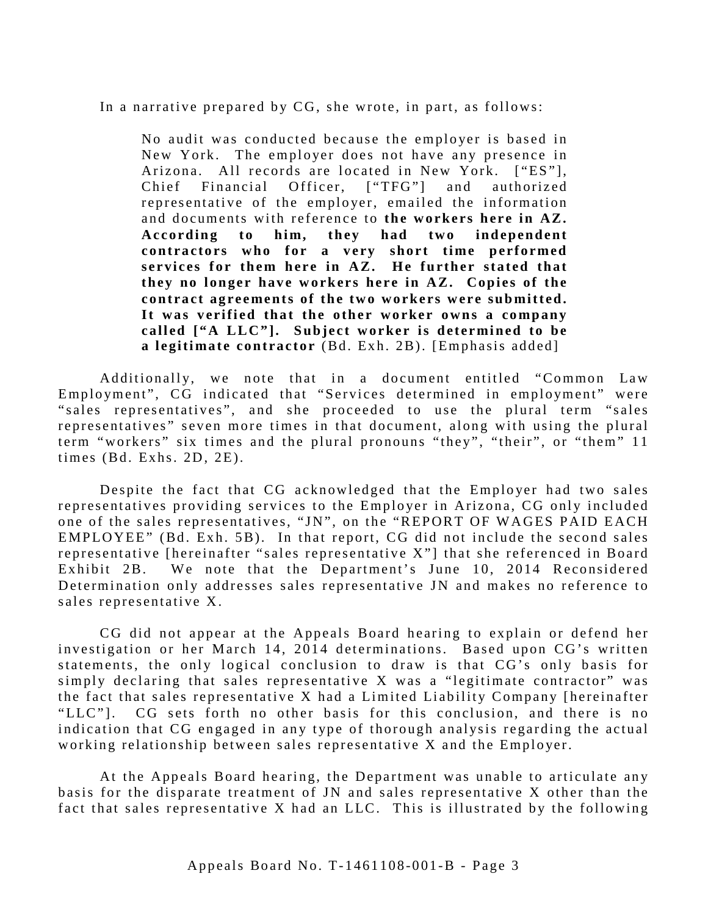In a narrative prepared by CG, she wrote, in part, as follows:

> No audit was conducted because the employer is based in New York. The employer does not have any presence in Arizona. All records are located in New York. [“ES”], Chief Financial Officer, [“TFG”] and authorized representative of the employer, emailed the information and documents with reference to **the workers here in AZ. According to him, they had two independent contractors who for a very short time performed services for them here in AZ. He further stated that they no longer have workers here in AZ. Copies of the contract agreements of the two workers were submitted. It was verified that the other worker owns a company called [“A LLC”]. Subject worker is determined to be a legitimate contractor** (Bd. Exh. 2B). [Emphasis added]

Additionally, we note that in a document entitled “Common Law Employment”, CG indicated that “Services determined in employment” were “sales representatives”, and she proceeded to use the plural term “sales representatives” seven more times in that document, along with using the plural term “workers” six times and the plural pronouns “they”, “their”, or “them” 11 times (Bd. Exhs. 2D, 2E).

Despite the fact that CG acknowledged that the Employer had two sales representatives providing services to the Employer in Arizona, CG only included one of the sales representatives, “JN”, on the “REPORT OF WAGES PAID EACH EMPLOYEE” (Bd. Exh. 5B). In that report, CG did not include the second sales representative [hereinafter “sales representative X”] that she referenced in Board Exhibit 2B. We note that the Department’s June 10, 2014 Reconsidered Determination only addresses sales representative JN and makes no reference to sales representative X.

CG did not appear at the Appeals Board hearing to explain or defend her investigation or her March 14, 2014 determinations. Based upon CG’s written statements, the only logical conclusion to draw is that CG’s only basis for simply declaring that sales representative X was a “legitimate contractor” was the fact that sales representative X had a Limited Liability Company [hereinafter “LLC”]. CG sets forth no other basis for this conclusion, and there is no indication that CG engaged in any type of thorough analysis regarding the actual working relationship between sales representative X and the Employer.

At the Appeals Board hearing, the Department was unable to articulate any basis for the disparate treatment of JN and sales representative X other than the fact that sales representative X had an LLC. This is illustrated by the following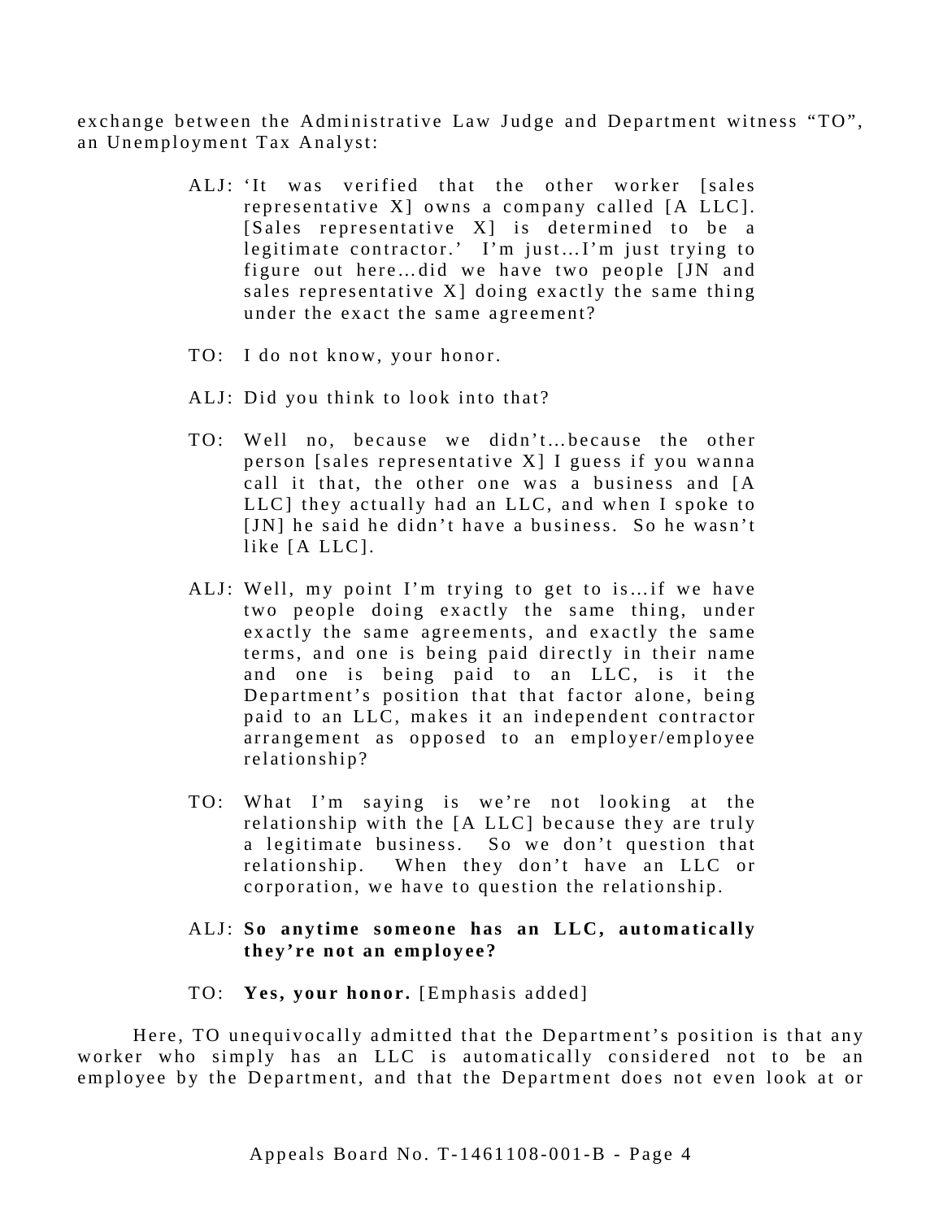exchange between the Administrative Law Judge and Department witness "TO", an Unemployment Tax Analyst:

> ALJ: 'It was verified that the other worker [sales representative X] owns a company called [A LLC]. [Sales representative X] is determined to be a legitimate contractor.' I'm just…I'm just trying to figure out here…did we have two people [JN and sales representative X] doing exactly the same thing under the exact the same agreement?
>
> TO: I do not know, your honor.
>
> ALJ: Did you think to look into that?
>
> TO: Well no, because we didn't…because the other person [sales representative X] I guess if you wanna call it that, the other one was a business and [A LLC] they actually had an LLC, and when I spoke to [JN] he said he didn't have a business. So he wasn't like [A LLC].
>
> ALJ: Well, my point I'm trying to get to is…if we have two people doing exactly the same thing, under exactly the same agreements, and exactly the same terms, and one is being paid directly in their name and one is being paid to an LLC, is it the Department's position that that factor alone, being paid to an LLC, makes it an independent contractor arrangement as opposed to an employer/employee relationship?
>
> TO: What I'm saying is we're not looking at the relationship with the [A LLC] because they are truly a legitimate business. So we don't question that relationship. When they don't have an LLC or corporation, we have to question the relationship.
>
> ALJ: **So anytime someone has an LLC, automatically they're not an employee?**
>
> TO: **Yes, your honor.** [Emphasis added]

Here, TO unequivocally admitted that the Department's position is that any worker who simply has an LLC is automatically considered not to be an employee by the Department, and that the Department does not even look at or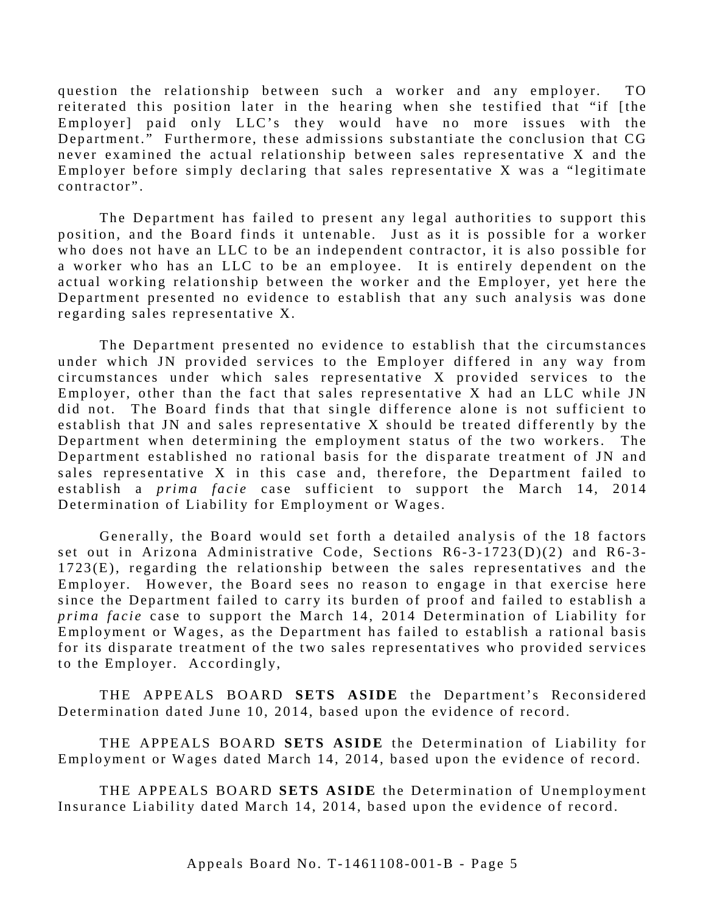question the relationship between such a worker and any employer. TO reiterated this position later in the hearing when she testified that "if [the Employer] paid only LLC's they would have no more issues with the Department." Furthermore, these admissions substantiate the conclusion that CG never examined the actual relationship between sales representative X and the Employer before simply declaring that sales representative X was a "legitimate contractor".

The Department has failed to present any legal authorities to support this position, and the Board finds it untenable. Just as it is possible for a worker who does not have an LLC to be an independent contractor, it is also possible for a worker who has an LLC to be an employee. It is entirely dependent on the actual working relationship between the worker and the Employer, yet here the Department presented no evidence to establish that any such analysis was done regarding sales representative X.

The Department presented no evidence to establish that the circumstances under which JN provided services to the Employer differed in any way from circumstances under which sales representative X provided services to the Employer, other than the fact that sales representative X had an LLC while JN did not. The Board finds that that single difference alone is not sufficient to establish that JN and sales representative X should be treated differently by the Department when determining the employment status of the two workers. The Department established no rational basis for the disparate treatment of JN and sales representative X in this case and, therefore, the Department failed to establish a *prima facie* case sufficient to support the March 14, 2014 Determination of Liability for Employment or Wages.

Generally, the Board would set forth a detailed analysis of the 18 factors set out in Arizona Administrative Code, Sections R6-3-1723(D)(2) and R6-3-1723(E), regarding the relationship between the sales representatives and the Employer. However, the Board sees no reason to engage in that exercise here since the Department failed to carry its burden of proof and failed to establish a *prima facie* case to support the March 14, 2014 Determination of Liability for Employment or Wages, as the Department has failed to establish a rational basis for its disparate treatment of the two sales representatives who provided services to the Employer. Accordingly,

THE APPEALS BOARD **SETS ASIDE** the Department's Reconsidered Determination dated June 10, 2014, based upon the evidence of record.

THE APPEALS BOARD **SETS ASIDE** the Determination of Liability for Employment or Wages dated March 14, 2014, based upon the evidence of record.

THE APPEALS BOARD **SETS ASIDE** the Determination of Unemployment Insurance Liability dated March 14, 2014, based upon the evidence of record.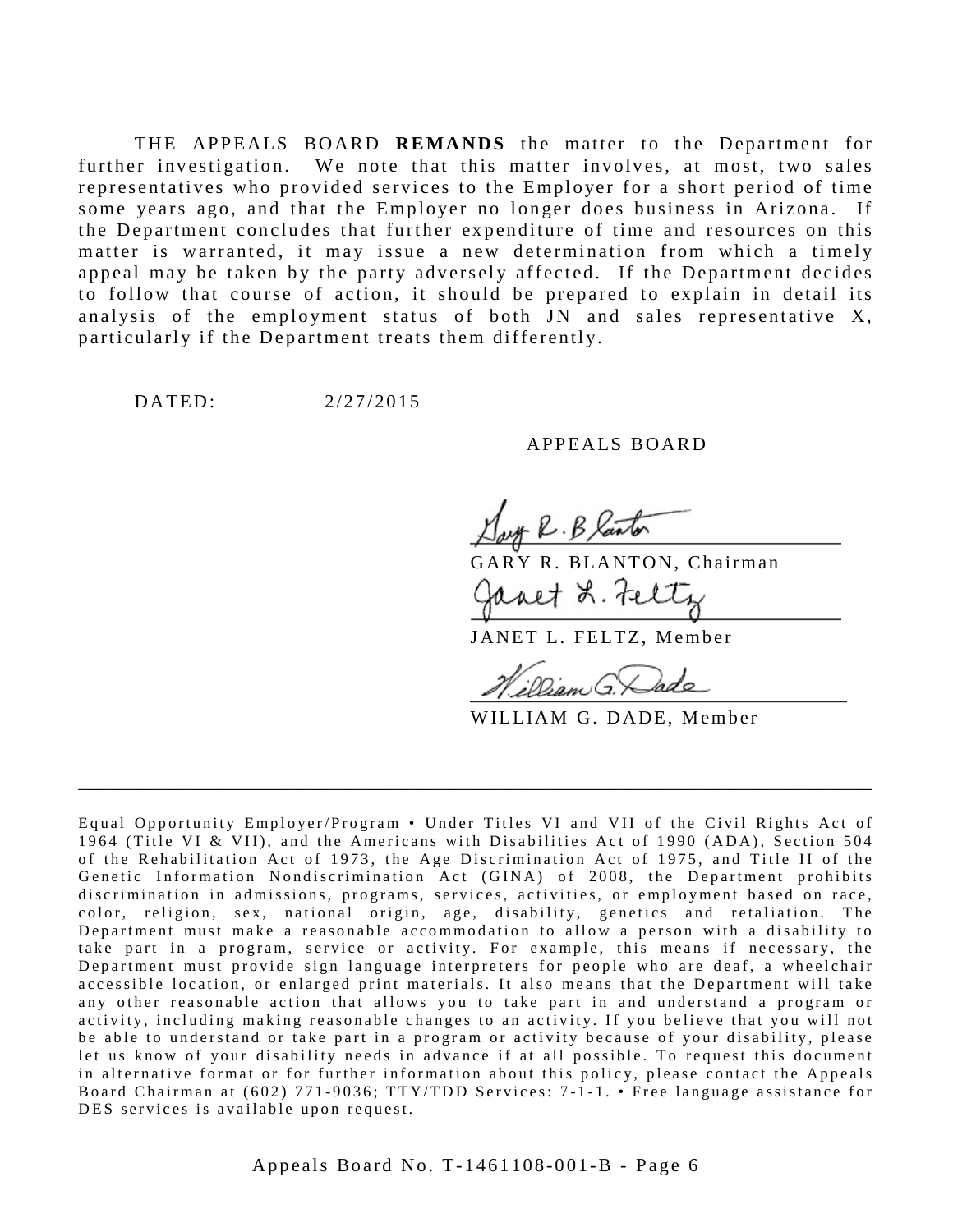THE APPEALS BOARD **REMANDS** the matter to the Department for further investigation. We note that this matter involves, at most, two sales representatives who provided services to the Employer for a short period of time some years ago, and that the Employer no longer does business in Arizona. If the Department concludes that further expenditure of time and resources on this matter is warranted, it may issue a new determination from which a timely appeal may be taken by the party adversely affected. If the Department decides to follow that course of action, it should be prepared to explain in detail its analysis of the employment status of both JN and sales representative X, particularly if the Department treats them differently.

DATED: 2/27/2015

APPEALS BOARD

GARY R. BLANTON, Chairman

JANET L. FELTZ, Member

WILLIAM G. DADE, Member

---

Equal Opportunity Employer/Program • Under Titles VI and VII of the Civil Rights Act of 1964 (Title VI & VII), and the Americans with Disabilities Act of 1990 (ADA), Section 504 of the Rehabilitation Act of 1973, the Age Discrimination Act of 1975, and Title II of the Genetic Information Nondiscrimination Act (GINA) of 2008, the Department prohibits discrimination in admissions, programs, services, activities, or employment based on race, color, religion, sex, national origin, age, disability, genetics and retaliation. The Department must make a reasonable accommodation to allow a person with a disability to take part in a program, service or activity. For example, this means if necessary, the Department must provide sign language interpreters for people who are deaf, a wheelchair accessible location, or enlarged print materials. It also means that the Department will take any other reasonable action that allows you to take part in and understand a program or activity, including making reasonable changes to an activity. If you believe that you will not be able to understand or take part in a program or activity because of your disability, please let us know of your disability needs in advance if at all possible. To request this document in alternative format or for further information about this policy, please contact the Appeals Board Chairman at (602) 771-9036; TTY/TDD Services: 7-1-1. • Free language assistance for DES services is available upon request.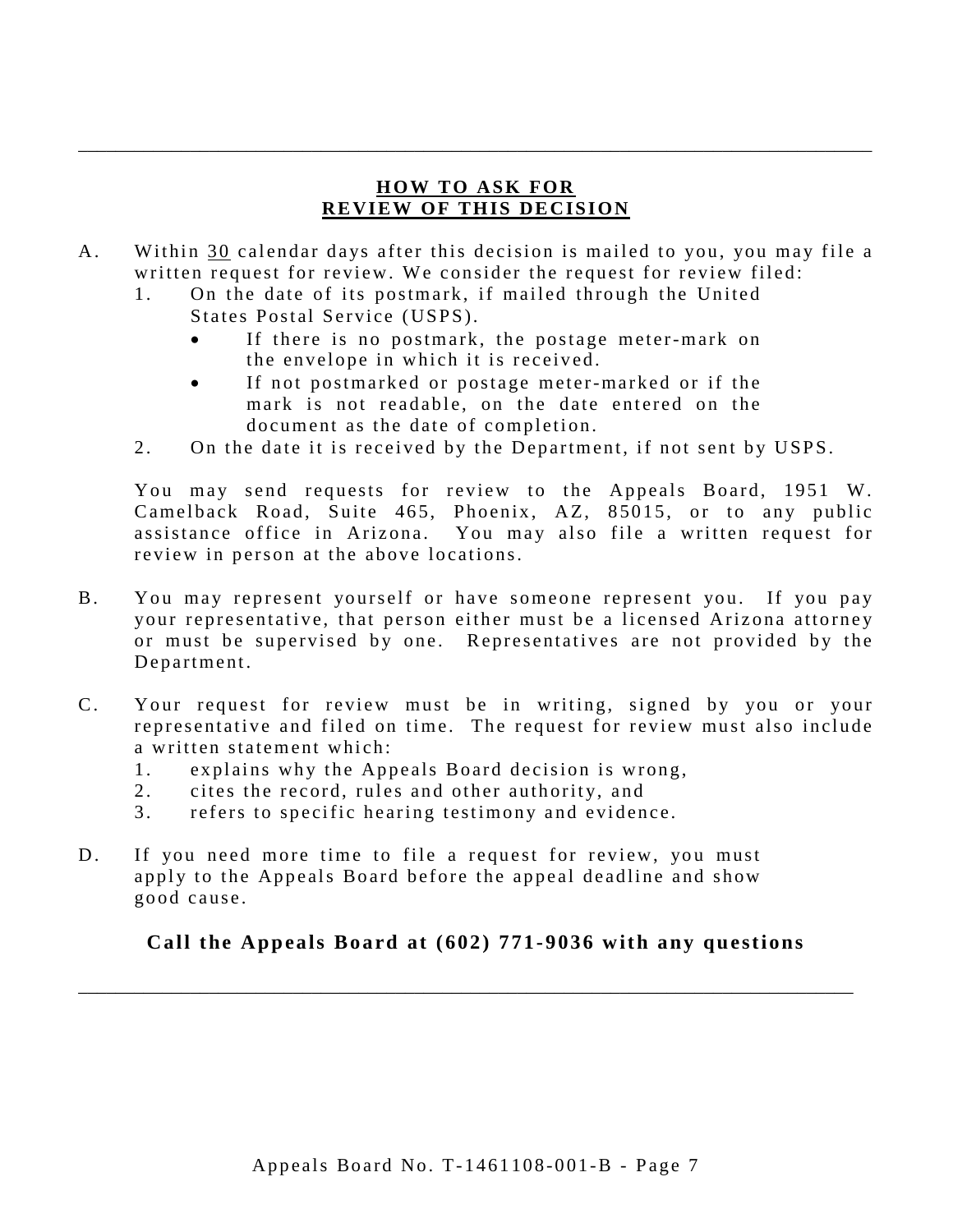## HOW TO ASK FOR REVIEW OF THIS DECISION

A. Within 30 calendar days after this decision is mailed to you, you may file a written request for review. We consider the request for review filed:

   1. On the date of its postmark, if mailed through the United States Postal Service (USPS).
      - If there is no postmark, the postage meter-mark on the envelope in which it is received.
      - If not postmarked or postage meter-marked or if the mark is not readable, on the date entered on the document as the date of completion.
   2. On the date it is received by the Department, if not sent by USPS.

   You may send requests for review to the Appeals Board, 1951 W. Camelback Road, Suite 465, Phoenix, AZ, 85015, or to any public assistance office in Arizona. You may also file a written request for review in person at the above locations.

B. You may represent yourself or have someone represent you. If you pay your representative, that person either must be a licensed Arizona attorney or must be supervised by one. Representatives are not provided by the Department.

C. Your request for review must be in writing, signed by you or your representative and filed on time. The request for review must also include a written statement which:

   1. explains why the Appeals Board decision is wrong,
   2. cites the record, rules and other authority, and
   3. refers to specific hearing testimony and evidence.

D. If you need more time to file a request for review, you must apply to the Appeals Board before the appeal deadline and show good cause.

**Call the Appeals Board at (602) 771-9036 with any questions**

Appeals Board No. T-1461108-001-B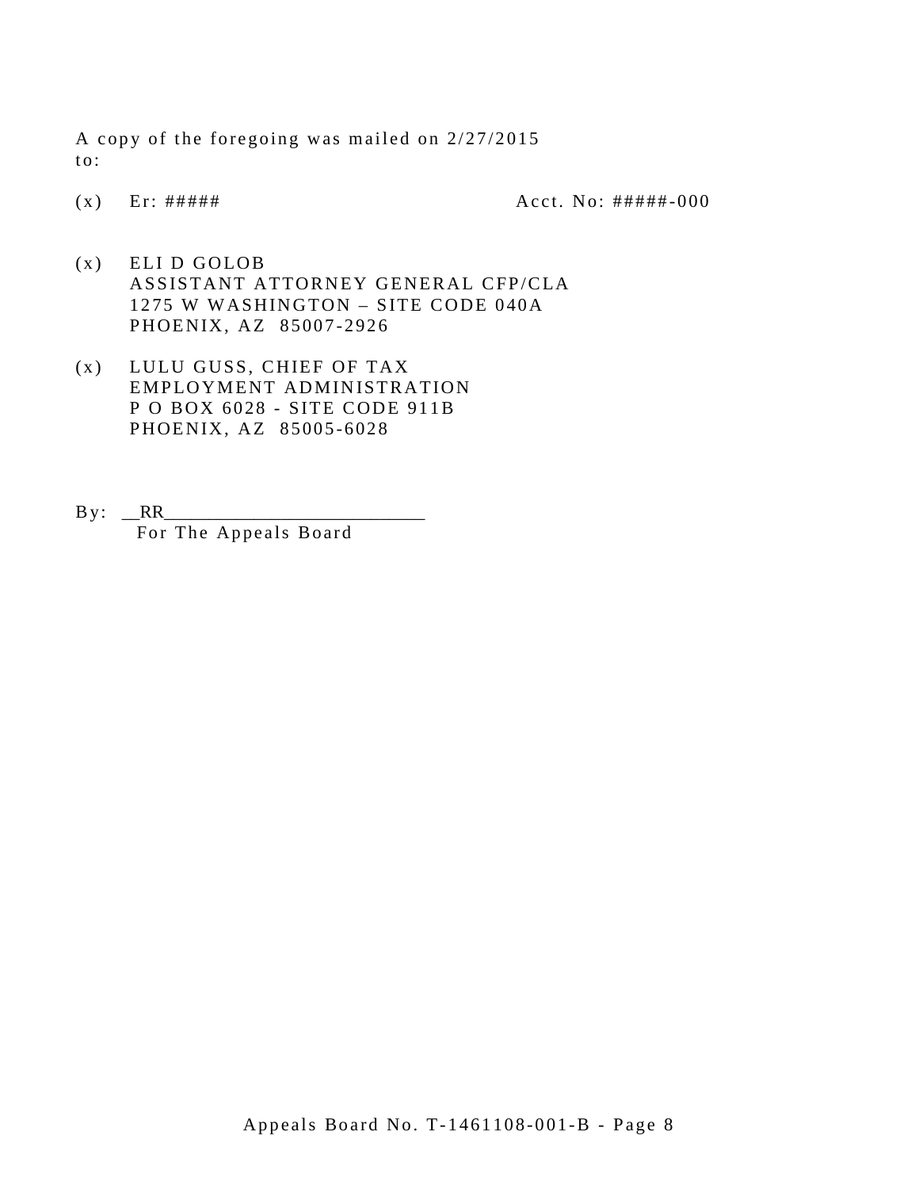A copy of the foregoing was mailed on 2/27/2015 to:

(x) Er: ##### Acct. No: #####-000

(x) ELI D GOLOB
ASSISTANT ATTORNEY GENERAL CFP/CLA
1275 W WASHINGTON – SITE CODE 040A
PHOENIX, AZ 85007-2926

(x) LULU GUSS, CHIEF OF TAX
EMPLOYMENT ADMINISTRATION
P O BOX 6028 - SITE CODE 911B
PHOENIX, AZ 85005-6028

By: __RR___________________________
For The Appeals Board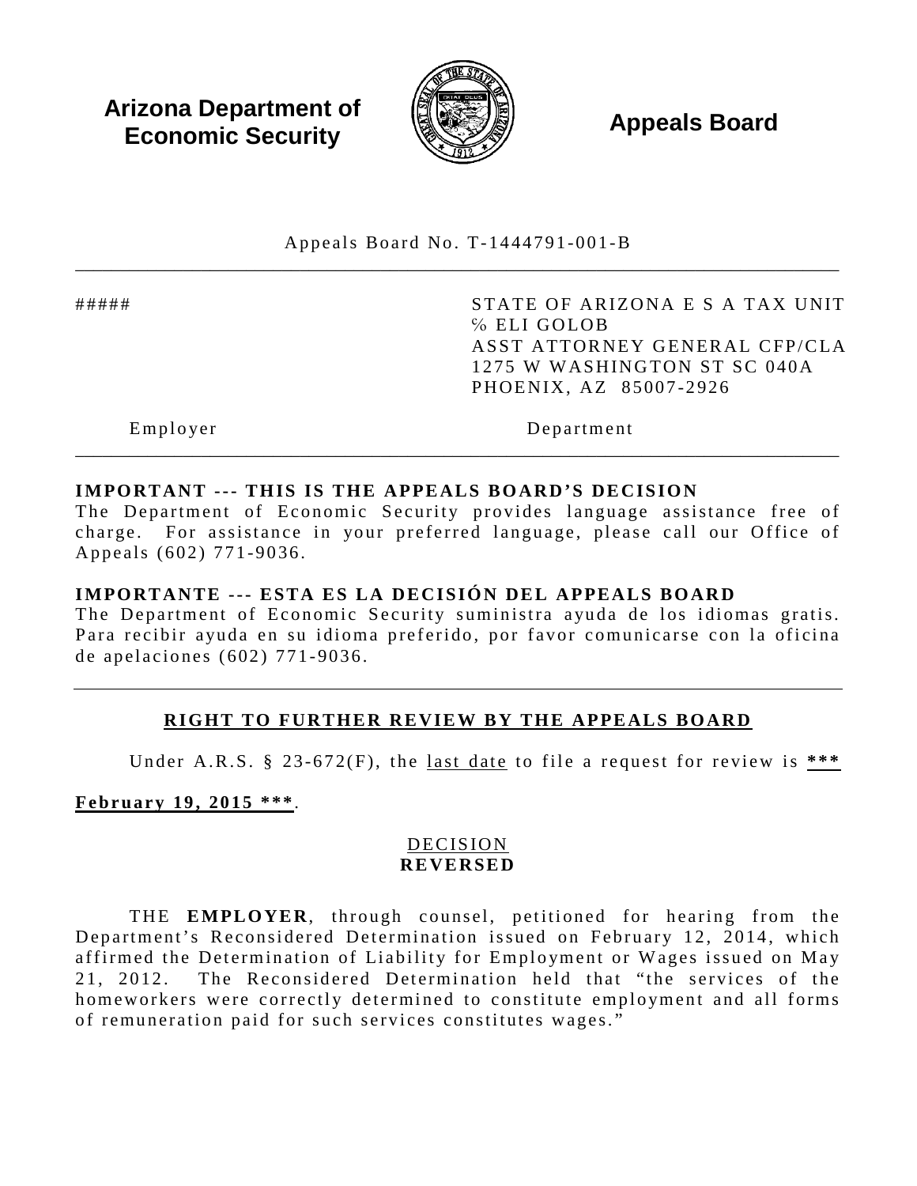**Arizona Department of Economic Security** **Appeals Board**

Appeals Board No. T-1444791-001-B

| | |
|---|---|
| ##### | STATE OF ARIZONA E S A TAX UNIT<br>% ELI GOLOB<br>ASST ATTORNEY GENERAL CFP/CLA<br>1275 W WASHINGTON ST SC 040A<br>PHOENIX, AZ 85007-2926 |
| Employer | Department |

**IMPORTANT --- THIS IS THE APPEALS BOARD'S DECISION**
The Department of Economic Security provides language assistance free of charge. For assistance in your preferred language, please call our Office of Appeals (602) 771-9036.

**IMPORTANTE --- ESTA ES LA DECISIÓN DEL APPEALS BOARD**
The Department of Economic Security suministra ayuda de los idiomas gratis. Para recibir ayuda en su idioma preferido, por favor comunicarse con la oficina de apelaciones (602) 771-9036.

## RIGHT TO FURTHER REVIEW BY THE APPEALS BOARD

Under A.R.S. § 23-672(F), the last date to file a request for review is ***February 19, 2015 ***.

## DECISION
**REVERSED**

THE **EMPLOYER**, through counsel, petitioned for hearing from the Department's Reconsidered Determination issued on February 12, 2014, which affirmed the Determination of Liability for Employment or Wages issued on May 21, 2012. The Reconsidered Determination held that "the services of the homeworkers were correctly determined to constitute employment and all forms of remuneration paid for such services constitutes wages."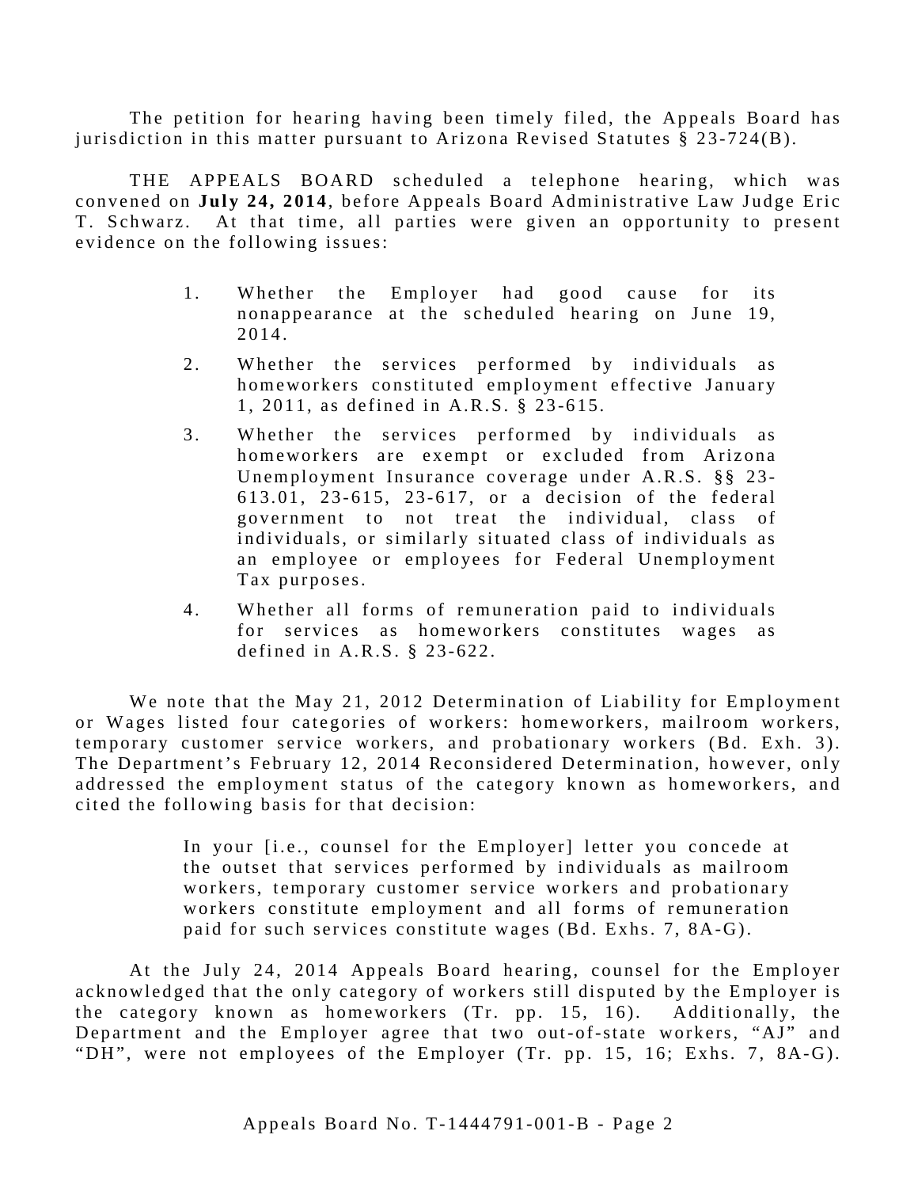The petition for hearing having been timely filed, the Appeals Board has jurisdiction in this matter pursuant to Arizona Revised Statutes § 23-724(B).

THE APPEALS BOARD scheduled a telephone hearing, which was convened on **July 24, 2014**, before Appeals Board Administrative Law Judge Eric T. Schwarz. At that time, all parties were given an opportunity to present evidence on the following issues:

1. Whether the Employer had good cause for its nonappearance at the scheduled hearing on June 19, 2014.
2. Whether the services performed by individuals as homeworkers constituted employment effective January 1, 2011, as defined in A.R.S. § 23-615.
3. Whether the services performed by individuals as homeworkers are exempt or excluded from Arizona Unemployment Insurance coverage under A.R.S. §§ 23-613.01, 23-615, 23-617, or a decision of the federal government to not treat the individual, class of individuals, or similarly situated class of individuals as an employee or employees for Federal Unemployment Tax purposes.
4. Whether all forms of remuneration paid to individuals for services as homeworkers constitutes wages as defined in A.R.S. § 23-622.

We note that the May 21, 2012 Determination of Liability for Employment or Wages listed four categories of workers: homeworkers, mailroom workers, temporary customer service workers, and probationary workers (Bd. Exh. 3). The Department's February 12, 2014 Reconsidered Determination, however, only addressed the employment status of the category known as homeworkers, and cited the following basis for that decision:

> In your [i.e., counsel for the Employer] letter you concede at the outset that services performed by individuals as mailroom workers, temporary customer service workers and probationary workers constitute employment and all forms of remuneration paid for such services constitute wages (Bd. Exhs. 7, 8A-G).

At the July 24, 2014 Appeals Board hearing, counsel for the Employer acknowledged that the only category of workers still disputed by the Employer is the category known as homeworkers (Tr. pp. 15, 16). Additionally, the Department and the Employer agree that two out-of-state workers, "AJ" and "DH", were not employees of the Employer (Tr. pp. 15, 16; Exhs. 7, 8A-G).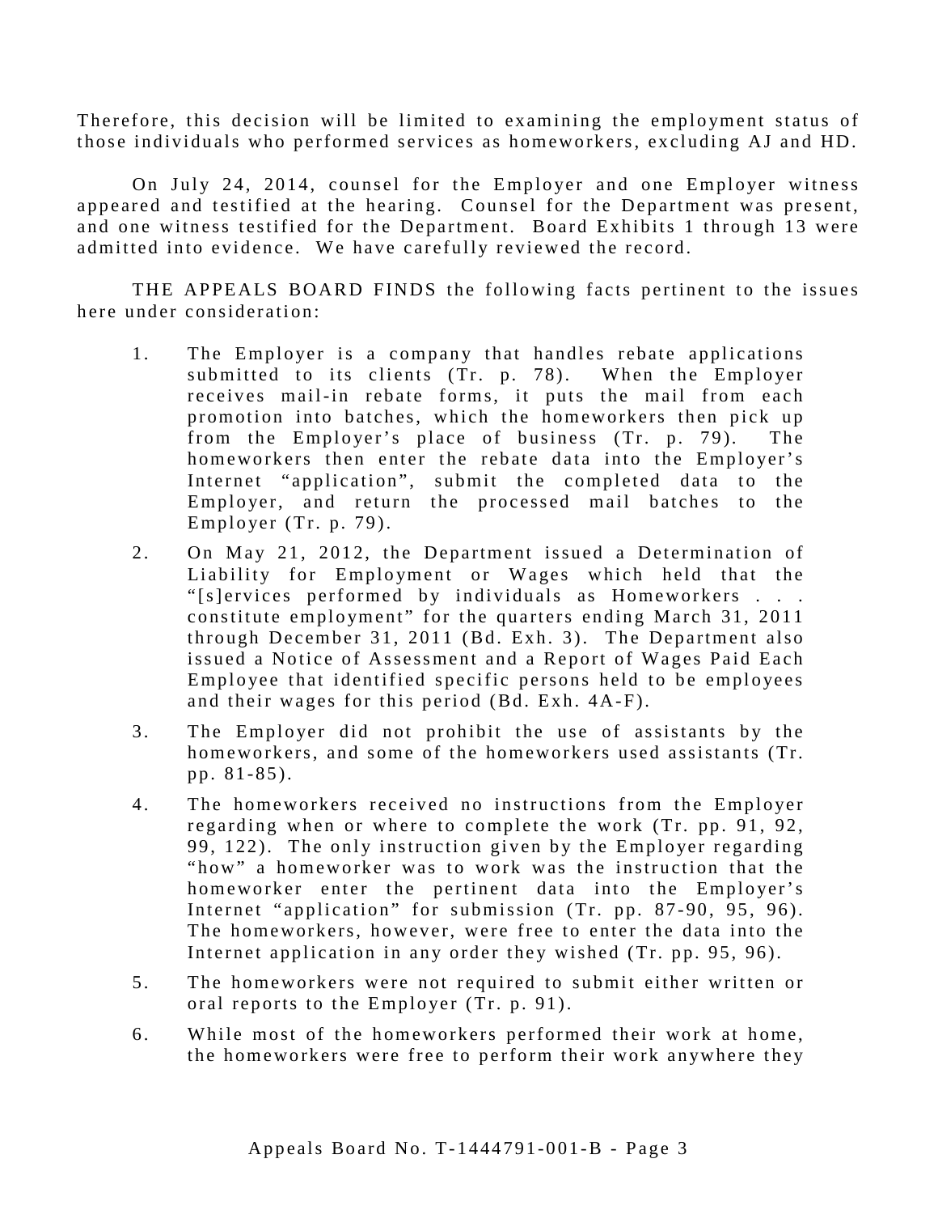Therefore, this decision will be limited to examining the employment status of those individuals who performed services as homeworkers, excluding AJ and HD.

On July 24, 2014, counsel for the Employer and one Employer witness appeared and testified at the hearing. Counsel for the Department was present, and one witness testified for the Department. Board Exhibits 1 through 13 were admitted into evidence. We have carefully reviewed the record.

THE APPEALS BOARD FINDS the following facts pertinent to the issues here under consideration:

1. The Employer is a company that handles rebate applications submitted to its clients (Tr. p. 78). When the Employer receives mail-in rebate forms, it puts the mail from each promotion into batches, which the homeworkers then pick up from the Employer's place of business (Tr. p. 79). The homeworkers then enter the rebate data into the Employer's Internet "application", submit the completed data to the Employer, and return the processed mail batches to the Employer (Tr. p. 79).

2. On May 21, 2012, the Department issued a Determination of Liability for Employment or Wages which held that the "[s]ervices performed by individuals as Homeworkers . . . constitute employment" for the quarters ending March 31, 2011 through December 31, 2011 (Bd. Exh. 3). The Department also issued a Notice of Assessment and a Report of Wages Paid Each Employee that identified specific persons held to be employees and their wages for this period (Bd. Exh. 4A-F).

3. The Employer did not prohibit the use of assistants by the homeworkers, and some of the homeworkers used assistants (Tr. pp. 81-85).

4. The homeworkers received no instructions from the Employer regarding when or where to complete the work (Tr. pp. 91, 92, 99, 122). The only instruction given by the Employer regarding "how" a homeworker was to work was the instruction that the homeworker enter the pertinent data into the Employer's Internet "application" for submission (Tr. pp. 87-90, 95, 96). The homeworkers, however, were free to enter the data into the Internet application in any order they wished (Tr. pp. 95, 96).

5. The homeworkers were not required to submit either written or oral reports to the Employer (Tr. p. 91).

6. While most of the homeworkers performed their work at home, the homeworkers were free to perform their work anywhere they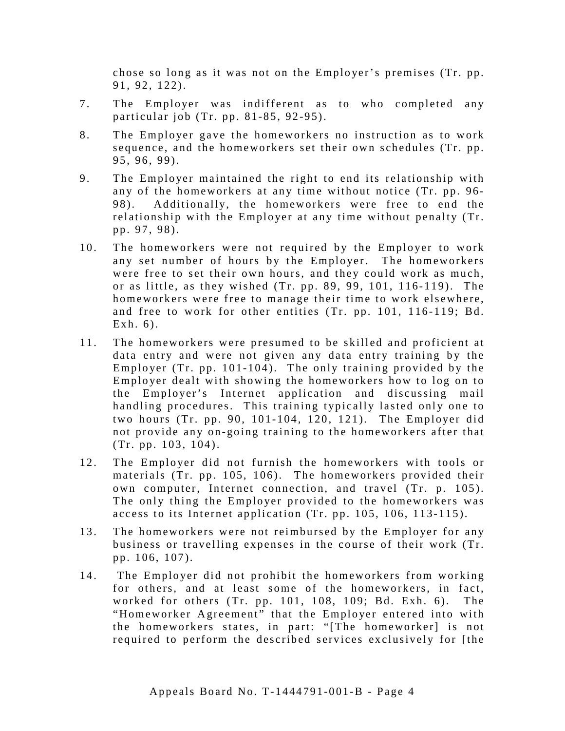chose so long as it was not on the Employer's premises (Tr. pp. 91, 92, 122).

7. The Employer was indifferent as to who completed any particular job (Tr. pp. 81-85, 92-95).

8. The Employer gave the homeworkers no instruction as to work sequence, and the homeworkers set their own schedules (Tr. pp. 95, 96, 99).

9. The Employer maintained the right to end its relationship with any of the homeworkers at any time without notice (Tr. pp. 96-98). Additionally, the homeworkers were free to end the relationship with the Employer at any time without penalty (Tr. pp. 97, 98).

10. The homeworkers were not required by the Employer to work any set number of hours by the Employer. The homeworkers were free to set their own hours, and they could work as much, or as little, as they wished (Tr. pp. 89, 99, 101, 116-119). The homeworkers were free to manage their time to work elsewhere, and free to work for other entities (Tr. pp. 101, 116-119; Bd. Exh. 6).

11. The homeworkers were presumed to be skilled and proficient at data entry and were not given any data entry training by the Employer (Tr. pp. 101-104). The only training provided by the Employer dealt with showing the homeworkers how to log on to the Employer's Internet application and discussing mail handling procedures. This training typically lasted only one to two hours (Tr. pp. 90, 101-104, 120, 121). The Employer did not provide any on-going training to the homeworkers after that (Tr. pp. 103, 104).

12. The Employer did not furnish the homeworkers with tools or materials (Tr. pp. 105, 106). The homeworkers provided their own computer, Internet connection, and travel (Tr. p. 105). The only thing the Employer provided to the homeworkers was access to its Internet application (Tr. pp. 105, 106, 113-115).

13. The homeworkers were not reimbursed by the Employer for any business or travelling expenses in the course of their work (Tr. pp. 106, 107).

14. The Employer did not prohibit the homeworkers from working for others, and at least some of the homeworkers, in fact, worked for others (Tr. pp. 101, 108, 109; Bd. Exh. 6). The "Homeworker Agreement" that the Employer entered into with the homeworkers states, in part: "[The homeworker] is not required to perform the described services exclusively for [the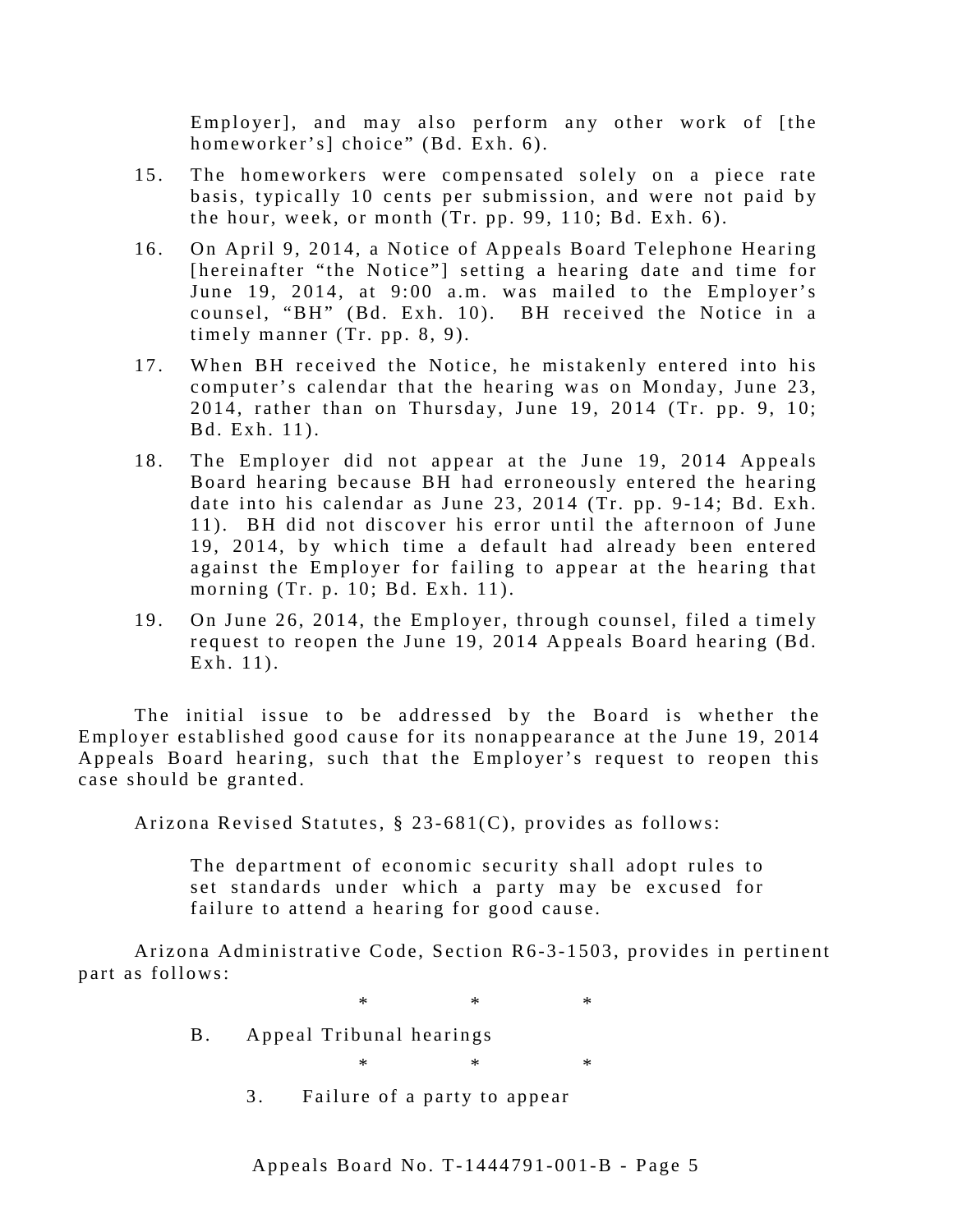Employer], and may also perform any other work of [the homeworker's] choice" (Bd. Exh. 6).

15. The homeworkers were compensated solely on a piece rate basis, typically 10 cents per submission, and were not paid by the hour, week, or month (Tr. pp. 99, 110; Bd. Exh. 6).

16. On April 9, 2014, a Notice of Appeals Board Telephone Hearing [hereinafter "the Notice"] setting a hearing date and time for June 19, 2014, at 9:00 a.m. was mailed to the Employer's counsel, "BH" (Bd. Exh. 10). BH received the Notice in a timely manner (Tr. pp. 8, 9).

17. When BH received the Notice, he mistakenly entered into his computer's calendar that the hearing was on Monday, June 23, 2014, rather than on Thursday, June 19, 2014 (Tr. pp. 9, 10; Bd. Exh. 11).

18. The Employer did not appear at the June 19, 2014 Appeals Board hearing because BH had erroneously entered the hearing date into his calendar as June 23, 2014 (Tr. pp. 9-14; Bd. Exh. 11). BH did not discover his error until the afternoon of June 19, 2014, by which time a default had already been entered against the Employer for failing to appear at the hearing that morning (Tr. p. 10; Bd. Exh. 11).

19. On June 26, 2014, the Employer, through counsel, filed a timely request to reopen the June 19, 2014 Appeals Board hearing (Bd. Exh. 11).

The initial issue to be addressed by the Board is whether the Employer established good cause for its nonappearance at the June 19, 2014 Appeals Board hearing, such that the Employer's request to reopen this case should be granted.

Arizona Revised Statutes, § 23-681(C), provides as follows:

> The department of economic security shall adopt rules to set standards under which a party may be excused for failure to attend a hearing for good cause.

Arizona Administrative Code, Section R6-3-1503, provides in pertinent part as follows:

> \* \* \*
>
> B. Appeal Tribunal hearings
>
> \* \* \*
>
> 3. Failure of a party to appear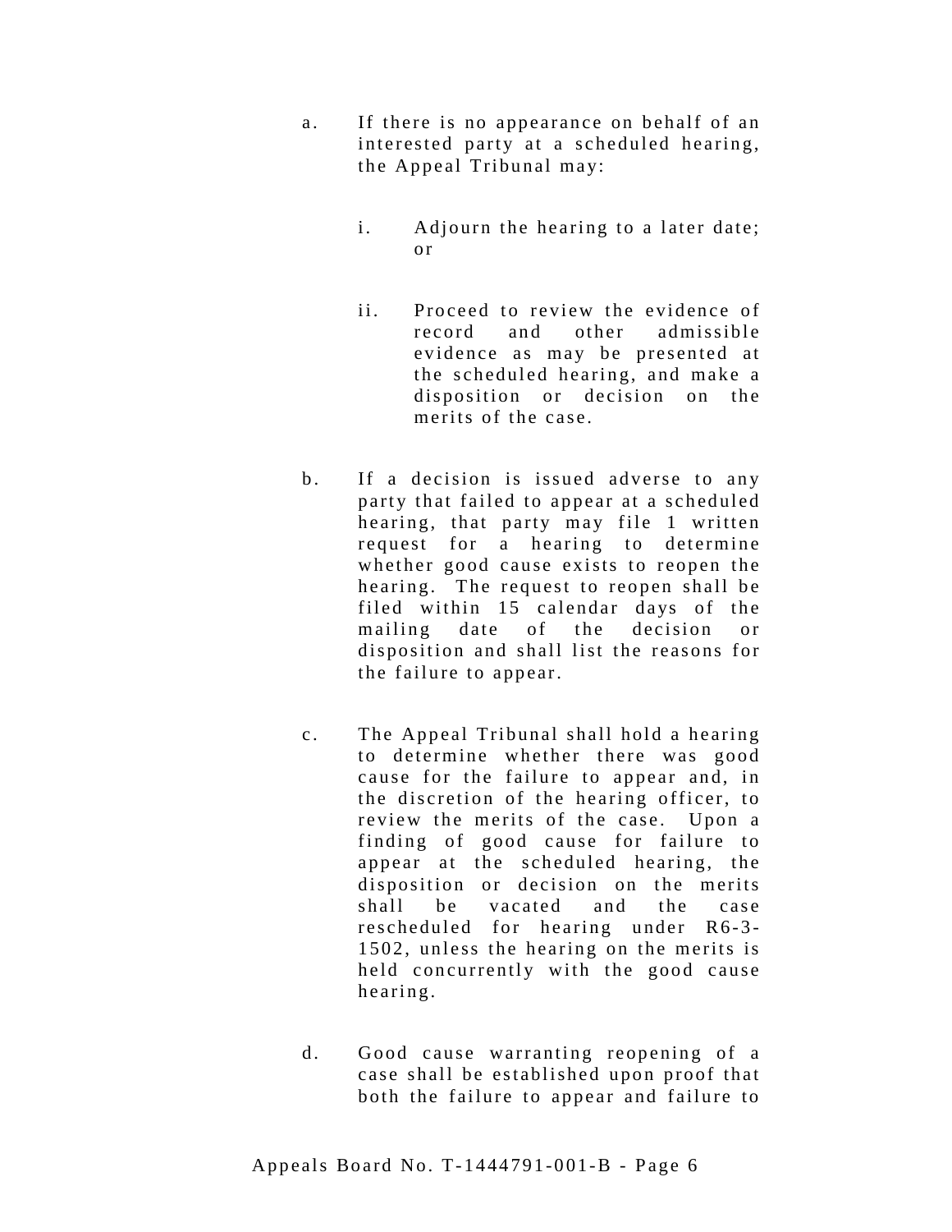a. If there is no appearance on behalf of an interested party at a scheduled hearing, the Appeal Tribunal may:

   i. Adjourn the hearing to a later date; or

   ii. Proceed to review the evidence of record and other admissible evidence as may be presented at the scheduled hearing, and make a disposition or decision on the merits of the case.

b. If a decision is issued adverse to any party that failed to appear at a scheduled hearing, that party may file 1 written request for a hearing to determine whether good cause exists to reopen the hearing. The request to reopen shall be filed within 15 calendar days of the mailing date of the decision or disposition and shall list the reasons for the failure to appear.

c. The Appeal Tribunal shall hold a hearing to determine whether there was good cause for the failure to appear and, in the discretion of the hearing officer, to review the merits of the case. Upon a finding of good cause for failure to appear at the scheduled hearing, the disposition or decision on the merits shall be vacated and the case rescheduled for hearing under R6-3-1502, unless the hearing on the merits is held concurrently with the good cause hearing.

d. Good cause warranting reopening of a case shall be established upon proof that both the failure to appear and failure to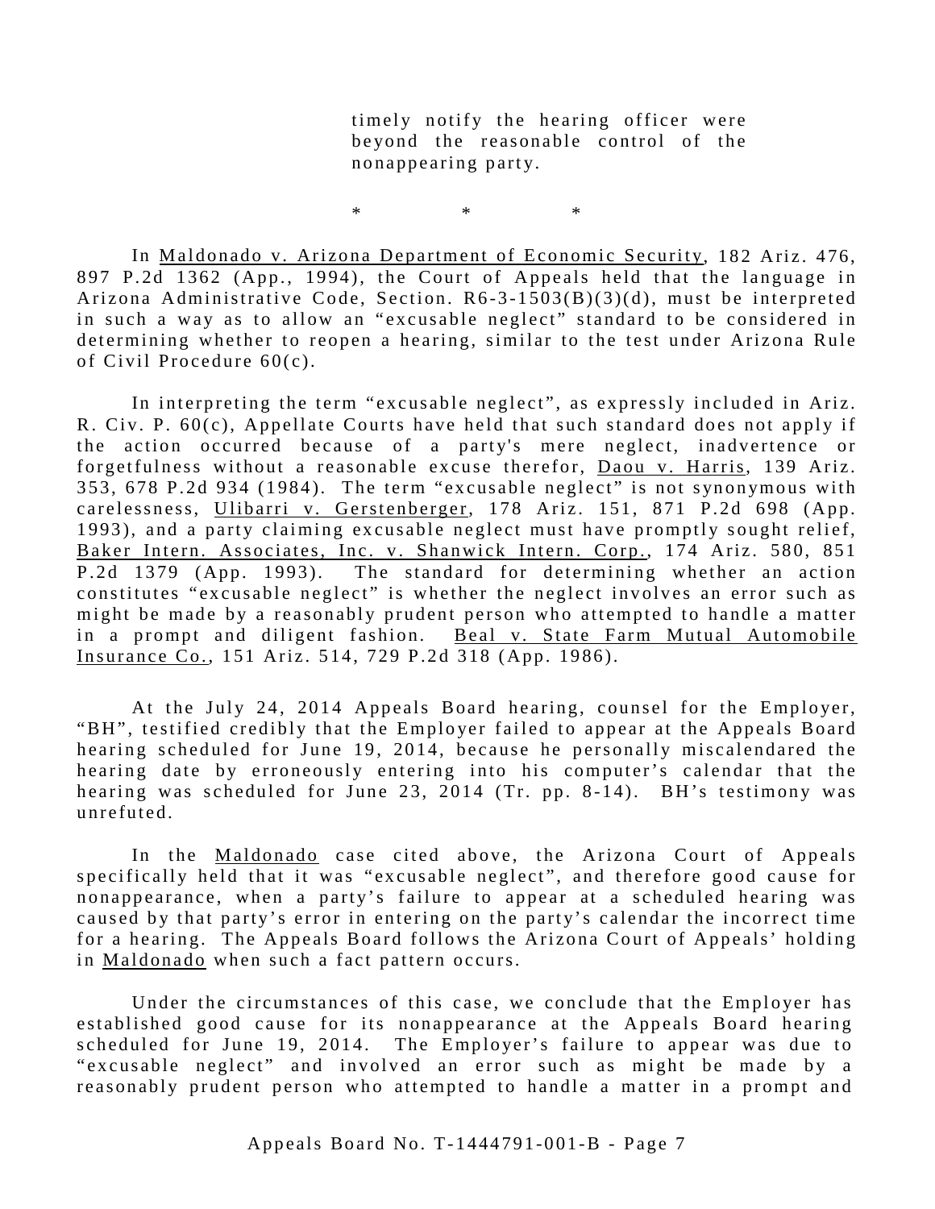> timely notify the hearing officer were beyond the reasonable control of the nonappearing party.

\* \* \*

In Maldonado v. Arizona Department of Economic Security, 182 Ariz. 476, 897 P.2d 1362 (App., 1994), the Court of Appeals held that the language in Arizona Administrative Code, Section. R6-3-1503(B)(3)(d), must be interpreted in such a way as to allow an "excusable neglect" standard to be considered in determining whether to reopen a hearing, similar to the test under Arizona Rule of Civil Procedure 60(c).

In interpreting the term "excusable neglect", as expressly included in Ariz. R. Civ. P. 60(c), Appellate Courts have held that such standard does not apply if the action occurred because of a party's mere neglect, inadvertence or forgetfulness without a reasonable excuse therefor, Daou v. Harris, 139 Ariz. 353, 678 P.2d 934 (1984). The term "excusable neglect" is not synonymous with carelessness, Ulibarri v. Gerstenberger, 178 Ariz. 151, 871 P.2d 698 (App. 1993), and a party claiming excusable neglect must have promptly sought relief, Baker Intern. Associates, Inc. v. Shanwick Intern. Corp., 174 Ariz. 580, 851 P.2d 1379 (App. 1993). The standard for determining whether an action constitutes "excusable neglect" is whether the neglect involves an error such as might be made by a reasonably prudent person who attempted to handle a matter in a prompt and diligent fashion. Beal v. State Farm Mutual Automobile Insurance Co., 151 Ariz. 514, 729 P.2d 318 (App. 1986).

At the July 24, 2014 Appeals Board hearing, counsel for the Employer, "BH", testified credibly that the Employer failed to appear at the Appeals Board hearing scheduled for June 19, 2014, because he personally miscalendared the hearing date by erroneously entering into his computer's calendar that the hearing was scheduled for June 23, 2014 (Tr. pp. 8-14). BH's testimony was unrefuted.

In the Maldonado case cited above, the Arizona Court of Appeals specifically held that it was "excusable neglect", and therefore good cause for nonappearance, when a party's failure to appear at a scheduled hearing was caused by that party's error in entering on the party's calendar the incorrect time for a hearing. The Appeals Board follows the Arizona Court of Appeals' holding in Maldonado when such a fact pattern occurs.

Under the circumstances of this case, we conclude that the Employer has established good cause for its nonappearance at the Appeals Board hearing scheduled for June 19, 2014. The Employer's failure to appear was due to "excusable neglect" and involved an error such as might be made by a reasonably prudent person who attempted to handle a matter in a prompt and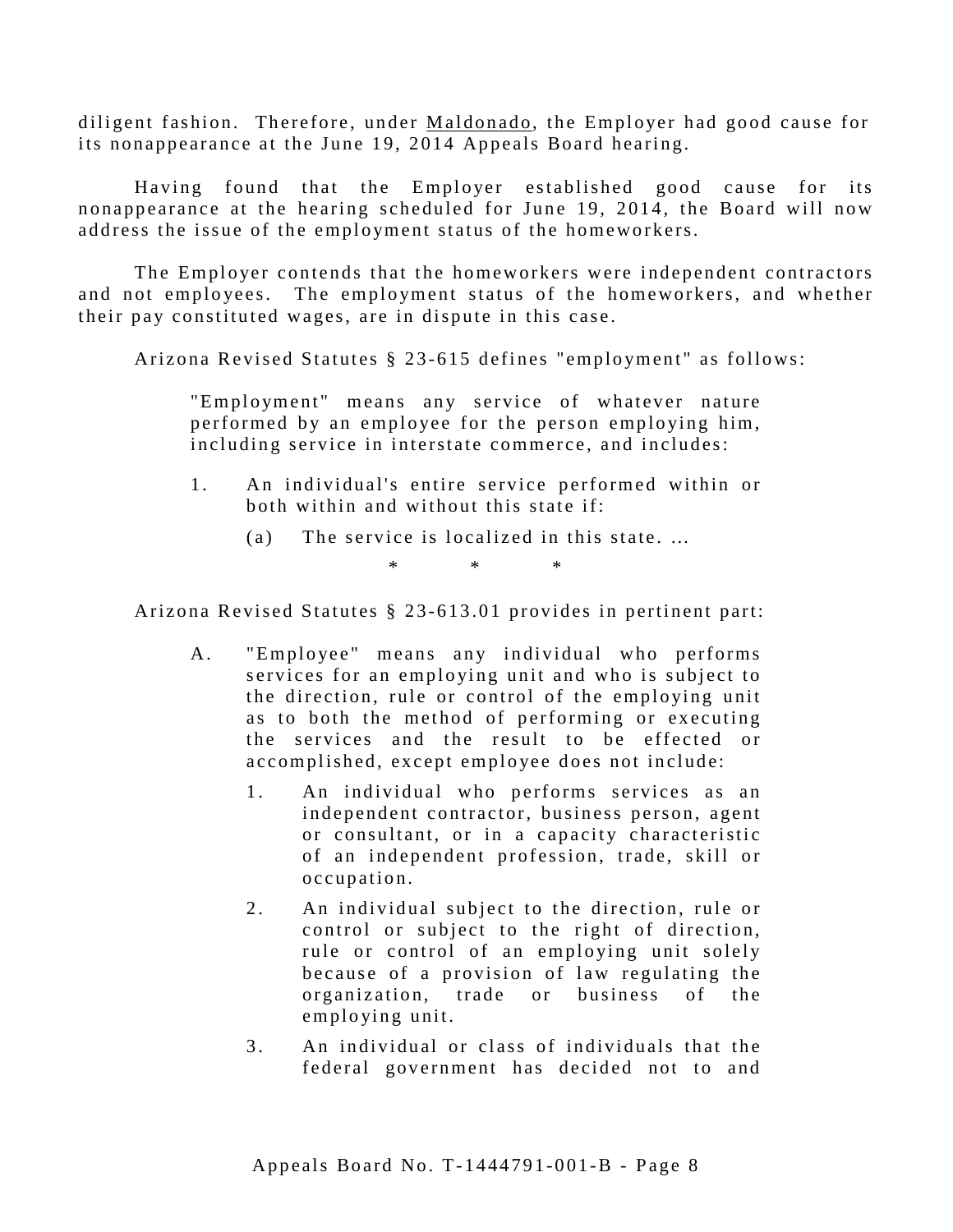diligent fashion. Therefore, under Maldonado, the Employer had good cause for its nonappearance at the June 19, 2014 Appeals Board hearing.

Having found that the Employer established good cause for its nonappearance at the hearing scheduled for June 19, 2014, the Board will now address the issue of the employment status of the homeworkers.

The Employer contends that the homeworkers were independent contractors and not employees. The employment status of the homeworkers, and whether their pay constituted wages, are in dispute in this case.

Arizona Revised Statutes § 23-615 defines "employment" as follows:

> "Employment" means any service of whatever nature performed by an employee for the person employing him, including service in interstate commerce, and includes:
>
> 1. An individual's entire service performed within or both within and without this state if:
>
>    (a) The service is localized in this state. ...
>
> \* \* \*

Arizona Revised Statutes § 23-613.01 provides in pertinent part:

> A. "Employee" means any individual who performs services for an employing unit and who is subject to the direction, rule or control of the employing unit as to both the method of performing or executing the services and the result to be effected or accomplished, except employee does not include:
>
> 1. An individual who performs services as an independent contractor, business person, agent or consultant, or in a capacity characteristic of an independent profession, trade, skill or occupation.
>
> 2. An individual subject to the direction, rule or control or subject to the right of direction, rule or control of an employing unit solely because of a provision of law regulating the organization, trade or business of the employing unit.
>
> 3. An individual or class of individuals that the federal government has decided not to and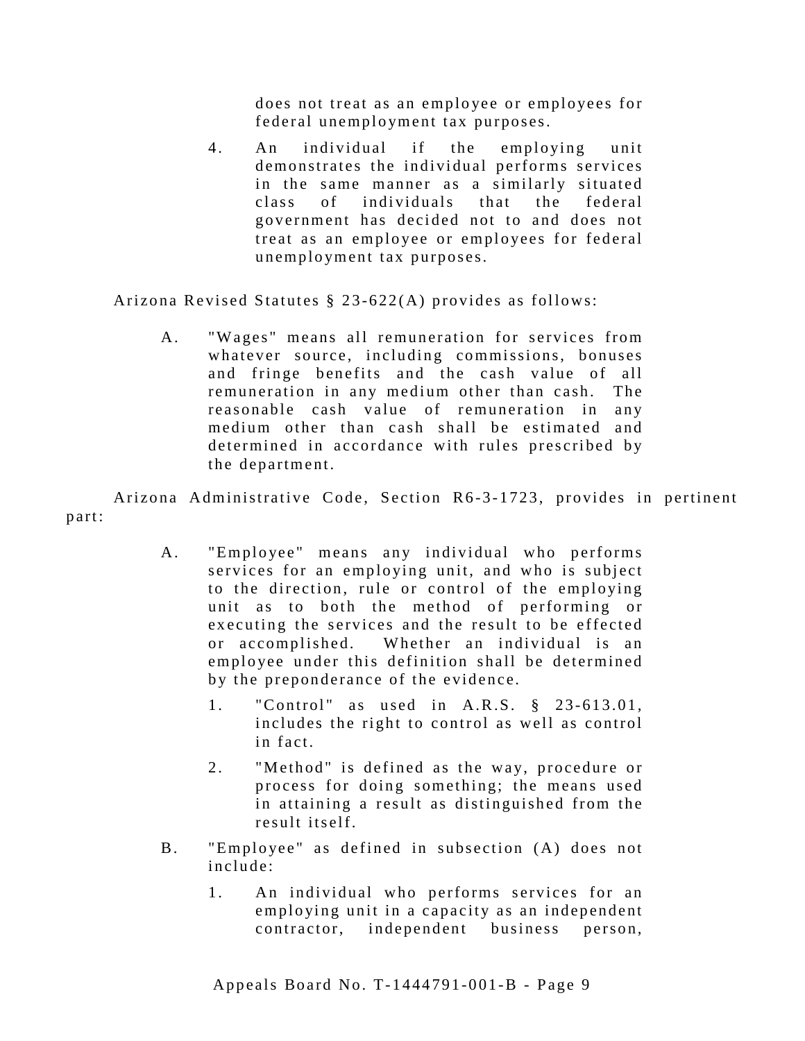does not treat as an employee or employees for federal unemployment tax purposes.

4. An individual if the employing unit demonstrates the individual performs services in the same manner as a similarly situated class of individuals that the federal government has decided not to and does not treat as an employee or employees for federal unemployment tax purposes.

Arizona Revised Statutes § 23-622(A) provides as follows:

> A. "Wages" means all remuneration for services from whatever source, including commissions, bonuses and fringe benefits and the cash value of all remuneration in any medium other than cash. The reasonable cash value of remuneration in any medium other than cash shall be estimated and determined in accordance with rules prescribed by the department.

Arizona Administrative Code, Section R6-3-1723, provides in pertinent part:

> A. "Employee" means any individual who performs services for an employing unit, and who is subject to the direction, rule or control of the employing unit as to both the method of performing or executing the services and the result to be effected or accomplished. Whether an individual is an employee under this definition shall be determined by the preponderance of the evidence.
>
> 1. "Control" as used in A.R.S. § 23-613.01, includes the right to control as well as control in fact.
>
> 2. "Method" is defined as the way, procedure or process for doing something; the means used in attaining a result as distinguished from the result itself.
>
> B. "Employee" as defined in subsection (A) does not include:
>
> 1. An individual who performs services for an employing unit in a capacity as an independent contractor, independent business person,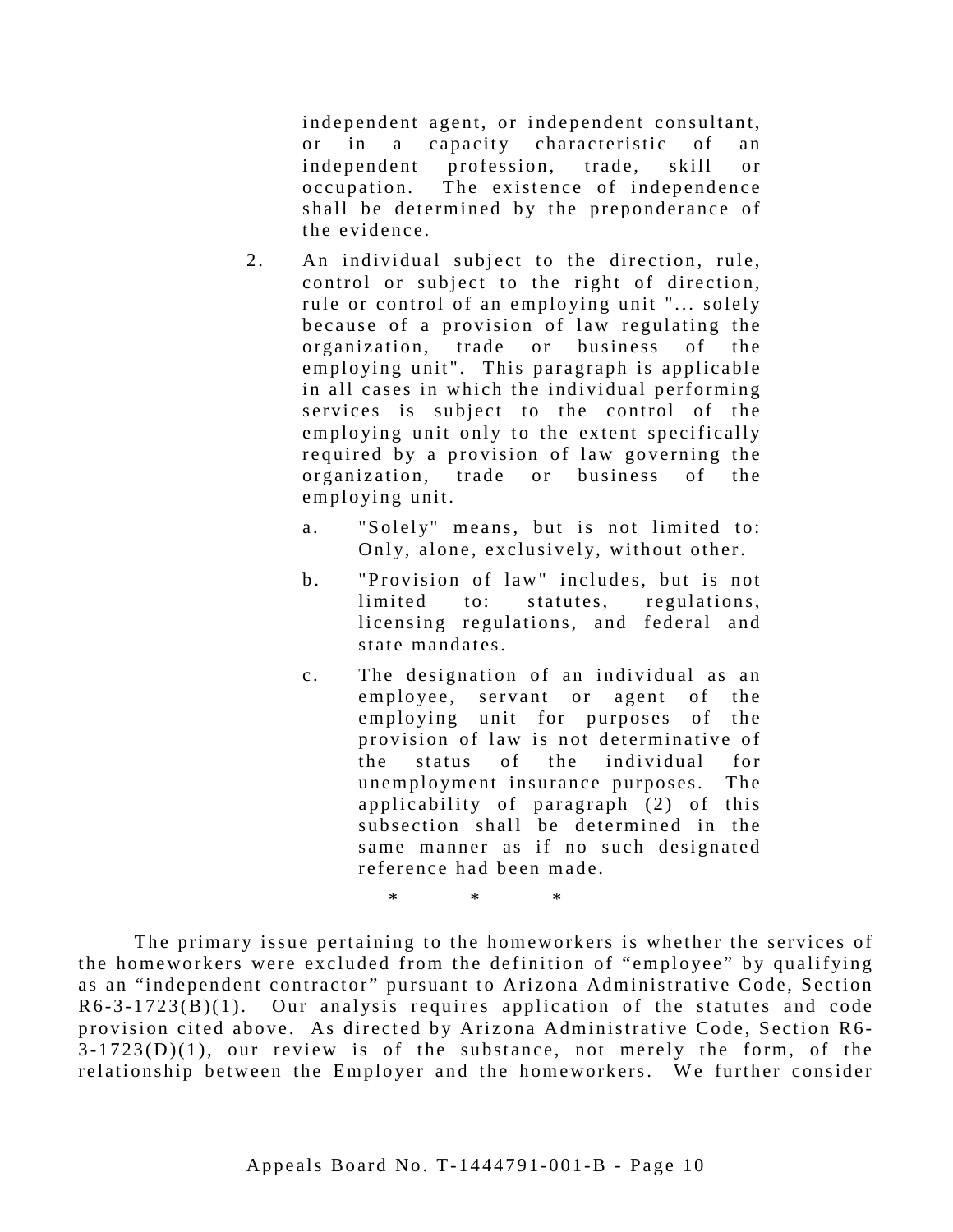independent agent, or independent consultant, or in a capacity characteristic of an independent profession, trade, skill or occupation. The existence of independence shall be determined by the preponderance of the evidence.

2. An individual subject to the direction, rule, control or subject to the right of direction, rule or control of an employing unit "... solely because of a provision of law regulating the organization, trade or business of the employing unit". This paragraph is applicable in all cases in which the individual performing services is subject to the control of the employing unit only to the extent specifically required by a provision of law governing the organization, trade or business of the employing unit.

   a. "Solely" means, but is not limited to: Only, alone, exclusively, without other.

   b. "Provision of law" includes, but is not limited to: statutes, regulations, licensing regulations, and federal and state mandates.

   c. The designation of an individual as an employee, servant or agent of the employing unit for purposes of the provision of law is not determinative of the status of the individual for unemployment insurance purposes. The applicability of paragraph (2) of this subsection shall be determined in the same manner as if no such designated reference had been made.

\* \* \*

The primary issue pertaining to the homeworkers is whether the services of the homeworkers were excluded from the definition of “employee” by qualifying as an “independent contractor” pursuant to Arizona Administrative Code, Section R6-3-1723(B)(1). Our analysis requires application of the statutes and code provision cited above. As directed by Arizona Administrative Code, Section R6-3-1723(D)(1), our review is of the substance, not merely the form, of the relationship between the Employer and the homeworkers. We further consider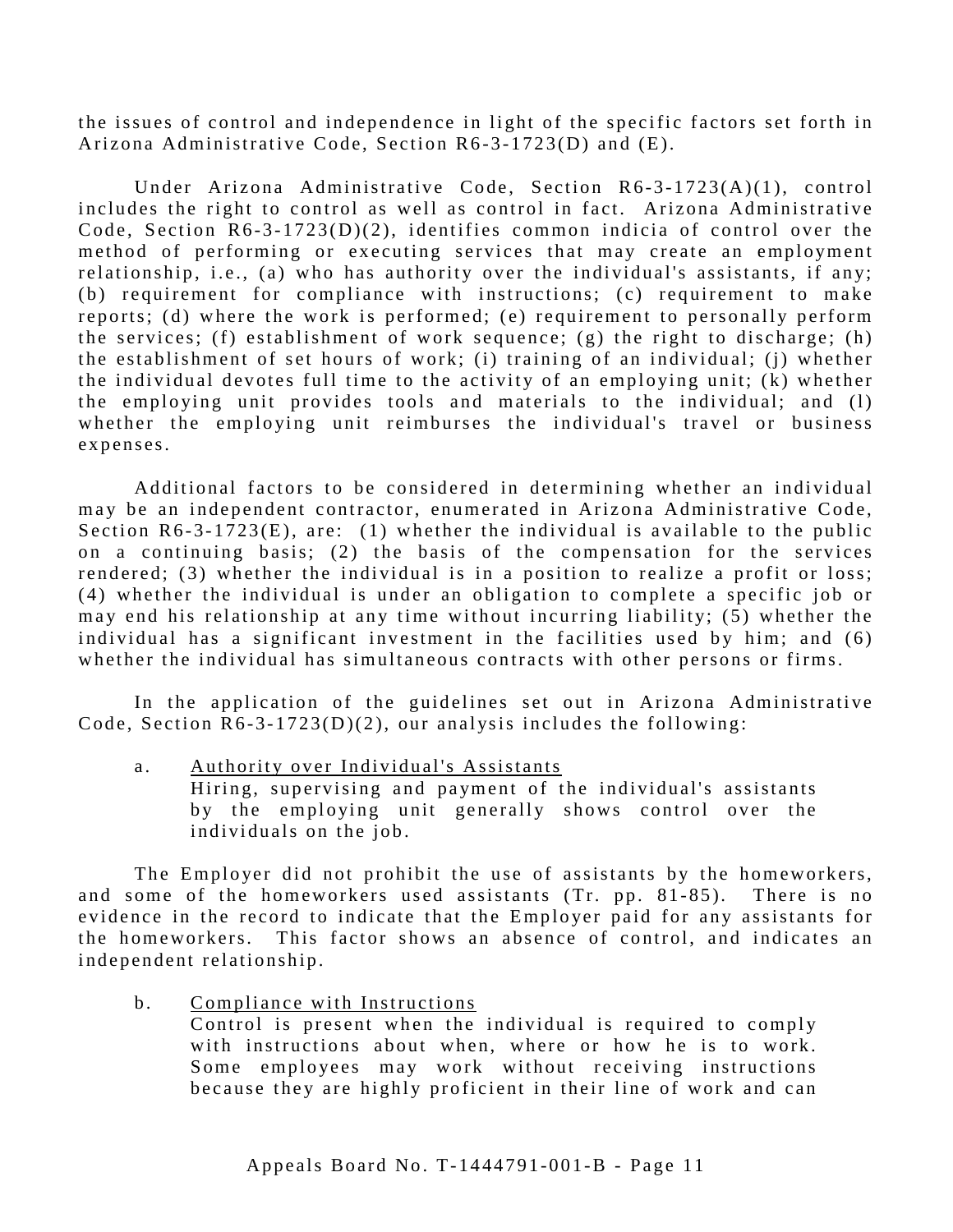the issues of control and independence in light of the specific factors set forth in Arizona Administrative Code, Section R6-3-1723(D) and (E).

Under Arizona Administrative Code, Section R6-3-1723(A)(1), control includes the right to control as well as control in fact. Arizona Administrative Code, Section R6-3-1723(D)(2), identifies common indicia of control over the method of performing or executing services that may create an employment relationship, i.e., (a) who has authority over the individual's assistants, if any; (b) requirement for compliance with instructions; (c) requirement to make reports; (d) where the work is performed; (e) requirement to personally perform the services; (f) establishment of work sequence; (g) the right to discharge; (h) the establishment of set hours of work; (i) training of an individual; (j) whether the individual devotes full time to the activity of an employing unit; (k) whether the employing unit provides tools and materials to the individual; and (l) whether the employing unit reimburses the individual's travel or business expenses.

Additional factors to be considered in determining whether an individual may be an independent contractor, enumerated in Arizona Administrative Code, Section R6-3-1723(E), are: (1) whether the individual is available to the public on a continuing basis; (2) the basis of the compensation for the services rendered; (3) whether the individual is in a position to realize a profit or loss; (4) whether the individual is under an obligation to complete a specific job or may end his relationship at any time without incurring liability; (5) whether the individual has a significant investment in the facilities used by him; and (6) whether the individual has simultaneous contracts with other persons or firms.

In the application of the guidelines set out in Arizona Administrative Code, Section R6-3-1723(D)(2), our analysis includes the following:

a. Authority over Individual's Assistants
   Hiring, supervising and payment of the individual's assistants by the employing unit generally shows control over the individuals on the job.

The Employer did not prohibit the use of assistants by the homeworkers, and some of the homeworkers used assistants (Tr. pp. 81-85). There is no evidence in the record to indicate that the Employer paid for any assistants for the homeworkers. This factor shows an absence of control, and indicates an independent relationship.

b. Compliance with Instructions
   Control is present when the individual is required to comply with instructions about when, where or how he is to work. Some employees may work without receiving instructions because they are highly proficient in their line of work and can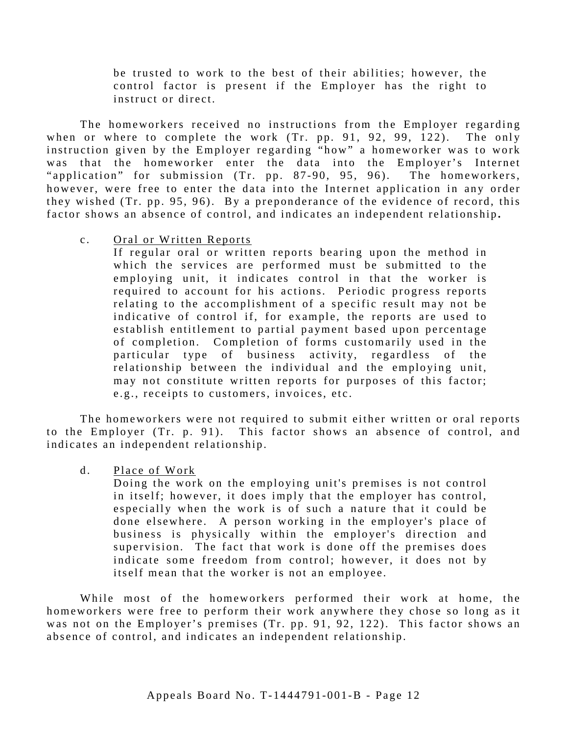> be trusted to work to the best of their abilities; however, the control factor is present if the Employer has the right to instruct or direct.

The homeworkers received no instructions from the Employer regarding when or where to complete the work (Tr. pp. 91, 92, 99, 122). The only instruction given by the Employer regarding "how" a homeworker was to work was that the homeworker enter the data into the Employer's Internet "application" for submission (Tr. pp. 87-90, 95, 96). The homeworkers, however, were free to enter the data into the Internet application in any order they wished (Tr. pp. 95, 96). By a preponderance of the evidence of record, this factor shows an absence of control, and indicates an independent relationship**.**

c. Oral or Written Reports

> If regular oral or written reports bearing upon the method in which the services are performed must be submitted to the employing unit, it indicates control in that the worker is required to account for his actions. Periodic progress reports relating to the accomplishment of a specific result may not be indicative of control if, for example, the reports are used to establish entitlement to partial payment based upon percentage of completion. Completion of forms customarily used in the particular type of business activity, regardless of the relationship between the individual and the employing unit, may not constitute written reports for purposes of this factor; e.g., receipts to customers, invoices, etc.

The homeworkers were not required to submit either written or oral reports to the Employer (Tr. p. 91). This factor shows an absence of control, and indicates an independent relationship.

d. Place of Work

> Doing the work on the employing unit's premises is not control in itself; however, it does imply that the employer has control, especially when the work is of such a nature that it could be done elsewhere. A person working in the employer's place of business is physically within the employer's direction and supervision. The fact that work is done off the premises does indicate some freedom from control; however, it does not by itself mean that the worker is not an employee.

While most of the homeworkers performed their work at home, the homeworkers were free to perform their work anywhere they chose so long as it was not on the Employer's premises (Tr. pp. 91, 92, 122). This factor shows an absence of control, and indicates an independent relationship.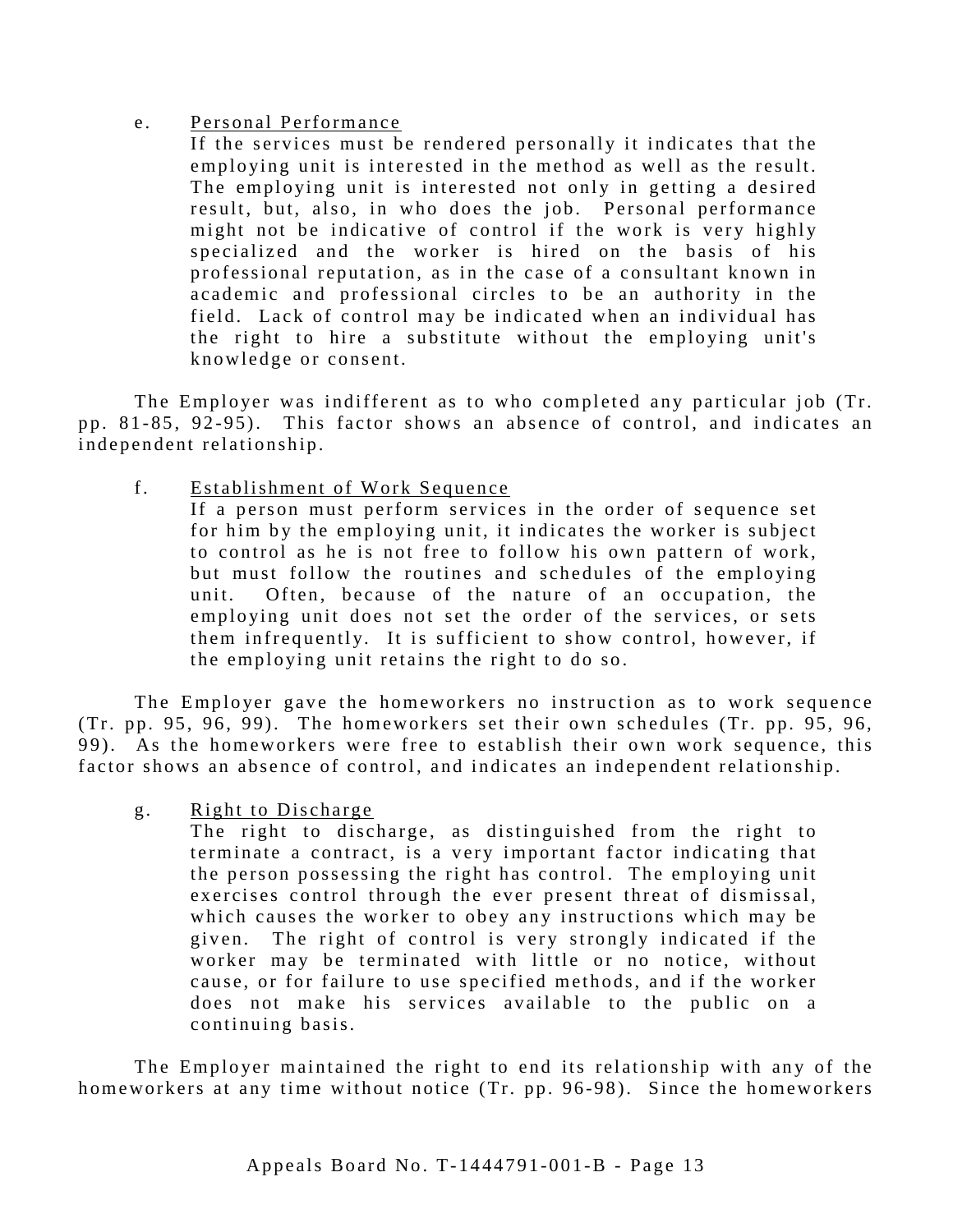e. Personal Performance

If the services must be rendered personally it indicates that the employing unit is interested in the method as well as the result. The employing unit is interested not only in getting a desired result, but, also, in who does the job. Personal performance might not be indicative of control if the work is very highly specialized and the worker is hired on the basis of his professional reputation, as in the case of a consultant known in academic and professional circles to be an authority in the field. Lack of control may be indicated when an individual has the right to hire a substitute without the employing unit's knowledge or consent.

The Employer was indifferent as to who completed any particular job (Tr. pp. 81-85, 92-95). This factor shows an absence of control, and indicates an independent relationship.

f. Establishment of Work Sequence

If a person must perform services in the order of sequence set for him by the employing unit, it indicates the worker is subject to control as he is not free to follow his own pattern of work, but must follow the routines and schedules of the employing unit. Often, because of the nature of an occupation, the employing unit does not set the order of the services, or sets them infrequently. It is sufficient to show control, however, if the employing unit retains the right to do so.

The Employer gave the homeworkers no instruction as to work sequence (Tr. pp. 95, 96, 99). The homeworkers set their own schedules (Tr. pp. 95, 96, 99). As the homeworkers were free to establish their own work sequence, this factor shows an absence of control, and indicates an independent relationship.

g. Right to Discharge

The right to discharge, as distinguished from the right to terminate a contract, is a very important factor indicating that the person possessing the right has control. The employing unit exercises control through the ever present threat of dismissal, which causes the worker to obey any instructions which may be given. The right of control is very strongly indicated if the worker may be terminated with little or no notice, without cause, or for failure to use specified methods, and if the worker does not make his services available to the public on a continuing basis.

The Employer maintained the right to end its relationship with any of the homeworkers at any time without notice (Tr. pp. 96-98). Since the homeworkers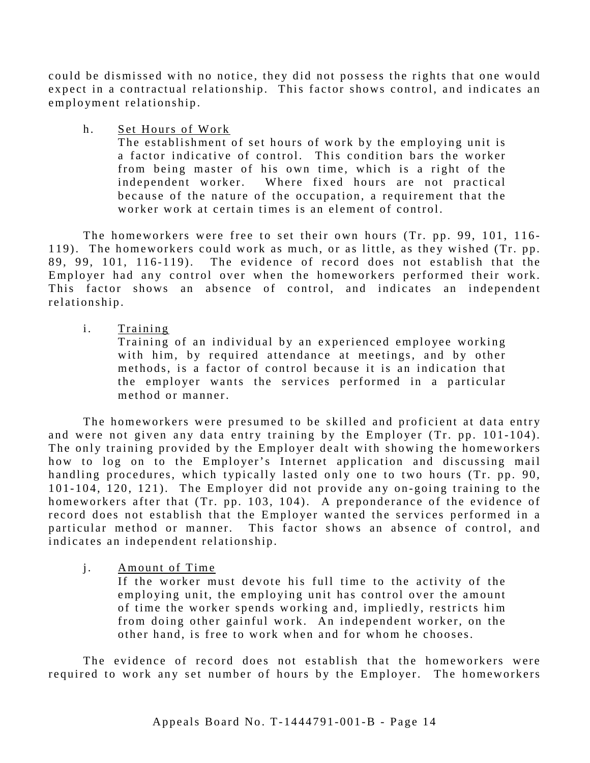could be dismissed with no notice, they did not possess the rights that one would expect in a contractual relationship. This factor shows control, and indicates an employment relationship.

h. Set Hours of Work

> The establishment of set hours of work by the employing unit is a factor indicative of control. This condition bars the worker from being master of his own time, which is a right of the independent worker. Where fixed hours are not practical because of the nature of the occupation, a requirement that the worker work at certain times is an element of control.

The homeworkers were free to set their own hours (Tr. pp. 99, 101, 116-119). The homeworkers could work as much, or as little, as they wished (Tr. pp. 89, 99, 101, 116-119). The evidence of record does not establish that the Employer had any control over when the homeworkers performed their work. This factor shows an absence of control, and indicates an independent relationship.

i. Training

> Training of an individual by an experienced employee working with him, by required attendance at meetings, and by other methods, is a factor of control because it is an indication that the employer wants the services performed in a particular method or manner.

The homeworkers were presumed to be skilled and proficient at data entry and were not given any data entry training by the Employer (Tr. pp. 101-104). The only training provided by the Employer dealt with showing the homeworkers how to log on to the Employer's Internet application and discussing mail handling procedures, which typically lasted only one to two hours (Tr. pp. 90, 101-104, 120, 121). The Employer did not provide any on-going training to the homeworkers after that (Tr. pp. 103, 104). A preponderance of the evidence of record does not establish that the Employer wanted the services performed in a particular method or manner. This factor shows an absence of control, and indicates an independent relationship.

j. Amount of Time

> If the worker must devote his full time to the activity of the employing unit, the employing unit has control over the amount of time the worker spends working and, impliedly, restricts him from doing other gainful work. An independent worker, on the other hand, is free to work when and for whom he chooses.

The evidence of record does not establish that the homeworkers were required to work any set number of hours by the Employer. The homeworkers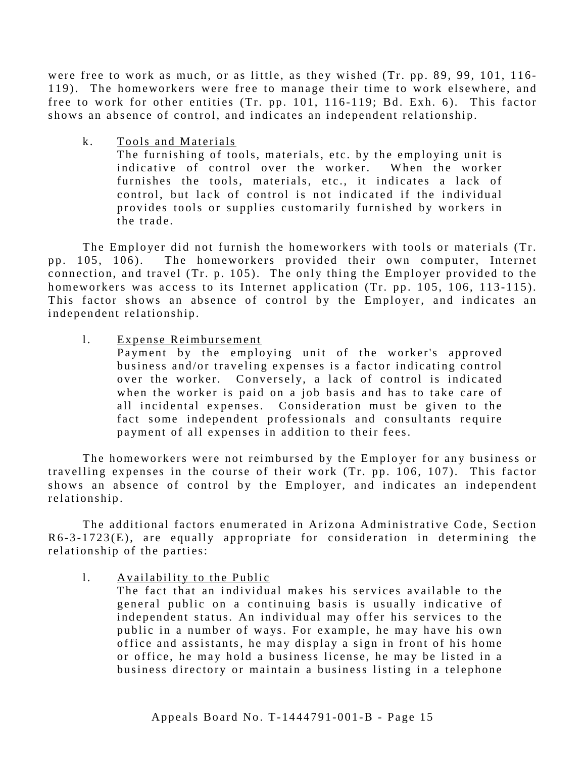were free to work as much, or as little, as they wished (Tr. pp. 89, 99, 101, 116-119). The homeworkers were free to manage their time to work elsewhere, and free to work for other entities (Tr. pp. 101, 116-119; Bd. Exh. 6). This factor shows an absence of control, and indicates an independent relationship.

> k. <u>Tools and Materials</u>
> The furnishing of tools, materials, etc. by the employing unit is indicative of control over the worker. When the worker furnishes the tools, materials, etc., it indicates a lack of control, but lack of control is not indicated if the individual provides tools or supplies customarily furnished by workers in the trade.

The Employer did not furnish the homeworkers with tools or materials (Tr. pp. 105, 106). The homeworkers provided their own computer, Internet connection, and travel (Tr. p. 105). The only thing the Employer provided to the homeworkers was access to its Internet application (Tr. pp. 105, 106, 113-115). This factor shows an absence of control by the Employer, and indicates an independent relationship.

> l. <u>Expense Reimbursement</u>
> Payment by the employing unit of the worker's approved business and/or traveling expenses is a factor indicating control over the worker. Conversely, a lack of control is indicated when the worker is paid on a job basis and has to take care of all incidental expenses. Consideration must be given to the fact some independent professionals and consultants require payment of all expenses in addition to their fees.

The homeworkers were not reimbursed by the Employer for any business or travelling expenses in the course of their work (Tr. pp. 106, 107). This factor shows an absence of control by the Employer, and indicates an independent relationship.

The additional factors enumerated in Arizona Administrative Code, Section R6-3-1723(E), are equally appropriate for consideration in determining the relationship of the parties:

> l. <u>Availability to the Public</u>
> The fact that an individual makes his services available to the general public on a continuing basis is usually indicative of independent status. An individual may offer his services to the public in a number of ways. For example, he may have his own office and assistants, he may display a sign in front of his home or office, he may hold a business license, he may be listed in a business directory or maintain a business listing in a telephone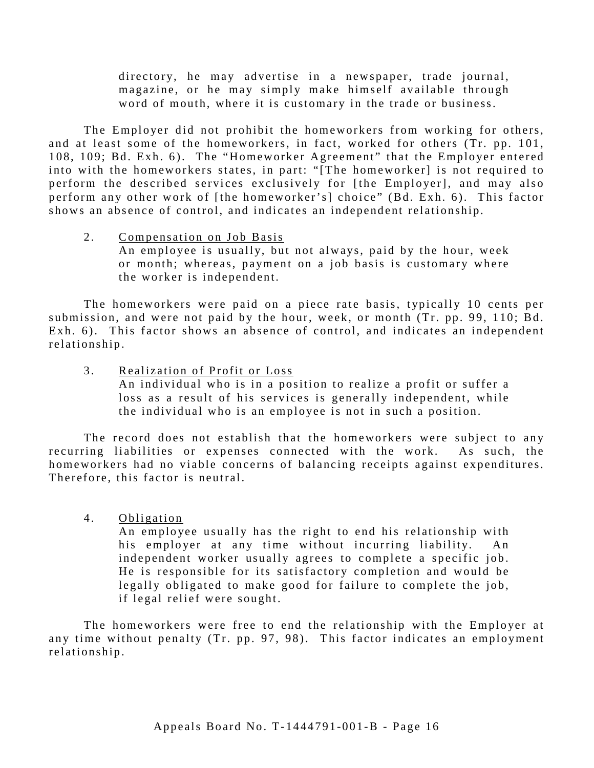directory, he may advertise in a newspaper, trade journal, magazine, or he may simply make himself available through word of mouth, where it is customary in the trade or business.

The Employer did not prohibit the homeworkers from working for others, and at least some of the homeworkers, in fact, worked for others (Tr. pp. 101, 108, 109; Bd. Exh. 6). The "Homeworker Agreement" that the Employer entered into with the homeworkers states, in part: "[The homeworker] is not required to perform the described services exclusively for [the Employer], and may also perform any other work of [the homeworker's] choice" (Bd. Exh. 6). This factor shows an absence of control, and indicates an independent relationship.

2. Compensation on Job Basis

   An employee is usually, but not always, paid by the hour, week or month; whereas, payment on a job basis is customary where the worker is independent.

The homeworkers were paid on a piece rate basis, typically 10 cents per submission, and were not paid by the hour, week, or month (Tr. pp. 99, 110; Bd. Exh. 6). This factor shows an absence of control, and indicates an independent relationship.

3. Realization of Profit or Loss

   An individual who is in a position to realize a profit or suffer a loss as a result of his services is generally independent, while the individual who is an employee is not in such a position.

The record does not establish that the homeworkers were subject to any recurring liabilities or expenses connected with the work. As such, the homeworkers had no viable concerns of balancing receipts against expenditures. Therefore, this factor is neutral.

4. Obligation

   An employee usually has the right to end his relationship with his employer at any time without incurring liability. An independent worker usually agrees to complete a specific job. He is responsible for its satisfactory completion and would be legally obligated to make good for failure to complete the job, if legal relief were sought.

The homeworkers were free to end the relationship with the Employer at any time without penalty (Tr. pp. 97, 98). This factor indicates an employment relationship.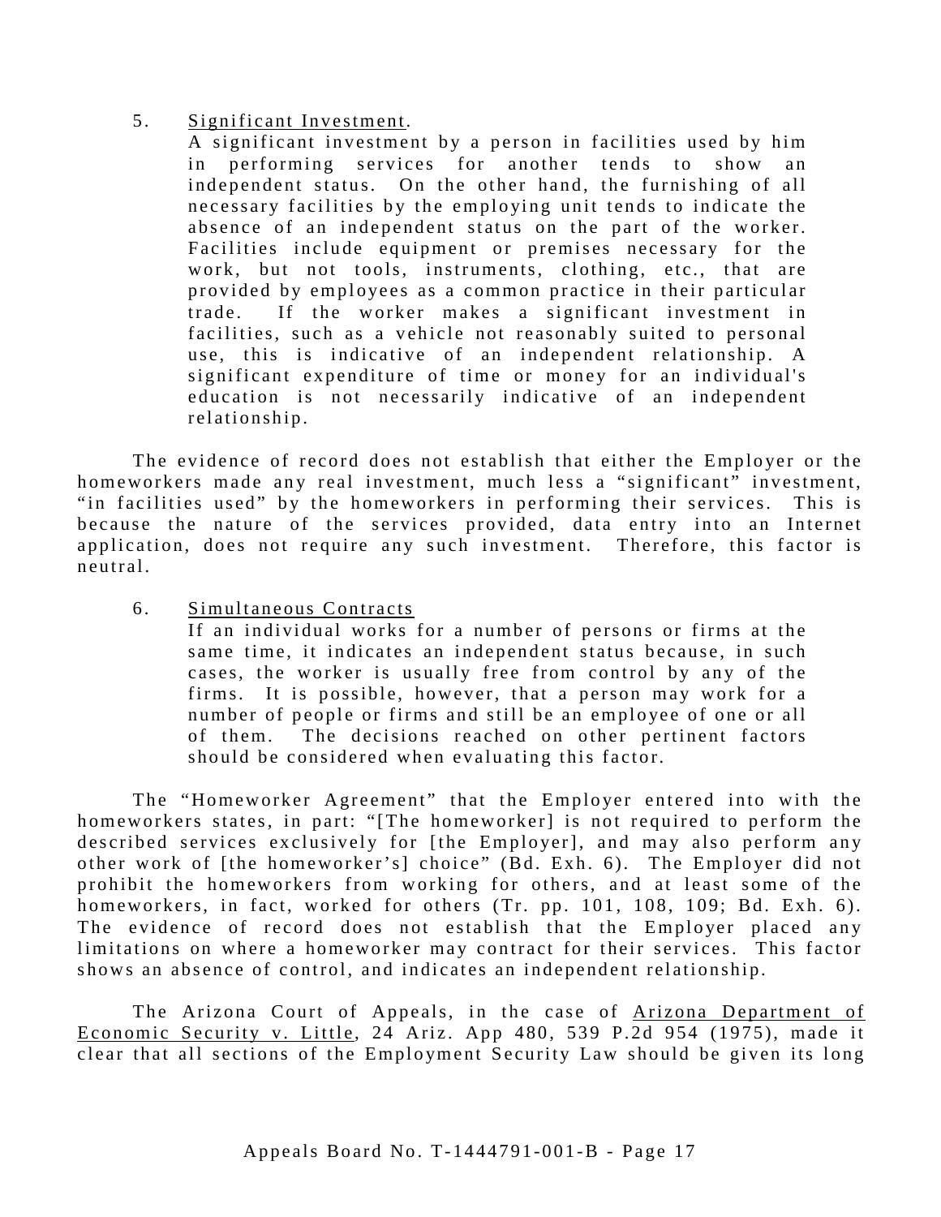5. Significant Investment.

   A significant investment by a person in facilities used by him in performing services for another tends to show an independent status. On the other hand, the furnishing of all necessary facilities by the employing unit tends to indicate the absence of an independent status on the part of the worker. Facilities include equipment or premises necessary for the work, but not tools, instruments, clothing, etc., that are provided by employees as a common practice in their particular trade. If the worker makes a significant investment in facilities, such as a vehicle not reasonably suited to personal use, this is indicative of an independent relationship. A significant expenditure of time or money for an individual's education is not necessarily indicative of an independent relationship.

The evidence of record does not establish that either the Employer or the homeworkers made any real investment, much less a "significant" investment, "in facilities used" by the homeworkers in performing their services. This is because the nature of the services provided, data entry into an Internet application, does not require any such investment. Therefore, this factor is neutral.

6. Simultaneous Contracts

   If an individual works for a number of persons or firms at the same time, it indicates an independent status because, in such cases, the worker is usually free from control by any of the firms. It is possible, however, that a person may work for a number of people or firms and still be an employee of one or all of them. The decisions reached on other pertinent factors should be considered when evaluating this factor.

The "Homeworker Agreement" that the Employer entered into with the homeworkers states, in part: "[The homeworker] is not required to perform the described services exclusively for [the Employer], and may also perform any other work of [the homeworker's] choice" (Bd. Exh. 6). The Employer did not prohibit the homeworkers from working for others, and at least some of the homeworkers, in fact, worked for others (Tr. pp. 101, 108, 109; Bd. Exh. 6). The evidence of record does not establish that the Employer placed any limitations on where a homeworker may contract for their services. This factor shows an absence of control, and indicates an independent relationship.

The Arizona Court of Appeals, in the case of Arizona Department of Economic Security v. Little, 24 Ariz. App 480, 539 P.2d 954 (1975), made it clear that all sections of the Employment Security Law should be given its long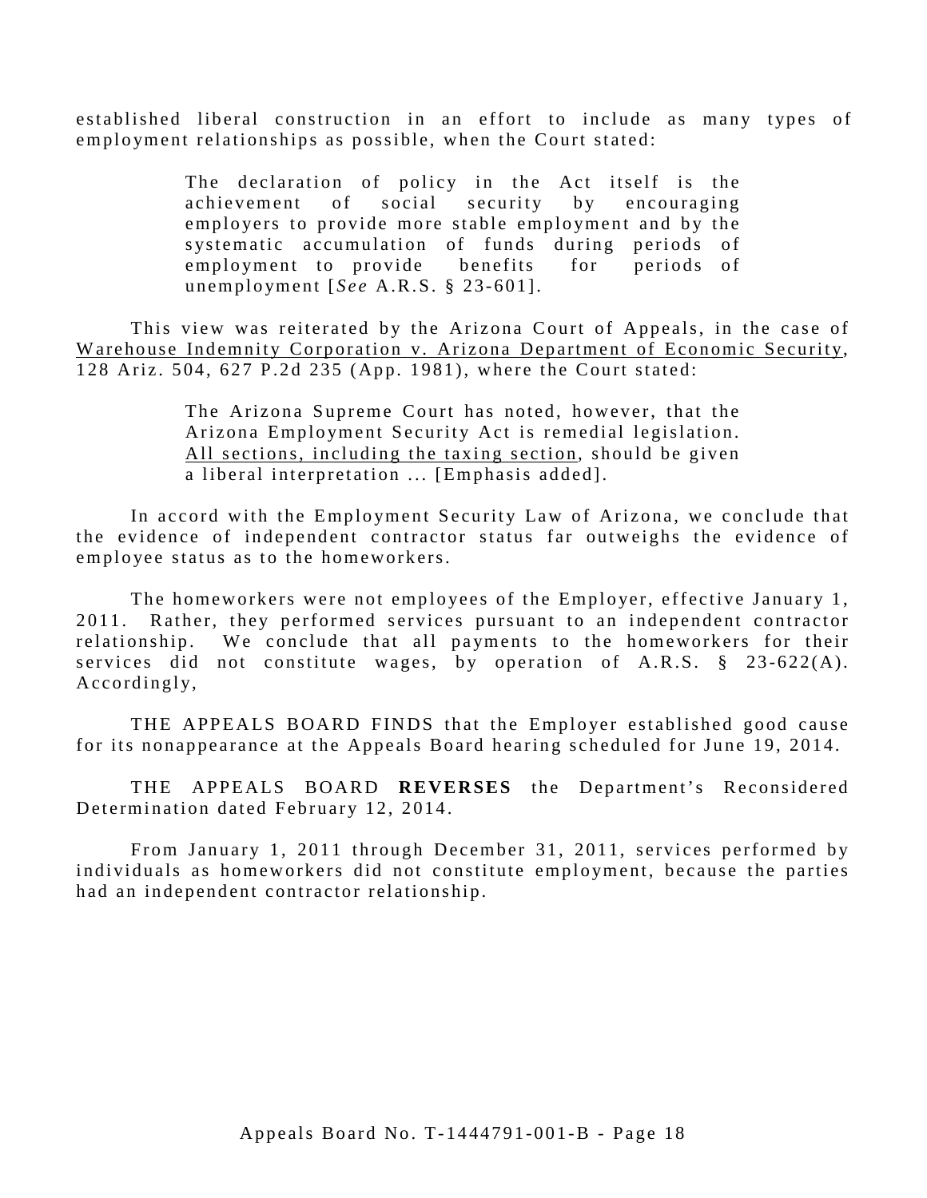established liberal construction in an effort to include as many types of employment relationships as possible, when the Court stated:

> The declaration of policy in the Act itself is the achievement of social security by encouraging employers to provide more stable employment and by the systematic accumulation of funds during periods of employment to provide benefits for periods of unemployment [*See* A.R.S. § 23-601].

This view was reiterated by the Arizona Court of Appeals, in the case of Warehouse Indemnity Corporation v. Arizona Department of Economic Security, 128 Ariz. 504, 627 P.2d 235 (App. 1981), where the Court stated:

> The Arizona Supreme Court has noted, however, that the Arizona Employment Security Act is remedial legislation. All sections, including the taxing section, should be given a liberal interpretation ... [Emphasis added].

In accord with the Employment Security Law of Arizona, we conclude that the evidence of independent contractor status far outweighs the evidence of employee status as to the homeworkers.

The homeworkers were not employees of the Employer, effective January 1, 2011. Rather, they performed services pursuant to an independent contractor relationship. We conclude that all payments to the homeworkers for their services did not constitute wages, by operation of A.R.S. § 23-622(A). Accordingly,

THE APPEALS BOARD FINDS that the Employer established good cause for its nonappearance at the Appeals Board hearing scheduled for June 19, 2014.

THE APPEALS BOARD **REVERSES** the Department's Reconsidered Determination dated February 12, 2014.

From January 1, 2011 through December 31, 2011, services performed by individuals as homeworkers did not constitute employment, because the parties had an independent contractor relationship.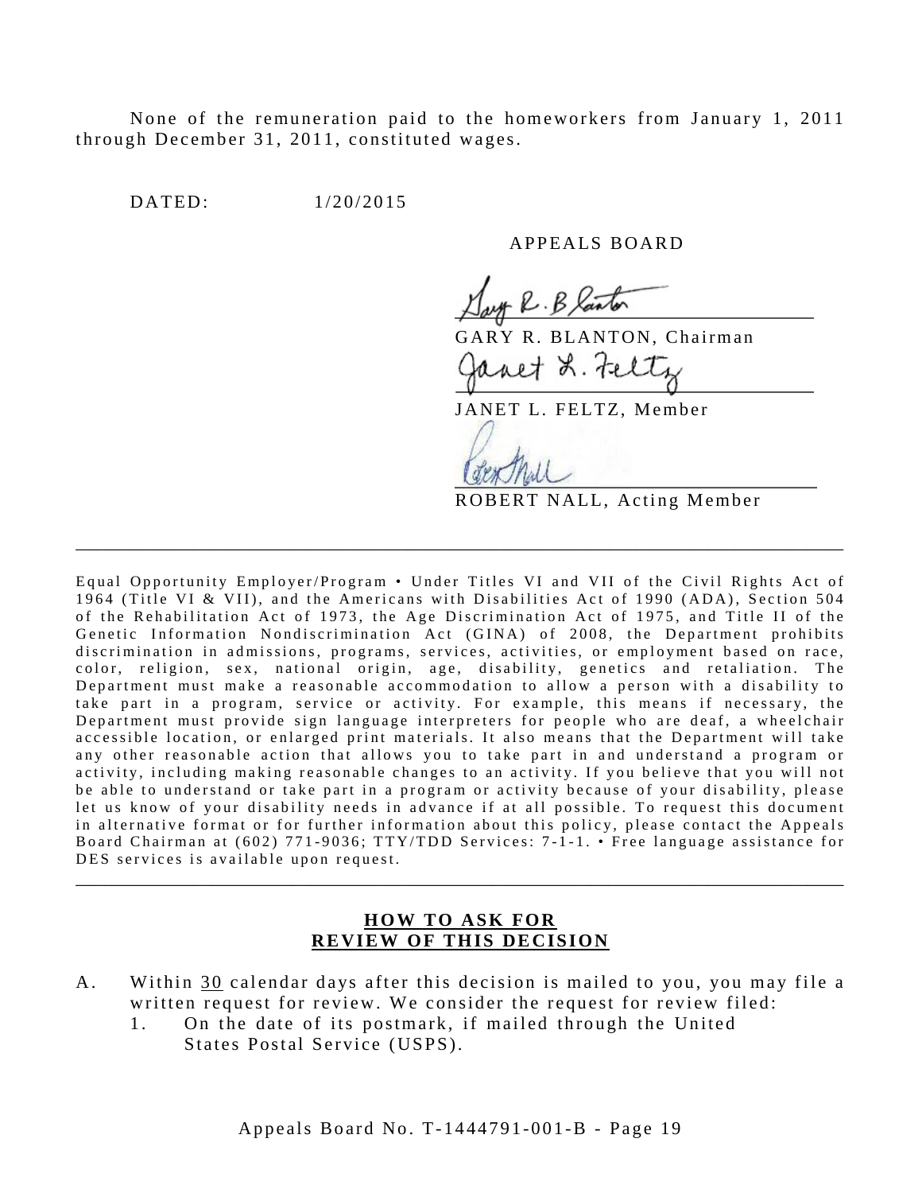None of the remuneration paid to the homeworkers from January 1, 2011 through December 31, 2011, constituted wages.

DATED: 1/20/2015

APPEALS BOARD

GARY R. BLANTON, Chairman

JANET L. FELTZ, Member

ROBERT NALL, Acting Member

---

Equal Opportunity Employer/Program • Under Titles VI and VII of the Civil Rights Act of 1964 (Title VI & VII), and the Americans with Disabilities Act of 1990 (ADA), Section 504 of the Rehabilitation Act of 1973, the Age Discrimination Act of 1975, and Title II of the Genetic Information Nondiscrimination Act (GINA) of 2008, the Department prohibits discrimination in admissions, programs, services, activities, or employment based on race, color, religion, sex, national origin, age, disability, genetics and retaliation. The Department must make a reasonable accommodation to allow a person with a disability to take part in a program, service or activity. For example, this means if necessary, the Department must provide sign language interpreters for people who are deaf, a wheelchair accessible location, or enlarged print materials. It also means that the Department will take any other reasonable action that allows you to take part in and understand a program or activity, including making reasonable changes to an activity. If you believe that you will not be able to understand or take part in a program or activity because of your disability, please let us know of your disability needs in advance if at all possible. To request this document in alternative format or for further information about this policy, please contact the Appeals Board Chairman at (602) 771-9036; TTY/TDD Services: 7-1-1. • Free language assistance for DES services is available upon request.

---

## HOW TO ASK FOR REVIEW OF THIS DECISION

A. Within 30 calendar days after this decision is mailed to you, you may file a written request for review. We consider the request for review filed:
   1. On the date of its postmark, if mailed through the United States Postal Service (USPS).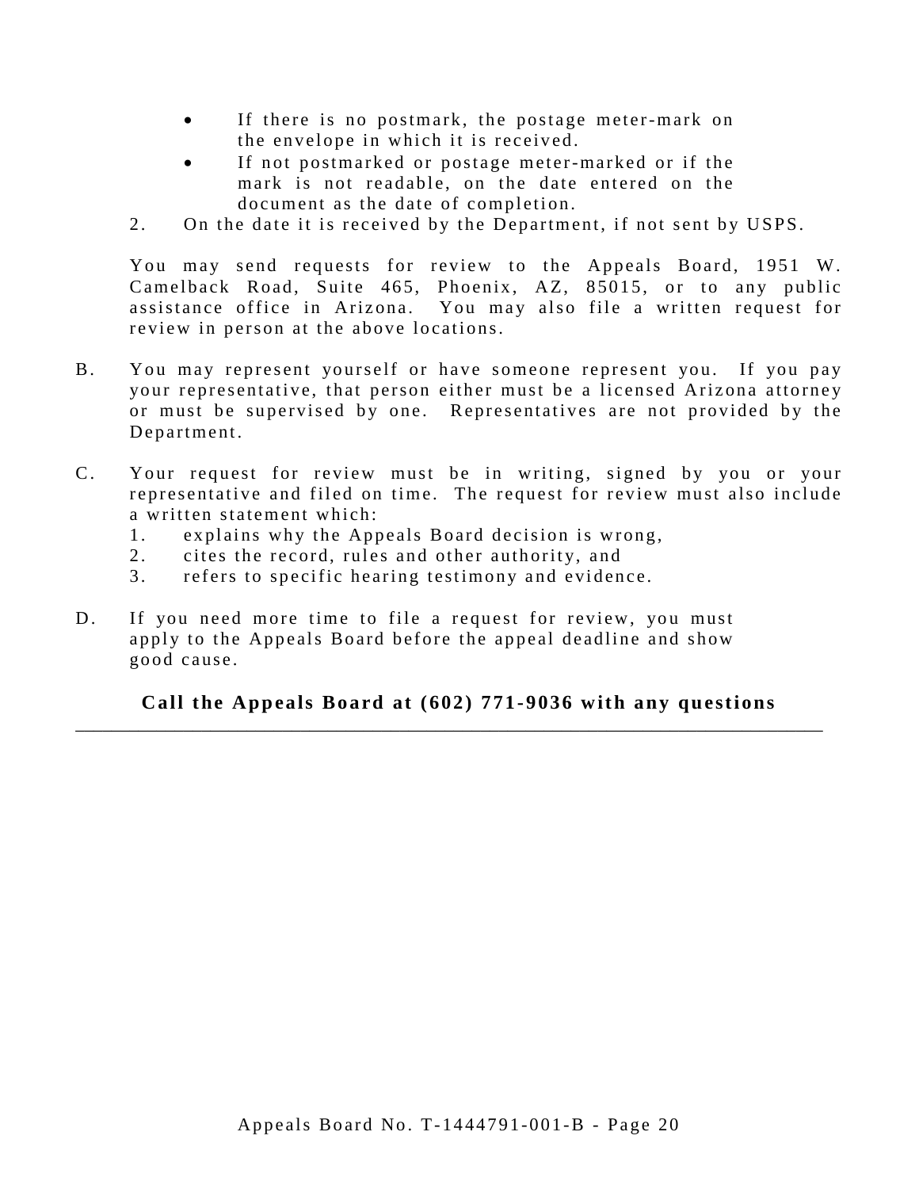- If there is no postmark, the postage meter-mark on the envelope in which it is received.
- If not postmarked or postage meter-marked or if the mark is not readable, on the date entered on the document as the date of completion.

2. On the date it is received by the Department, if not sent by USPS.

You may send requests for review to the Appeals Board, 1951 W. Camelback Road, Suite 465, Phoenix, AZ, 85015, or to any public assistance office in Arizona. You may also file a written request for review in person at the above locations.

B. You may represent yourself or have someone represent you. If you pay your representative, that person either must be a licensed Arizona attorney or must be supervised by one. Representatives are not provided by the Department.

C. Your request for review must be in writing, signed by you or your representative and filed on time. The request for review must also include a written statement which:
   1. explains why the Appeals Board decision is wrong,
   2. cites the record, rules and other authority, and
   3. refers to specific hearing testimony and evidence.

D. If you need more time to file a request for review, you must apply to the Appeals Board before the appeal deadline and show good cause.

**Call the Appeals Board at (602) 771-9036 with any questions**

---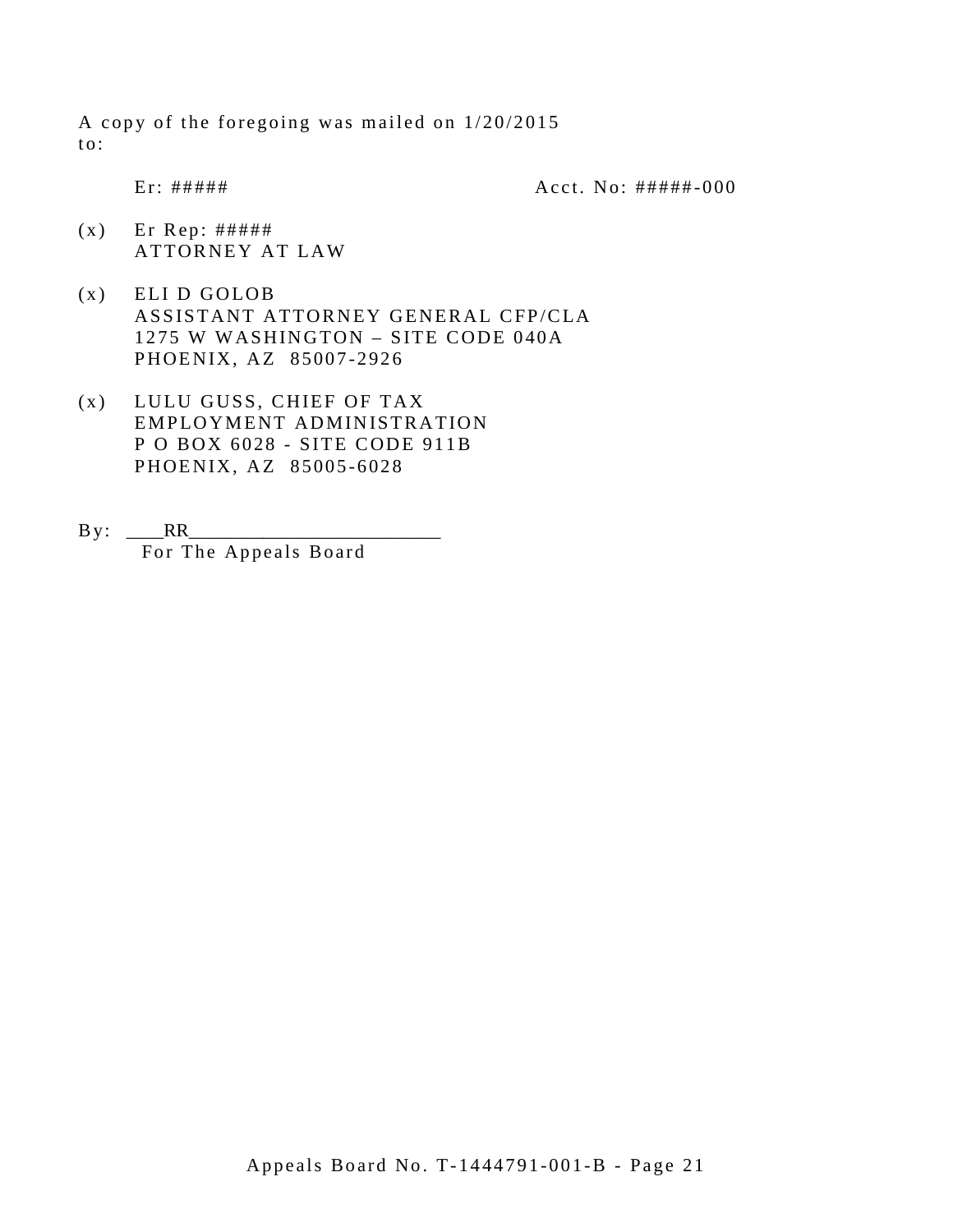A copy of the foregoing was mailed on 1/20/2015 to:

Er: #####　　　　　　　　　　　　Acct. No: #####-000

(x)　Er Rep: #####
ATTORNEY AT LAW

(x)　ELI D GOLOB
ASSISTANT ATTORNEY GENERAL CFP/CLA
1275 W WASHINGTON – SITE CODE 040A
PHOENIX, AZ 85007-2926

(x)　LULU GUSS, CHIEF OF TAX
EMPLOYMENT ADMINISTRATION
P O BOX 6028 - SITE CODE 911B
PHOENIX, AZ 85005-6028

By: ____RR_________________________
For The Appeals Board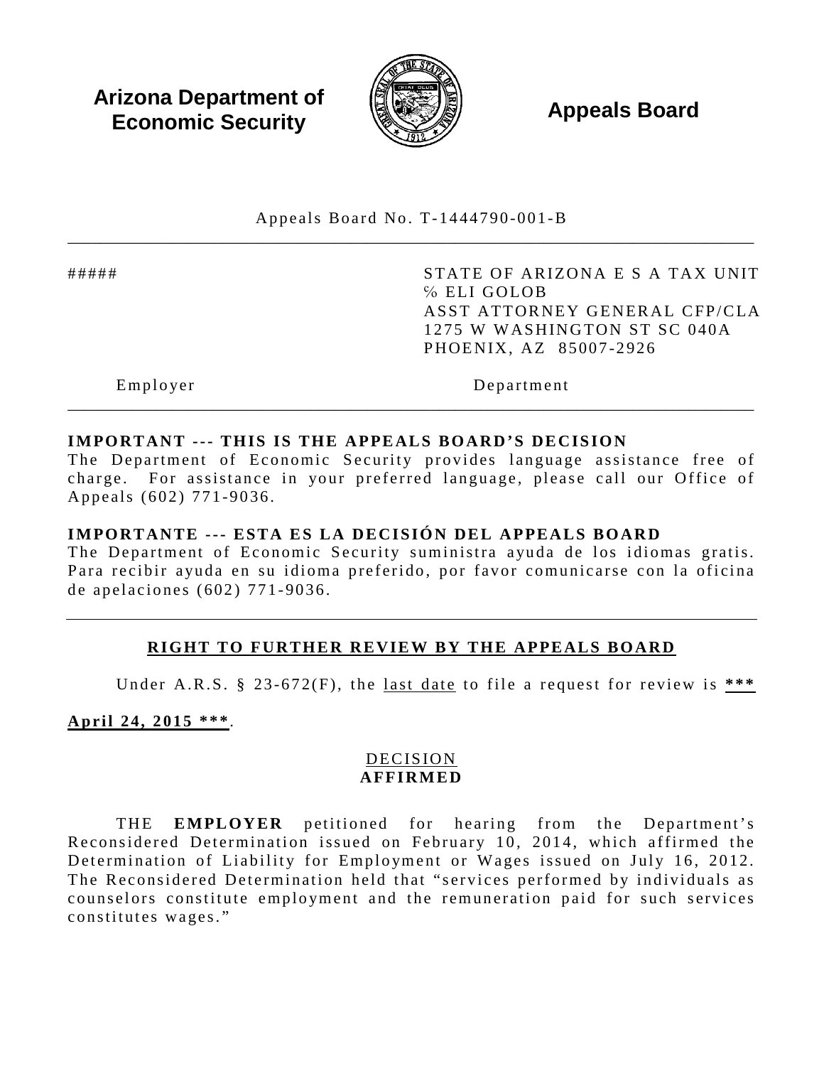**Arizona Department of Economic Security** **Appeals Board**

Appeals Board No. T-1444790-001-B

---

| ##### | STATE OF ARIZONA E S A TAX UNIT<br>% ELI GOLOB<br>ASST ATTORNEY GENERAL CFP/CLA<br>1275 W WASHINGTON ST SC 040A<br>PHOENIX, AZ 85007-2926 |
|---|---|
| Employer | Department |

---

**IMPORTANT --- THIS IS THE APPEALS BOARD'S DECISION**
The Department of Economic Security provides language assistance free of charge. For assistance in your preferred language, please call our Office of Appeals (602) 771-9036.

**IMPORTANTE --- ESTA ES LA DECISIÓN DEL APPEALS BOARD**
The Department of Economic Security suministra ayuda de los idiomas gratis. Para recibir ayuda en su idioma preferido, por favor comunicarse con la oficina de apelaciones (602) 771-9036.

---

**RIGHT TO FURTHER REVIEW BY THE APPEALS BOARD**

Under A.R.S. § 23-672(F), the last date to file a request for review is **\*\*\* April 24, 2015 \*\*\***.

DECISION
**AFFIRMED**

THE **EMPLOYER** petitioned for hearing from the Department's Reconsidered Determination issued on February 10, 2014, which affirmed the Determination of Liability for Employment or Wages issued on July 16, 2012. The Reconsidered Determination held that "services performed by individuals as counselors constitute employment and the remuneration paid for such services constitutes wages."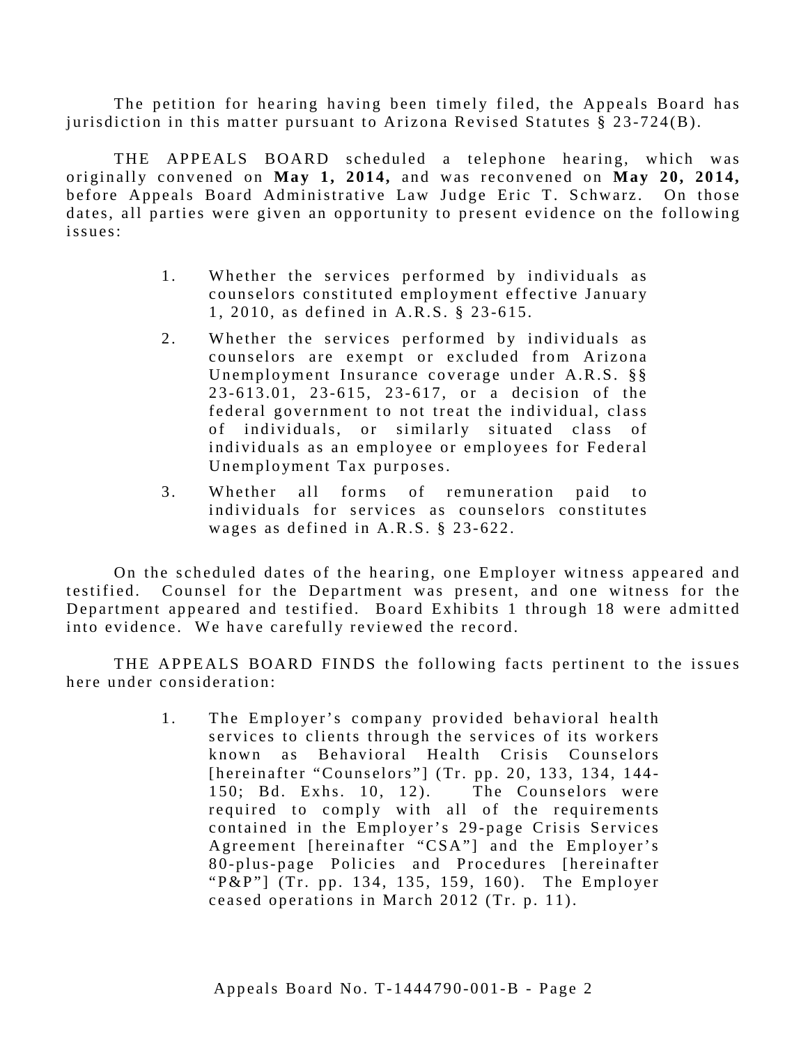The petition for hearing having been timely filed, the Appeals Board has jurisdiction in this matter pursuant to Arizona Revised Statutes § 23-724(B).

THE APPEALS BOARD scheduled a telephone hearing, which was originally convened on **May 1, 2014,** and was reconvened on **May 20, 2014,** before Appeals Board Administrative Law Judge Eric T. Schwarz. On those dates, all parties were given an opportunity to present evidence on the following issues:

1. Whether the services performed by individuals as counselors constituted employment effective January 1, 2010, as defined in A.R.S. § 23-615.
2. Whether the services performed by individuals as counselors are exempt or excluded from Arizona Unemployment Insurance coverage under A.R.S. §§ 23-613.01, 23-615, 23-617, or a decision of the federal government to not treat the individual, class of individuals, or similarly situated class of individuals as an employee or employees for Federal Unemployment Tax purposes.
3. Whether all forms of remuneration paid to individuals for services as counselors constitutes wages as defined in A.R.S. § 23-622.

On the scheduled dates of the hearing, one Employer witness appeared and testified. Counsel for the Department was present, and one witness for the Department appeared and testified. Board Exhibits 1 through 18 were admitted into evidence. We have carefully reviewed the record.

THE APPEALS BOARD FINDS the following facts pertinent to the issues here under consideration:

1. The Employer's company provided behavioral health services to clients through the services of its workers known as Behavioral Health Crisis Counselors [hereinafter "Counselors"] (Tr. pp. 20, 133, 134, 144-150; Bd. Exhs. 10, 12). The Counselors were required to comply with all of the requirements contained in the Employer's 29-page Crisis Services Agreement [hereinafter "CSA"] and the Employer's 80-plus-page Policies and Procedures [hereinafter "P&P"] (Tr. pp. 134, 135, 159, 160). The Employer ceased operations in March 2012 (Tr. p. 11).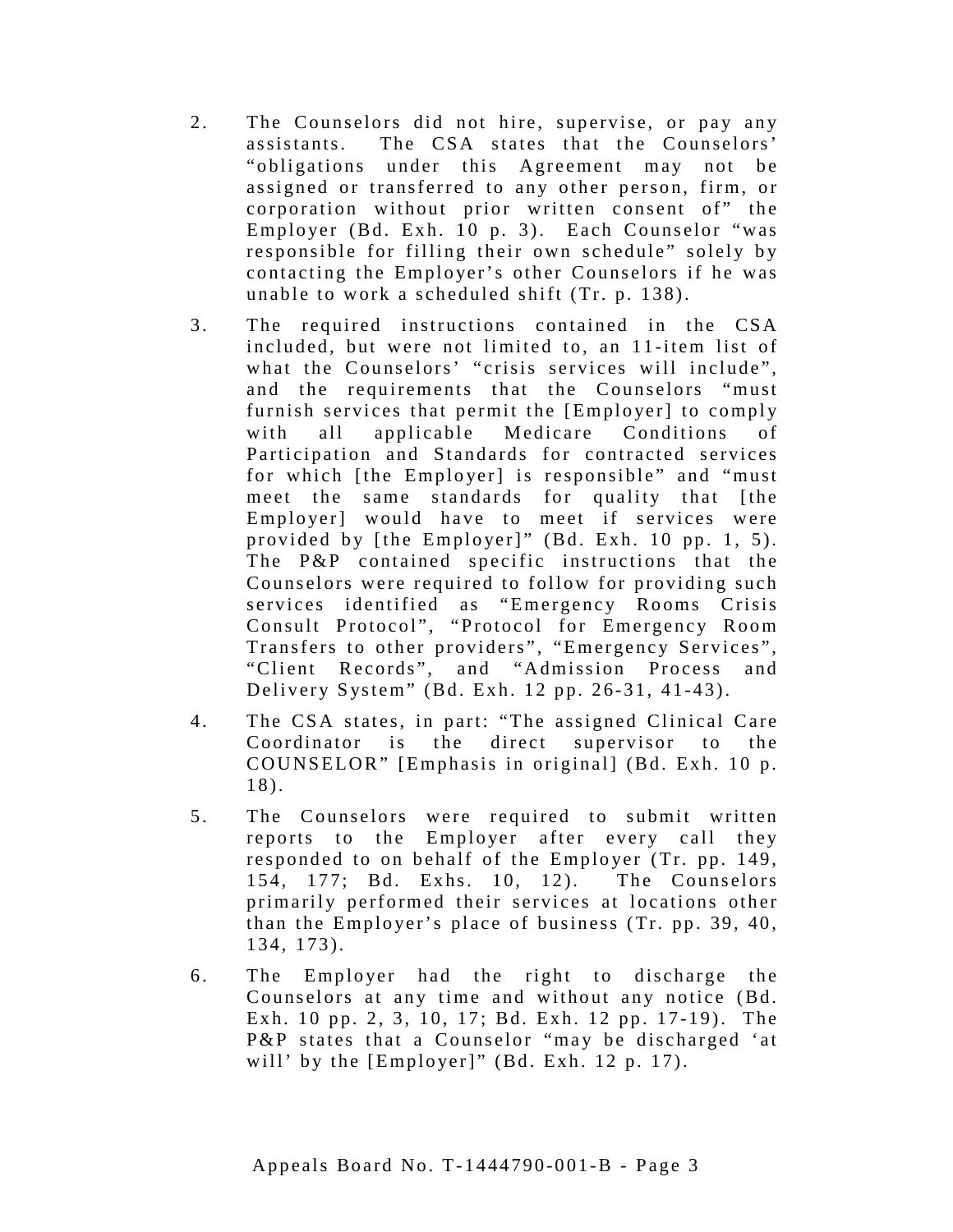2. The Counselors did not hire, supervise, or pay any assistants. The CSA states that the Counselors' "obligations under this Agreement may not be assigned or transferred to any other person, firm, or corporation without prior written consent of" the Employer (Bd. Exh. 10 p. 3). Each Counselor "was responsible for filling their own schedule" solely by contacting the Employer's other Counselors if he was unable to work a scheduled shift (Tr. p. 138).

3. The required instructions contained in the CSA included, but were not limited to, an 11-item list of what the Counselors' "crisis services will include", and the requirements that the Counselors "must furnish services that permit the [Employer] to comply with all applicable Medicare Conditions of Participation and Standards for contracted services for which [the Employer] is responsible" and "must meet the same standards for quality that [the Employer] would have to meet if services were provided by [the Employer]" (Bd. Exh. 10 pp. 1, 5). The P&P contained specific instructions that the Counselors were required to follow for providing such services identified as "Emergency Rooms Crisis Consult Protocol", "Protocol for Emergency Room Transfers to other providers", "Emergency Services", "Client Records", and "Admission Process and Delivery System" (Bd. Exh. 12 pp. 26-31, 41-43).

4. The CSA states, in part: "The assigned Clinical Care Coordinator is the direct supervisor to the COUNSELOR" [Emphasis in original] (Bd. Exh. 10 p. 18).

5. The Counselors were required to submit written reports to the Employer after every call they responded to on behalf of the Employer (Tr. pp. 149, 154, 177; Bd. Exhs. 10, 12). The Counselors primarily performed their services at locations other than the Employer's place of business (Tr. pp. 39, 40, 134, 173).

6. The Employer had the right to discharge the Counselors at any time and without any notice (Bd. Exh. 10 pp. 2, 3, 10, 17; Bd. Exh. 12 pp. 17-19). The P&P states that a Counselor "may be discharged 'at will' by the [Employer]" (Bd. Exh. 12 p. 17).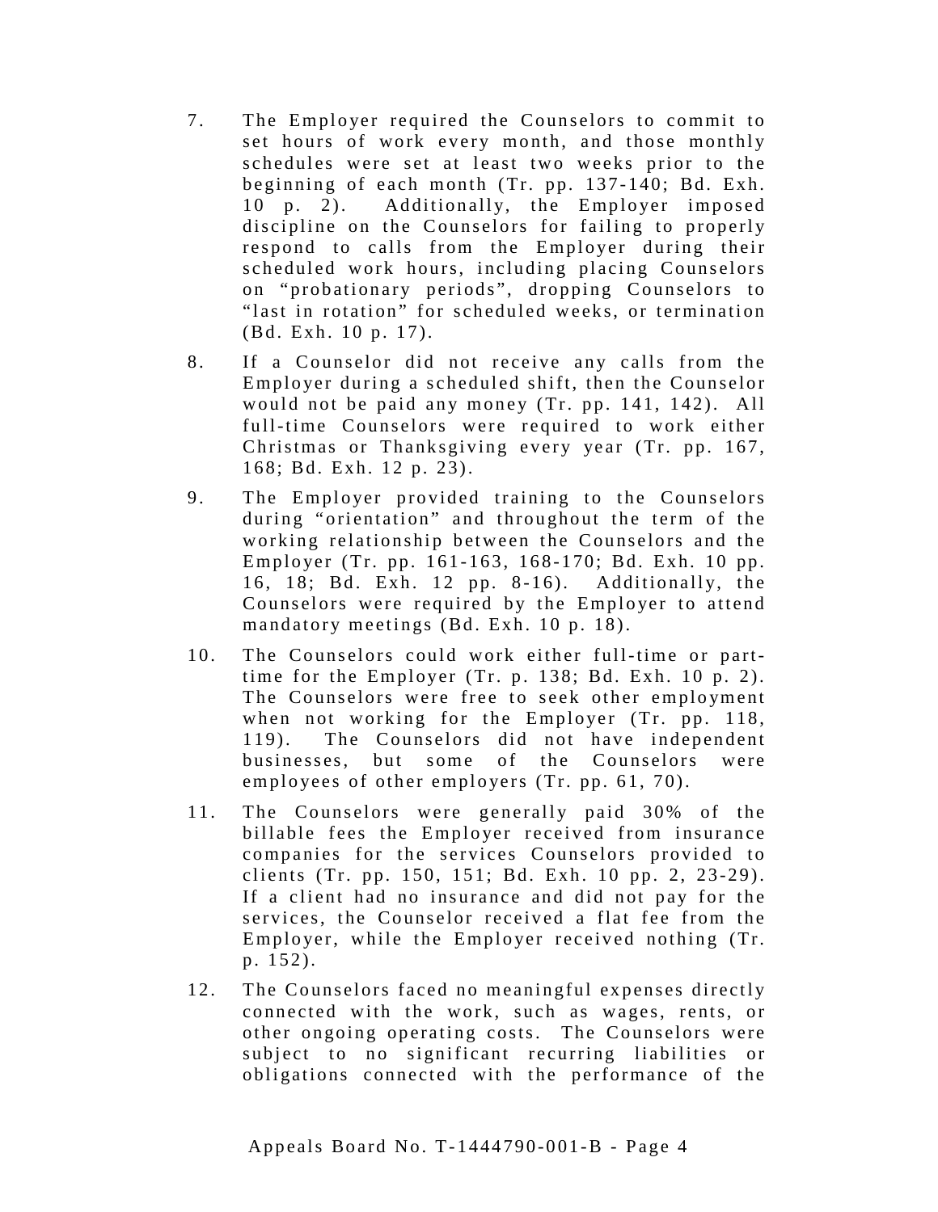7. The Employer required the Counselors to commit to set hours of work every month, and those monthly schedules were set at least two weeks prior to the beginning of each month (Tr. pp. 137-140; Bd. Exh. 10 p. 2). Additionally, the Employer imposed discipline on the Counselors for failing to properly respond to calls from the Employer during their scheduled work hours, including placing Counselors on "probationary periods", dropping Counselors to "last in rotation" for scheduled weeks, or termination (Bd. Exh. 10 p. 17).

8. If a Counselor did not receive any calls from the Employer during a scheduled shift, then the Counselor would not be paid any money (Tr. pp. 141, 142). All full-time Counselors were required to work either Christmas or Thanksgiving every year (Tr. pp. 167, 168; Bd. Exh. 12 p. 23).

9. The Employer provided training to the Counselors during "orientation" and throughout the term of the working relationship between the Counselors and the Employer (Tr. pp. 161-163, 168-170; Bd. Exh. 10 pp. 16, 18; Bd. Exh. 12 pp. 8-16). Additionally, the Counselors were required by the Employer to attend mandatory meetings (Bd. Exh. 10 p. 18).

10. The Counselors could work either full-time or part-time for the Employer (Tr. p. 138; Bd. Exh. 10 p. 2). The Counselors were free to seek other employment when not working for the Employer (Tr. pp. 118, 119). The Counselors did not have independent businesses, but some of the Counselors were employees of other employers (Tr. pp. 61, 70).

11. The Counselors were generally paid 30% of the billable fees the Employer received from insurance companies for the services Counselors provided to clients (Tr. pp. 150, 151; Bd. Exh. 10 pp. 2, 23-29). If a client had no insurance and did not pay for the services, the Counselor received a flat fee from the Employer, while the Employer received nothing (Tr. p. 152).

12. The Counselors faced no meaningful expenses directly connected with the work, such as wages, rents, or other ongoing operating costs. The Counselors were subject to no significant recurring liabilities or obligations connected with the performance of the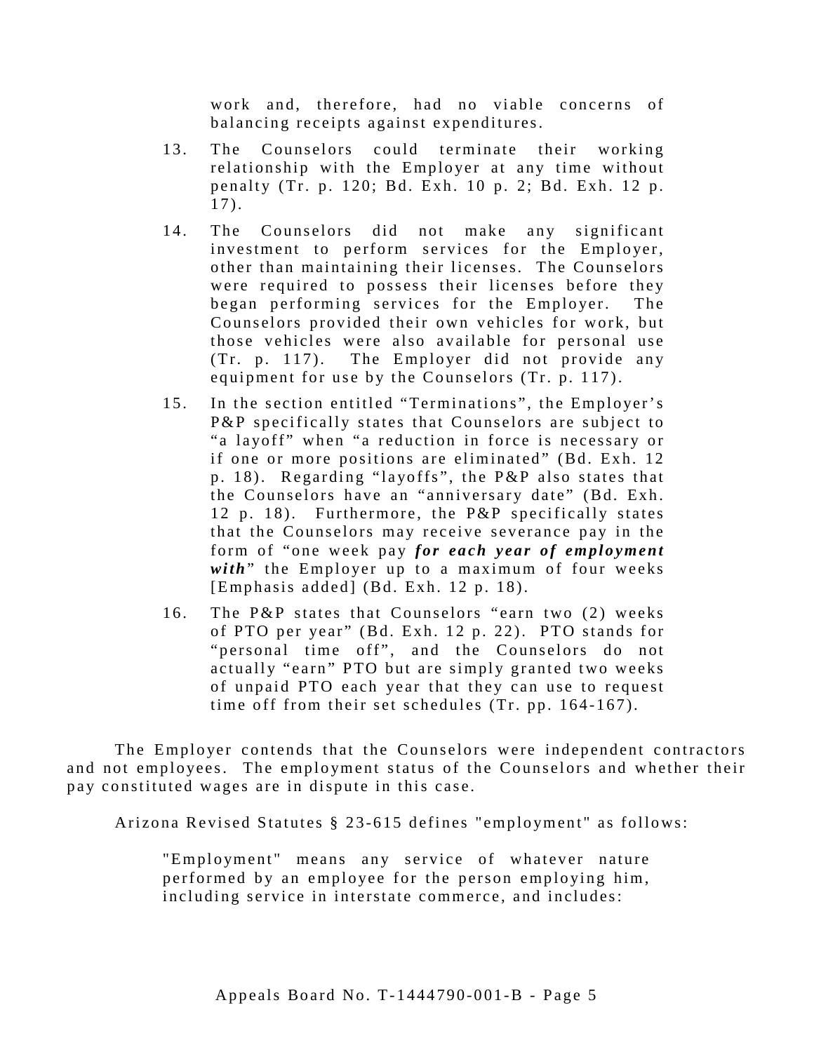work and, therefore, had no viable concerns of balancing receipts against expenditures.

13. The Counselors could terminate their working relationship with the Employer at any time without penalty (Tr. p. 120; Bd. Exh. 10 p. 2; Bd. Exh. 12 p. 17).

14. The Counselors did not make any significant investment to perform services for the Employer, other than maintaining their licenses. The Counselors were required to possess their licenses before they began performing services for the Employer. The Counselors provided their own vehicles for work, but those vehicles were also available for personal use (Tr. p. 117). The Employer did not provide any equipment for use by the Counselors (Tr. p. 117).

15. In the section entitled "Terminations", the Employer's P&P specifically states that Counselors are subject to "a layoff" when "a reduction in force is necessary or if one or more positions are eliminated" (Bd. Exh. 12 p. 18). Regarding "layoffs", the P&P also states that the Counselors have an "anniversary date" (Bd. Exh. 12 p. 18). Furthermore, the P&P specifically states that the Counselors may receive severance pay in the form of "one week pay ***for each year of employment with***" the Employer up to a maximum of four weeks [Emphasis added] (Bd. Exh. 12 p. 18).

16. The P&P states that Counselors "earn two (2) weeks of PTO per year" (Bd. Exh. 12 p. 22). PTO stands for "personal time off", and the Counselors do not actually "earn" PTO but are simply granted two weeks of unpaid PTO each year that they can use to request time off from their set schedules (Tr. pp. 164-167).

The Employer contends that the Counselors were independent contractors and not employees. The employment status of the Counselors and whether their pay constituted wages are in dispute in this case.

Arizona Revised Statutes § 23-615 defines "employment" as follows:

> "Employment" means any service of whatever nature performed by an employee for the person employing him, including service in interstate commerce, and includes: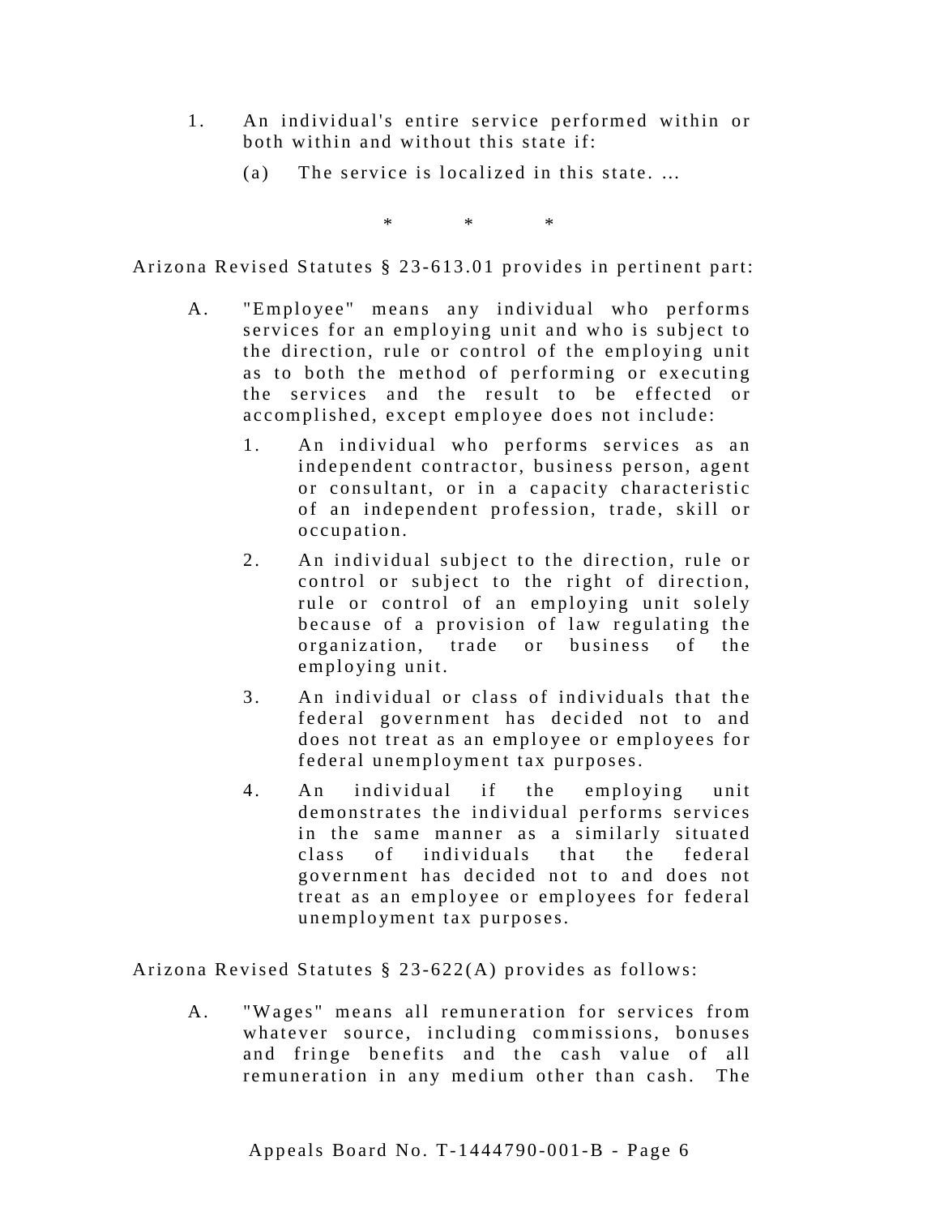1. An individual's entire service performed within or both within and without this state if:

    (a) The service is localized in this state. ...

\* \* \*

Arizona Revised Statutes § 23-613.01 provides in pertinent part:

A. "Employee" means any individual who performs services for an employing unit and who is subject to the direction, rule or control of the employing unit as to both the method of performing or executing the services and the result to be effected or accomplished, except employee does not include:

    1. An individual who performs services as an independent contractor, business person, agent or consultant, or in a capacity characteristic of an independent profession, trade, skill or occupation.

    2. An individual subject to the direction, rule or control or subject to the right of direction, rule or control of an employing unit solely because of a provision of law regulating the organization, trade or business of the employing unit.

    3. An individual or class of individuals that the federal government has decided not to and does not treat as an employee or employees for federal unemployment tax purposes.

    4. An individual if the employing unit demonstrates the individual performs services in the same manner as a similarly situated class of individuals that the federal government has decided not to and does not treat as an employee or employees for federal unemployment tax purposes.

Arizona Revised Statutes § 23-622(A) provides as follows:

A. "Wages" means all remuneration for services from whatever source, including commissions, bonuses and fringe benefits and the cash value of all remuneration in any medium other than cash. The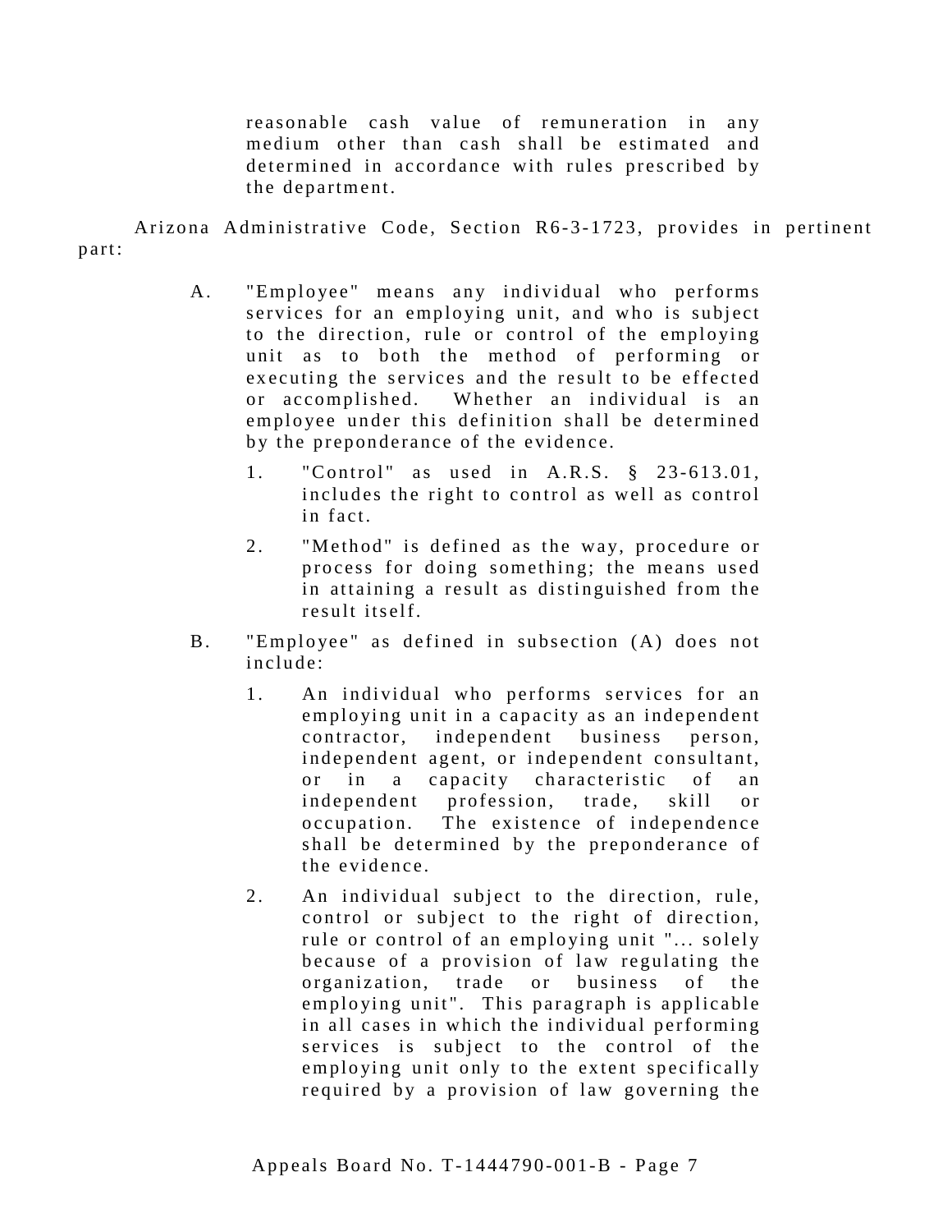reasonable cash value of remuneration in any medium other than cash shall be estimated and determined in accordance with rules prescribed by the department.

Arizona Administrative Code, Section R6-3-1723, provides in pertinent part:

> A. "Employee" means any individual who performs services for an employing unit, and who is subject to the direction, rule or control of the employing unit as to both the method of performing or executing the services and the result to be effected or accomplished. Whether an individual is an employee under this definition shall be determined by the preponderance of the evidence.
>
> 1. "Control" as used in A.R.S. § 23-613.01, includes the right to control as well as control in fact.
>
> 2. "Method" is defined as the way, procedure or process for doing something; the means used in attaining a result as distinguished from the result itself.
>
> B. "Employee" as defined in subsection (A) does not include:
>
> 1. An individual who performs services for an employing unit in a capacity as an independent contractor, independent business person, independent agent, or independent consultant, or in a capacity characteristic of an independent profession, trade, skill or occupation. The existence of independence shall be determined by the preponderance of the evidence.
>
> 2. An individual subject to the direction, rule, control or subject to the right of direction, rule or control of an employing unit "... solely because of a provision of law regulating the organization, trade or business of the employing unit". This paragraph is applicable in all cases in which the individual performing services is subject to the control of the employing unit only to the extent specifically required by a provision of law governing the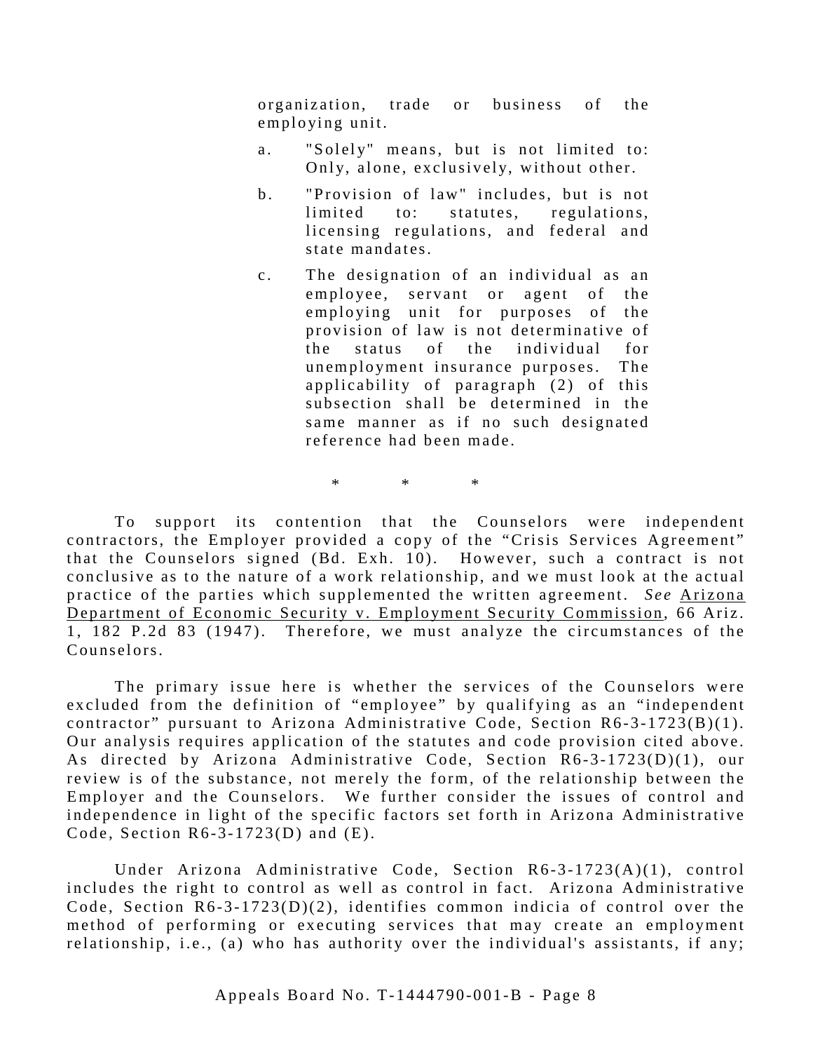organization, trade or business of the employing unit.

a. "Solely" means, but is not limited to: Only, alone, exclusively, without other.

b. "Provision of law" includes, but is not limited to: statutes, regulations, licensing regulations, and federal and state mandates.

c. The designation of an individual as an employee, servant or agent of the employing unit for purposes of the provision of law is not determinative of the status of the individual for unemployment insurance purposes. The applicability of paragraph (2) of this subsection shall be determined in the same manner as if no such designated reference had been made.

\* \* \*

To support its contention that the Counselors were independent contractors, the Employer provided a copy of the "Crisis Services Agreement" that the Counselors signed (Bd. Exh. 10). However, such a contract is not conclusive as to the nature of a work relationship, and we must look at the actual practice of the parties which supplemented the written agreement. *See* Arizona Department of Economic Security v. Employment Security Commission, 66 Ariz. 1, 182 P.2d 83 (1947). Therefore, we must analyze the circumstances of the Counselors.

The primary issue here is whether the services of the Counselors were excluded from the definition of "employee" by qualifying as an "independent contractor" pursuant to Arizona Administrative Code, Section R6-3-1723(B)(1). Our analysis requires application of the statutes and code provision cited above. As directed by Arizona Administrative Code, Section R6-3-1723(D)(1), our review is of the substance, not merely the form, of the relationship between the Employer and the Counselors. We further consider the issues of control and independence in light of the specific factors set forth in Arizona Administrative Code, Section R6-3-1723(D) and (E).

Under Arizona Administrative Code, Section R6-3-1723(A)(1), control includes the right to control as well as control in fact. Arizona Administrative Code, Section R6-3-1723(D)(2), identifies common indicia of control over the method of performing or executing services that may create an employment relationship, i.e., (a) who has authority over the individual's assistants, if any;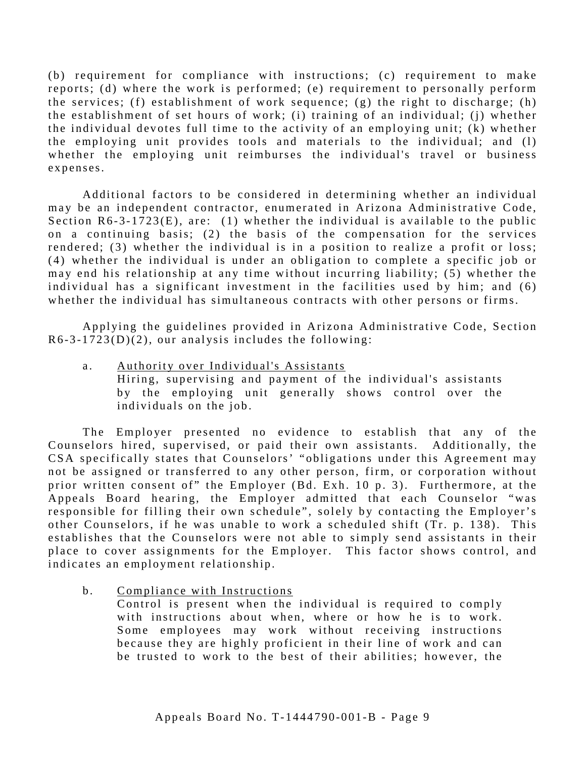(b) requirement for compliance with instructions; (c) requirement to make reports; (d) where the work is performed; (e) requirement to personally perform the services; (f) establishment of work sequence; (g) the right to discharge; (h) the establishment of set hours of work; (i) training of an individual; (j) whether the individual devotes full time to the activity of an employing unit; (k) whether the employing unit provides tools and materials to the individual; and (l) whether the employing unit reimburses the individual's travel or business expenses.

Additional factors to be considered in determining whether an individual may be an independent contractor, enumerated in Arizona Administrative Code, Section R6-3-1723(E), are: (1) whether the individual is available to the public on a continuing basis; (2) the basis of the compensation for the services rendered; (3) whether the individual is in a position to realize a profit or loss; (4) whether the individual is under an obligation to complete a specific job or may end his relationship at any time without incurring liability; (5) whether the individual has a significant investment in the facilities used by him; and (6) whether the individual has simultaneous contracts with other persons or firms.

Applying the guidelines provided in Arizona Administrative Code, Section R6-3-1723(D)(2), our analysis includes the following:

a. Authority over Individual's Assistants
   Hiring, supervising and payment of the individual's assistants by the employing unit generally shows control over the individuals on the job.

The Employer presented no evidence to establish that any of the Counselors hired, supervised, or paid their own assistants. Additionally, the CSA specifically states that Counselors' "obligations under this Agreement may not be assigned or transferred to any other person, firm, or corporation without prior written consent of" the Employer (Bd. Exh. 10 p. 3). Furthermore, at the Appeals Board hearing, the Employer admitted that each Counselor "was responsible for filling their own schedule", solely by contacting the Employer's other Counselors, if he was unable to work a scheduled shift (Tr. p. 138). This establishes that the Counselors were not able to simply send assistants in their place to cover assignments for the Employer. This factor shows control, and indicates an employment relationship.

b. Compliance with Instructions
   Control is present when the individual is required to comply with instructions about when, where or how he is to work. Some employees may work without receiving instructions because they are highly proficient in their line of work and can be trusted to work to the best of their abilities; however, the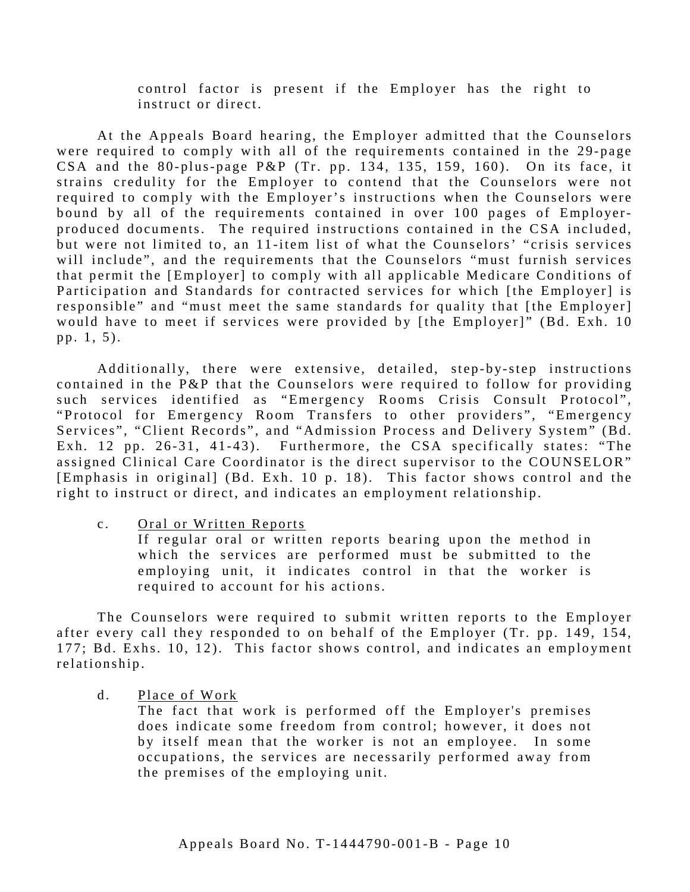control factor is present if the Employer has the right to instruct or direct.

At the Appeals Board hearing, the Employer admitted that the Counselors were required to comply with all of the requirements contained in the 29-page CSA and the 80-plus-page P&P (Tr. pp. 134, 135, 159, 160). On its face, it strains credulity for the Employer to contend that the Counselors were not required to comply with the Employer's instructions when the Counselors were bound by all of the requirements contained in over 100 pages of Employer-produced documents. The required instructions contained in the CSA included, but were not limited to, an 11-item list of what the Counselors' "crisis services will include", and the requirements that the Counselors "must furnish services that permit the [Employer] to comply with all applicable Medicare Conditions of Participation and Standards for contracted services for which [the Employer] is responsible" and "must meet the same standards for quality that [the Employer] would have to meet if services were provided by [the Employer]" (Bd. Exh. 10 pp. 1, 5).

Additionally, there were extensive, detailed, step-by-step instructions contained in the P&P that the Counselors were required to follow for providing such services identified as "Emergency Rooms Crisis Consult Protocol", "Protocol for Emergency Room Transfers to other providers", "Emergency Services", "Client Records", and "Admission Process and Delivery System" (Bd. Exh. 12 pp. 26-31, 41-43). Furthermore, the CSA specifically states: "The assigned Clinical Care Coordinator is the direct supervisor to the COUNSELOR" [Emphasis in original] (Bd. Exh. 10 p. 18). This factor shows control and the right to instruct or direct, and indicates an employment relationship.

c. Oral or Written Reports
If regular oral or written reports bearing upon the method in which the services are performed must be submitted to the employing unit, it indicates control in that the worker is required to account for his actions.

The Counselors were required to submit written reports to the Employer after every call they responded to on behalf of the Employer (Tr. pp. 149, 154, 177; Bd. Exhs. 10, 12). This factor shows control, and indicates an employment relationship.

d. Place of Work
The fact that work is performed off the Employer's premises does indicate some freedom from control; however, it does not by itself mean that the worker is not an employee. In some occupations, the services are necessarily performed away from the premises of the employing unit.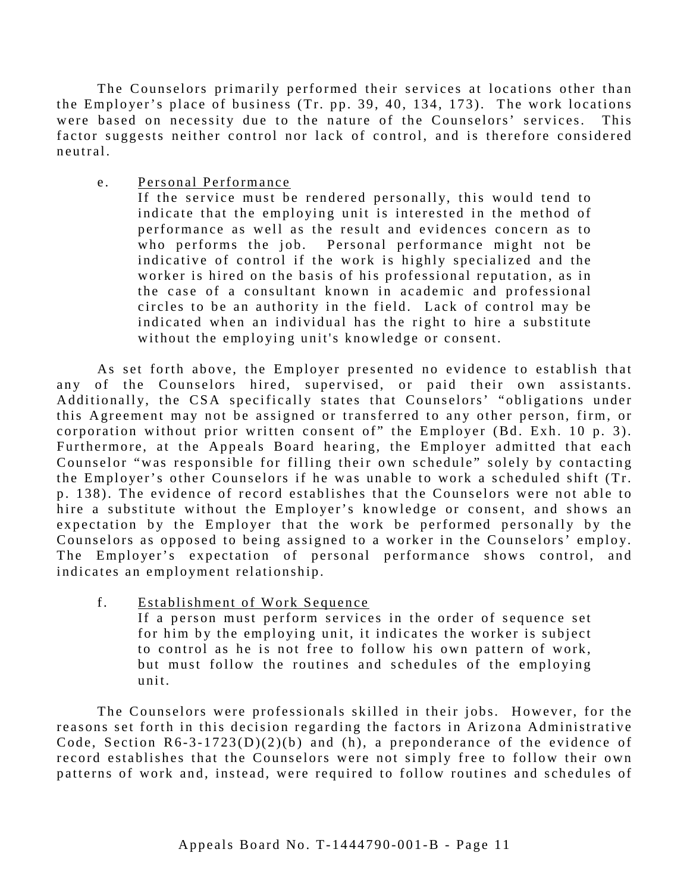The Counselors primarily performed their services at locations other than the Employer's place of business (Tr. pp. 39, 40, 134, 173). The work locations were based on necessity due to the nature of the Counselors' services. This factor suggests neither control nor lack of control, and is therefore considered neutral.

e. <u>Personal Performance</u>

> If the service must be rendered personally, this would tend to indicate that the employing unit is interested in the method of performance as well as the result and evidences concern as to who performs the job. Personal performance might not be indicative of control if the work is highly specialized and the worker is hired on the basis of his professional reputation, as in the case of a consultant known in academic and professional circles to be an authority in the field. Lack of control may be indicated when an individual has the right to hire a substitute without the employing unit's knowledge or consent.

As set forth above, the Employer presented no evidence to establish that any of the Counselors hired, supervised, or paid their own assistants. Additionally, the CSA specifically states that Counselors' "obligations under this Agreement may not be assigned or transferred to any other person, firm, or corporation without prior written consent of" the Employer (Bd. Exh. 10 p. 3). Furthermore, at the Appeals Board hearing, the Employer admitted that each Counselor "was responsible for filling their own schedule" solely by contacting the Employer's other Counselors if he was unable to work a scheduled shift (Tr. p. 138). The evidence of record establishes that the Counselors were not able to hire a substitute without the Employer's knowledge or consent, and shows an expectation by the Employer that the work be performed personally by the Counselors as opposed to being assigned to a worker in the Counselors' employ. The Employer's expectation of personal performance shows control, and indicates an employment relationship.

f. <u>Establishment of Work Sequence</u>

> If a person must perform services in the order of sequence set for him by the employing unit, it indicates the worker is subject to control as he is not free to follow his own pattern of work, but must follow the routines and schedules of the employing unit.

The Counselors were professionals skilled in their jobs. However, for the reasons set forth in this decision regarding the factors in Arizona Administrative Code, Section R6-3-1723(D)(2)(b) and (h), a preponderance of the evidence of record establishes that the Counselors were not simply free to follow their own patterns of work and, instead, were required to follow routines and schedules of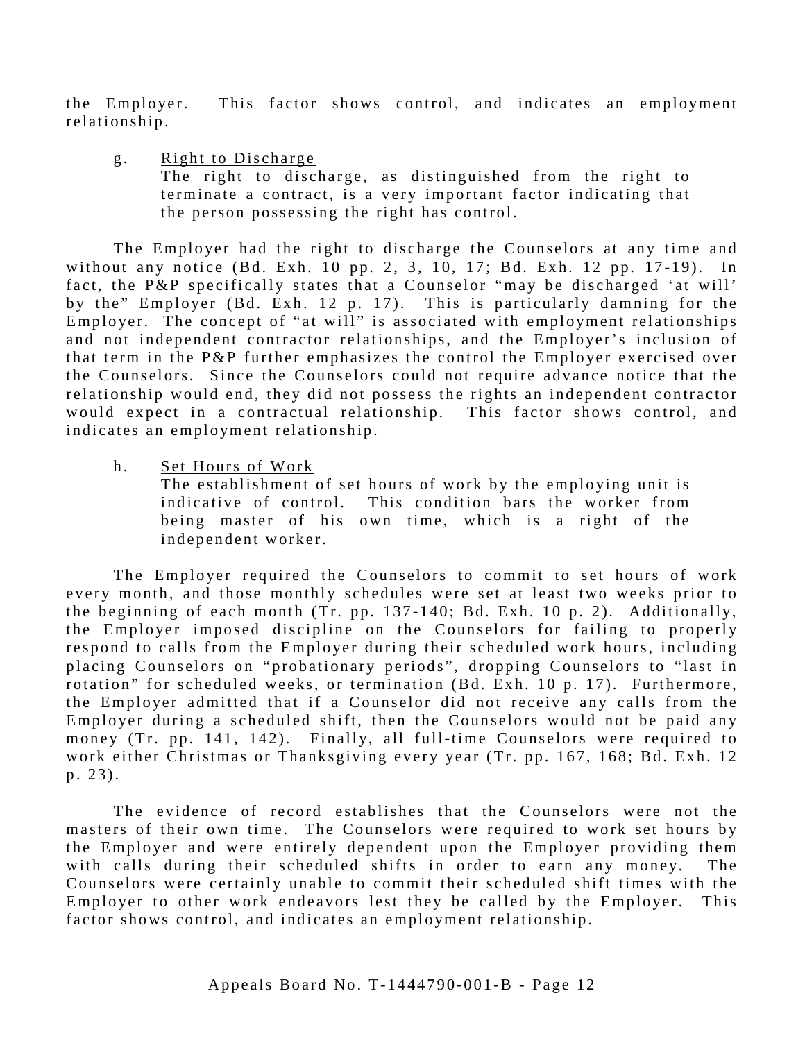the Employer. This factor shows control, and indicates an employment relationship.

g. <u>Right to Discharge</u>

> The right to discharge, as distinguished from the right to terminate a contract, is a very important factor indicating that the person possessing the right has control.

The Employer had the right to discharge the Counselors at any time and without any notice (Bd. Exh. 10 pp. 2, 3, 10, 17; Bd. Exh. 12 pp. 17-19). In fact, the P&P specifically states that a Counselor "may be discharged 'at will' by the" Employer (Bd. Exh. 12 p. 17). This is particularly damning for the Employer. The concept of "at will" is associated with employment relationships and not independent contractor relationships, and the Employer's inclusion of that term in the P&P further emphasizes the control the Employer exercised over the Counselors. Since the Counselors could not require advance notice that the relationship would end, they did not possess the rights an independent contractor would expect in a contractual relationship. This factor shows control, and indicates an employment relationship.

h. <u>Set Hours of Work</u>

> The establishment of set hours of work by the employing unit is indicative of control. This condition bars the worker from being master of his own time, which is a right of the independent worker.

The Employer required the Counselors to commit to set hours of work every month, and those monthly schedules were set at least two weeks prior to the beginning of each month (Tr. pp. 137-140; Bd. Exh. 10 p. 2). Additionally, the Employer imposed discipline on the Counselors for failing to properly respond to calls from the Employer during their scheduled work hours, including placing Counselors on "probationary periods", dropping Counselors to "last in rotation" for scheduled weeks, or termination (Bd. Exh. 10 p. 17). Furthermore, the Employer admitted that if a Counselor did not receive any calls from the Employer during a scheduled shift, then the Counselors would not be paid any money (Tr. pp. 141, 142). Finally, all full-time Counselors were required to work either Christmas or Thanksgiving every year (Tr. pp. 167, 168; Bd. Exh. 12 p. 23).

The evidence of record establishes that the Counselors were not the masters of their own time. The Counselors were required to work set hours by the Employer and were entirely dependent upon the Employer providing them with calls during their scheduled shifts in order to earn any money. The Counselors were certainly unable to commit their scheduled shift times with the Employer to other work endeavors lest they be called by the Employer. This factor shows control, and indicates an employment relationship.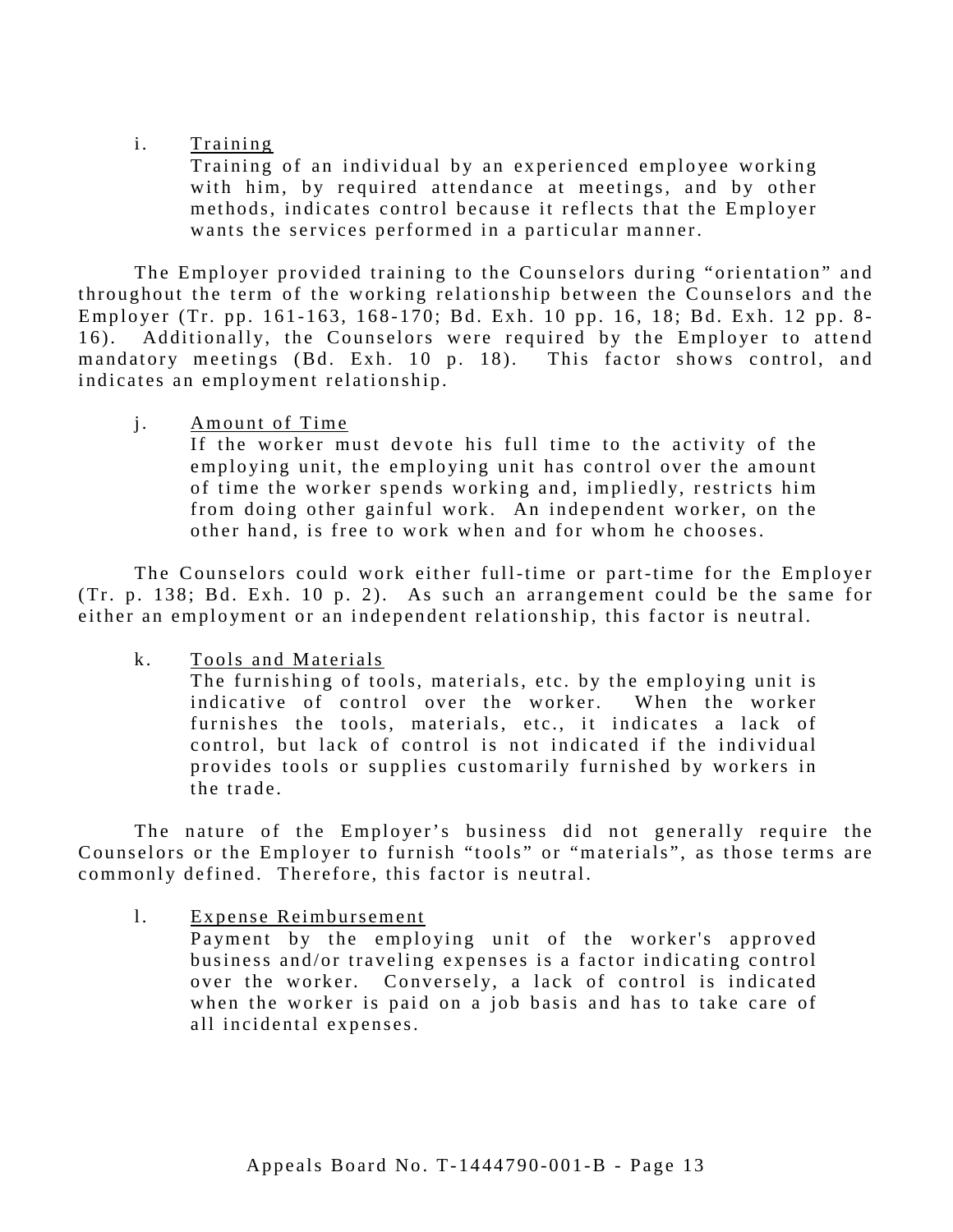i. Training

> Training of an individual by an experienced employee working with him, by required attendance at meetings, and by other methods, indicates control because it reflects that the Employer wants the services performed in a particular manner.

The Employer provided training to the Counselors during "orientation" and throughout the term of the working relationship between the Counselors and the Employer (Tr. pp. 161-163, 168-170; Bd. Exh. 10 pp. 16, 18; Bd. Exh. 12 pp. 8-16). Additionally, the Counselors were required by the Employer to attend mandatory meetings (Bd. Exh. 10 p. 18). This factor shows control, and indicates an employment relationship.

j. Amount of Time

> If the worker must devote his full time to the activity of the employing unit, the employing unit has control over the amount of time the worker spends working and, impliedly, restricts him from doing other gainful work. An independent worker, on the other hand, is free to work when and for whom he chooses.

The Counselors could work either full-time or part-time for the Employer (Tr. p. 138; Bd. Exh. 10 p. 2). As such an arrangement could be the same for either an employment or an independent relationship, this factor is neutral.

k. Tools and Materials

> The furnishing of tools, materials, etc. by the employing unit is indicative of control over the worker. When the worker furnishes the tools, materials, etc., it indicates a lack of control, but lack of control is not indicated if the individual provides tools or supplies customarily furnished by workers in the trade.

The nature of the Employer's business did not generally require the Counselors or the Employer to furnish "tools" or "materials", as those terms are commonly defined. Therefore, this factor is neutral.

l. Expense Reimbursement

> Payment by the employing unit of the worker's approved business and/or traveling expenses is a factor indicating control over the worker. Conversely, a lack of control is indicated when the worker is paid on a job basis and has to take care of all incidental expenses.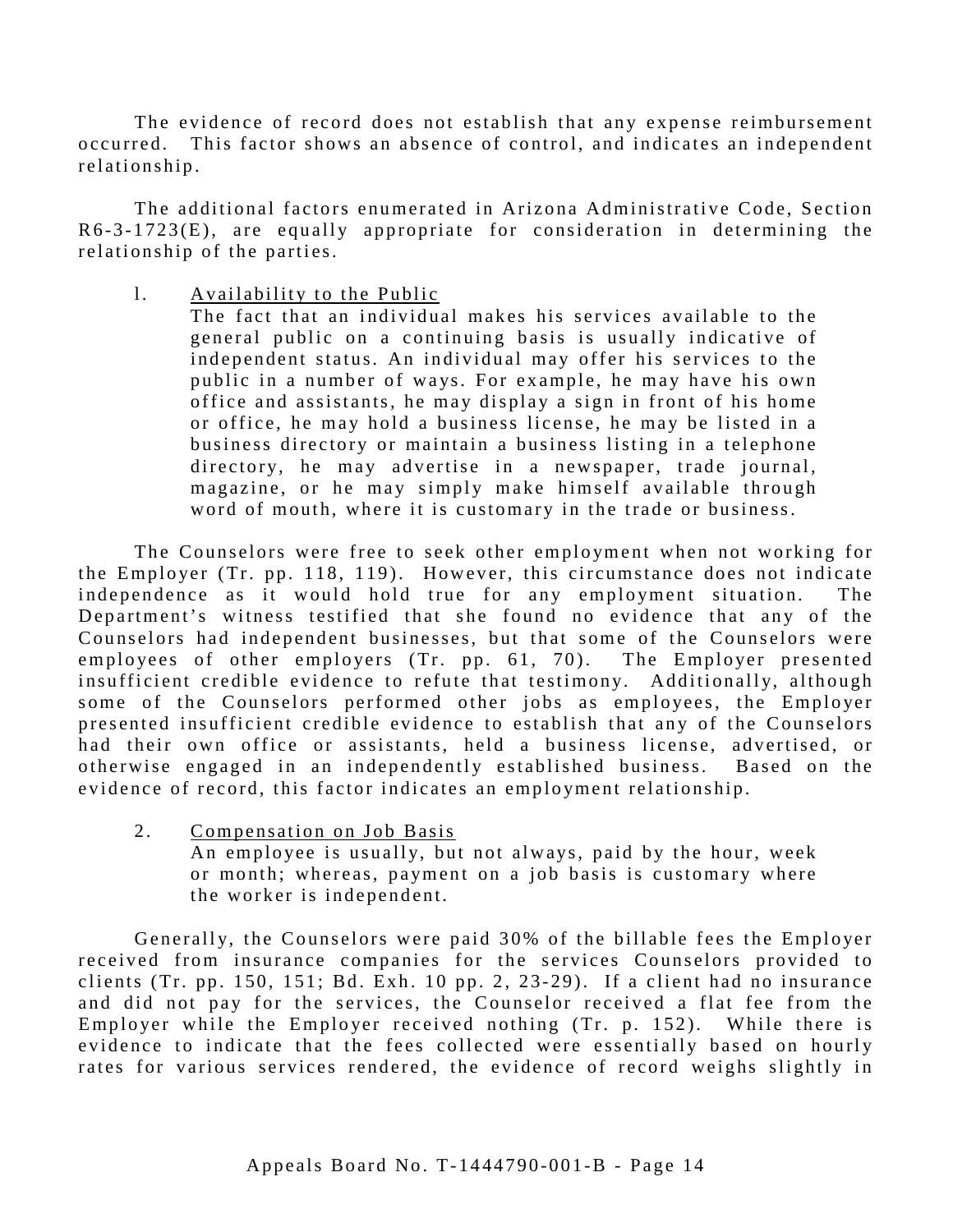The evidence of record does not establish that any expense reimbursement occurred. This factor shows an absence of control, and indicates an independent relationship.

The additional factors enumerated in Arizona Administrative Code, Section R6-3-1723(E), are equally appropriate for consideration in determining the relationship of the parties.

1. Availability to the Public

   The fact that an individual makes his services available to the general public on a continuing basis is usually indicative of independent status. An individual may offer his services to the public in a number of ways. For example, he may have his own office and assistants, he may display a sign in front of his home or office, he may hold a business license, he may be listed in a business directory or maintain a business listing in a telephone directory, he may advertise in a newspaper, trade journal, magazine, or he may simply make himself available through word of mouth, where it is customary in the trade or business.

The Counselors were free to seek other employment when not working for the Employer (Tr. pp. 118, 119). However, this circumstance does not indicate independence as it would hold true for any employment situation. The Department's witness testified that she found no evidence that any of the Counselors had independent businesses, but that some of the Counselors were employees of other employers (Tr. pp. 61, 70). The Employer presented insufficient credible evidence to refute that testimony. Additionally, although some of the Counselors performed other jobs as employees, the Employer presented insufficient credible evidence to establish that any of the Counselors had their own office or assistants, held a business license, advertised, or otherwise engaged in an independently established business. Based on the evidence of record, this factor indicates an employment relationship.

2. Compensation on Job Basis

   An employee is usually, but not always, paid by the hour, week or month; whereas, payment on a job basis is customary where the worker is independent.

Generally, the Counselors were paid 30% of the billable fees the Employer received from insurance companies for the services Counselors provided to clients (Tr. pp. 150, 151; Bd. Exh. 10 pp. 2, 23-29). If a client had no insurance and did not pay for the services, the Counselor received a flat fee from the Employer while the Employer received nothing (Tr. p. 152). While there is evidence to indicate that the fees collected were essentially based on hourly rates for various services rendered, the evidence of record weighs slightly in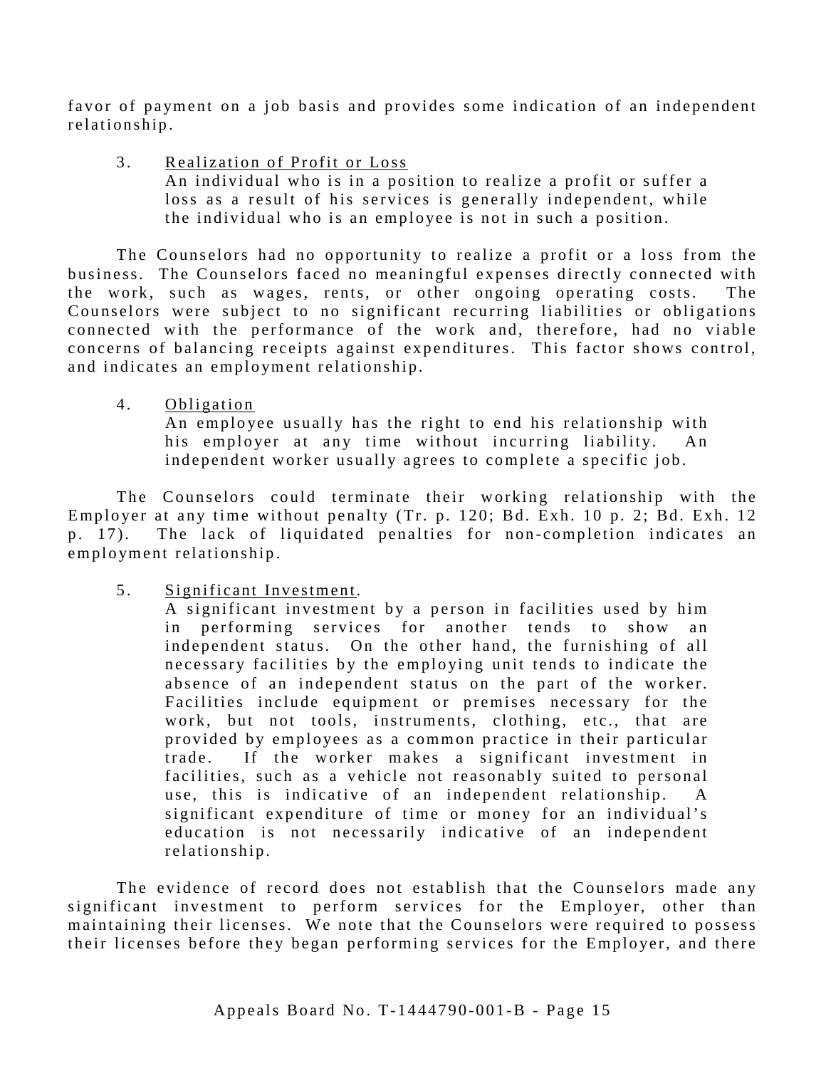favor of payment on a job basis and provides some indication of an independent relationship.

3. <u>Realization of Profit or Loss</u>
   An individual who is in a position to realize a profit or suffer a loss as a result of his services is generally independent, while the individual who is an employee is not in such a position.

The Counselors had no opportunity to realize a profit or a loss from the business. The Counselors faced no meaningful expenses directly connected with the work, such as wages, rents, or other ongoing operating costs. The Counselors were subject to no significant recurring liabilities or obligations connected with the performance of the work and, therefore, had no viable concerns of balancing receipts against expenditures. This factor shows control, and indicates an employment relationship.

4. <u>Obligation</u>
   An employee usually has the right to end his relationship with his employer at any time without incurring liability. An independent worker usually agrees to complete a specific job.

The Counselors could terminate their working relationship with the Employer at any time without penalty (Tr. p. 120; Bd. Exh. 10 p. 2; Bd. Exh. 12 p. 17). The lack of liquidated penalties for non-completion indicates an employment relationship.

5. <u>Significant Investment</u>.
   A significant investment by a person in facilities used by him in performing services for another tends to show an independent status. On the other hand, the furnishing of all necessary facilities by the employing unit tends to indicate the absence of an independent status on the part of the worker. Facilities include equipment or premises necessary for the work, but not tools, instruments, clothing, etc., that are provided by employees as a common practice in their particular trade. If the worker makes a significant investment in facilities, such as a vehicle not reasonably suited to personal use, this is indicative of an independent relationship. A significant expenditure of time or money for an individual's education is not necessarily indicative of an independent relationship.

The evidence of record does not establish that the Counselors made any significant investment to perform services for the Employer, other than maintaining their licenses. We note that the Counselors were required to possess their licenses before they began performing services for the Employer, and there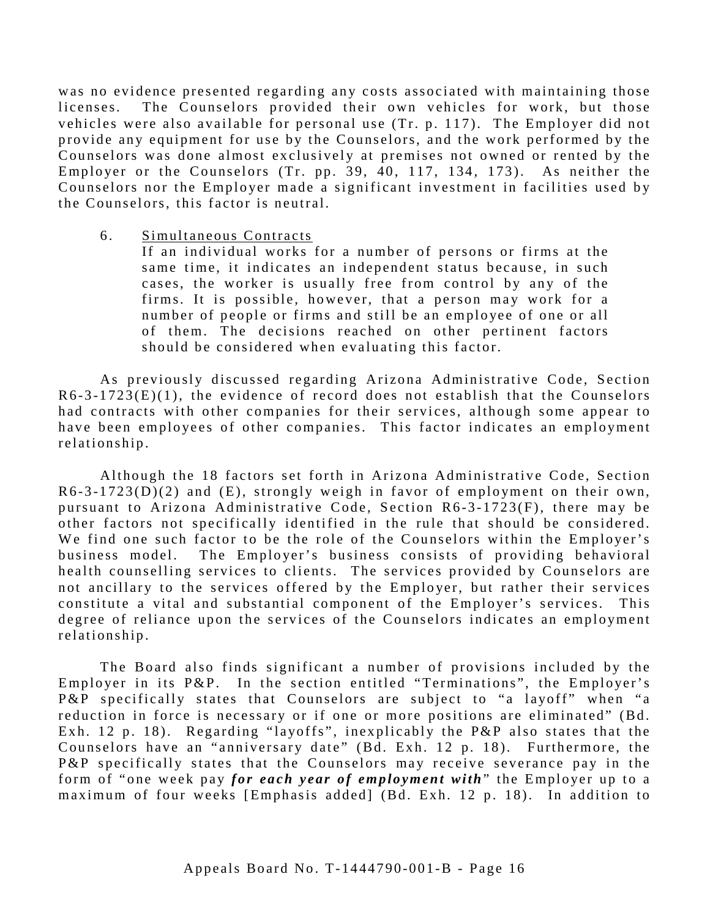was no evidence presented regarding any costs associated with maintaining those licenses. The Counselors provided their own vehicles for work, but those vehicles were also available for personal use (Tr. p. 117). The Employer did not provide any equipment for use by the Counselors, and the work performed by the Counselors was done almost exclusively at premises not owned or rented by the Employer or the Counselors (Tr. pp. 39, 40, 117, 134, 173). As neither the Counselors nor the Employer made a significant investment in facilities used by the Counselors, this factor is neutral.

6. Simultaneous Contracts

> If an individual works for a number of persons or firms at the same time, it indicates an independent status because, in such cases, the worker is usually free from control by any of the firms. It is possible, however, that a person may work for a number of people or firms and still be an employee of one or all of them. The decisions reached on other pertinent factors should be considered when evaluating this factor.

As previously discussed regarding Arizona Administrative Code, Section R6-3-1723(E)(1), the evidence of record does not establish that the Counselors had contracts with other companies for their services, although some appear to have been employees of other companies. This factor indicates an employment relationship.

Although the 18 factors set forth in Arizona Administrative Code, Section R6-3-1723(D)(2) and (E), strongly weigh in favor of employment on their own, pursuant to Arizona Administrative Code, Section R6-3-1723(F), there may be other factors not specifically identified in the rule that should be considered. We find one such factor to be the role of the Counselors within the Employer's business model. The Employer's business consists of providing behavioral health counselling services to clients. The services provided by Counselors are not ancillary to the services offered by the Employer, but rather their services constitute a vital and substantial component of the Employer's services. This degree of reliance upon the services of the Counselors indicates an employment relationship.

The Board also finds significant a number of provisions included by the Employer in its P&P. In the section entitled "Terminations", the Employer's P&P specifically states that Counselors are subject to "a layoff" when "a reduction in force is necessary or if one or more positions are eliminated" (Bd. Exh. 12 p. 18). Regarding "layoffs", inexplicably the P&P also states that the Counselors have an "anniversary date" (Bd. Exh. 12 p. 18). Furthermore, the P&P specifically states that the Counselors may receive severance pay in the form of "one week pay ***for each year of employment with***" the Employer up to a maximum of four weeks [Emphasis added] (Bd. Exh. 12 p. 18). In addition to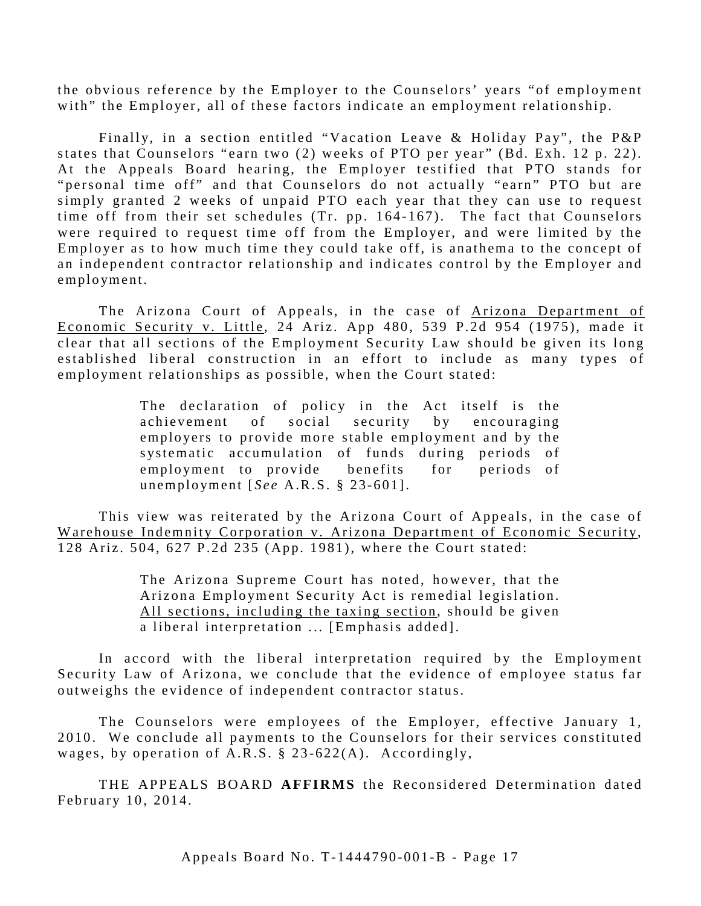the obvious reference by the Employer to the Counselors' years "of employment with" the Employer, all of these factors indicate an employment relationship.

Finally, in a section entitled "Vacation Leave & Holiday Pay", the P&P states that Counselors "earn two (2) weeks of PTO per year" (Bd. Exh. 12 p. 22). At the Appeals Board hearing, the Employer testified that PTO stands for "personal time off" and that Counselors do not actually "earn" PTO but are simply granted 2 weeks of unpaid PTO each year that they can use to request time off from their set schedules (Tr. pp. 164-167). The fact that Counselors were required to request time off from the Employer, and were limited by the Employer as to how much time they could take off, is anathema to the concept of an independent contractor relationship and indicates control by the Employer and employment.

The Arizona Court of Appeals, in the case of <u>Arizona Department of Economic Security v. Little</u>, 24 Ariz. App 480, 539 P.2d 954 (1975), made it clear that all sections of the Employment Security Law should be given its long established liberal construction in an effort to include as many types of employment relationships as possible, when the Court stated:

> The declaration of policy in the Act itself is the achievement of social security by encouraging employers to provide more stable employment and by the systematic accumulation of funds during periods of employment to provide benefits for periods of unemployment [*See* A.R.S. § 23-601].

This view was reiterated by the Arizona Court of Appeals, in the case of <u>Warehouse Indemnity Corporation v. Arizona Department of Economic Security</u>, 128 Ariz. 504, 627 P.2d 235 (App. 1981), where the Court stated:

> The Arizona Supreme Court has noted, however, that the Arizona Employment Security Act is remedial legislation. <u>All sections, including the taxing section</u>, should be given a liberal interpretation ... [Emphasis added].

In accord with the liberal interpretation required by the Employment Security Law of Arizona, we conclude that the evidence of employee status far outweighs the evidence of independent contractor status.

The Counselors were employees of the Employer, effective January 1, 2010. We conclude all payments to the Counselors for their services constituted wages, by operation of A.R.S. § 23-622(A). Accordingly,

THE APPEALS BOARD **AFFIRMS** the Reconsidered Determination dated February 10, 2014.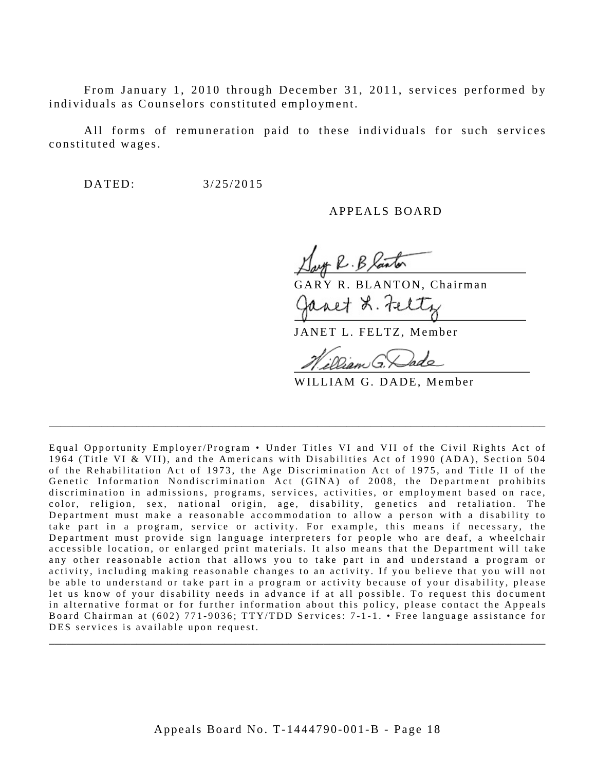From January 1, 2010 through December 31, 2011, services performed by individuals as Counselors constituted employment.

All forms of remuneration paid to these individuals for such services constituted wages.

DATED: 3/25/2015

APPEALS BOARD

GARY R. BLANTON, Chairman

JANET L. FELTZ, Member

WILLIAM G. DADE, Member

---

Equal Opportunity Employer/Program • Under Titles VI and VII of the Civil Rights Act of 1964 (Title VI & VII), and the Americans with Disabilities Act of 1990 (ADA), Section 504 of the Rehabilitation Act of 1973, the Age Discrimination Act of 1975, and Title II of the Genetic Information Nondiscrimination Act (GINA) of 2008, the Department prohibits discrimination in admissions, programs, services, activities, or employment based on race, color, religion, sex, national origin, age, disability, genetics and retaliation. The Department must make a reasonable accommodation to allow a person with a disability to take part in a program, service or activity. For example, this means if necessary, the Department must provide sign language interpreters for people who are deaf, a wheelchair accessible location, or enlarged print materials. It also means that the Department will take any other reasonable action that allows you to take part in and understand a program or activity, including making reasonable changes to an activity. If you believe that you will not be able to understand or take part in a program or activity because of your disability, please let us know of your disability needs in advance if at all possible. To request this document in alternative format or for further information about this policy, please contact the Appeals Board Chairman at (602) 771-9036; TTY/TDD Services: 7-1-1. • Free language assistance for DES services is available upon request.

---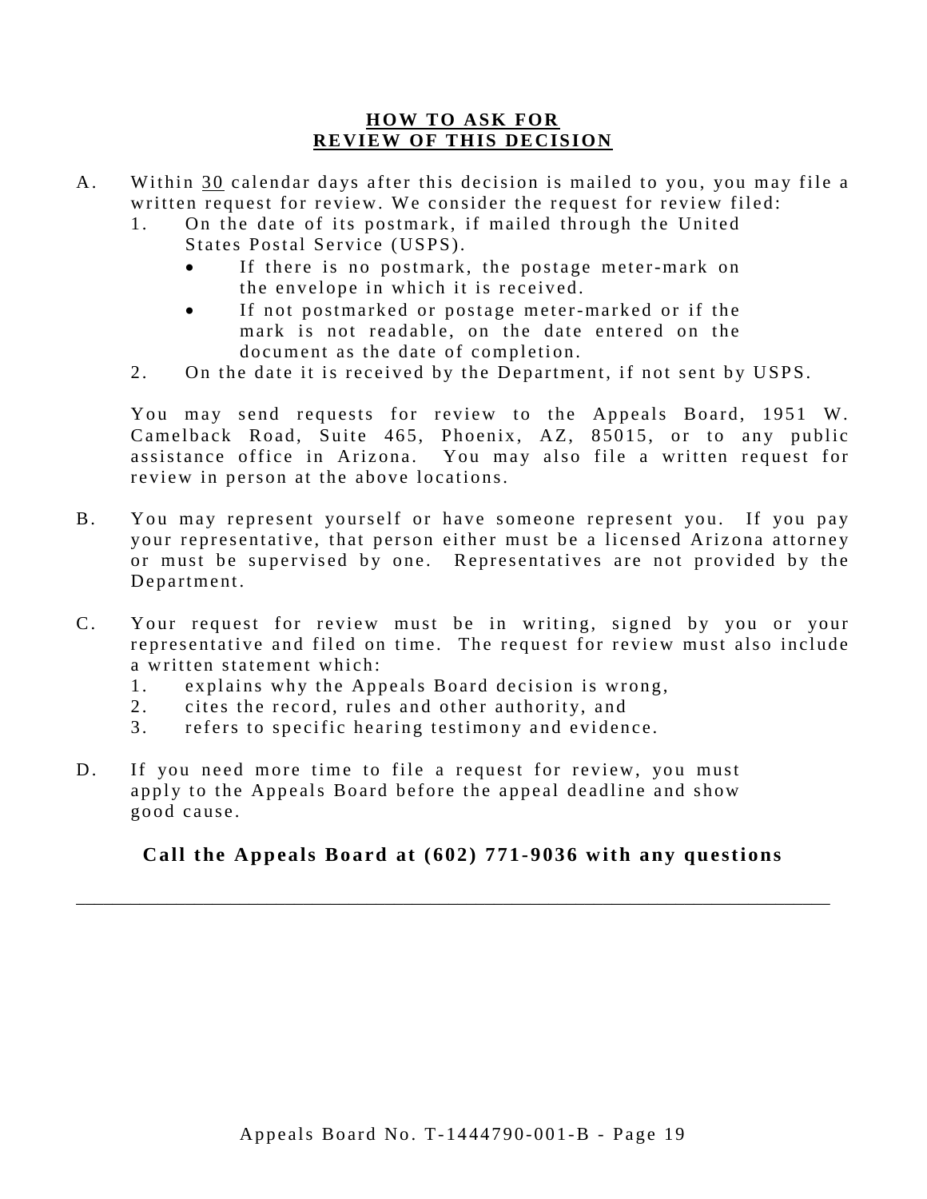## HOW TO ASK FOR REVIEW OF THIS DECISION

A. Within 30 calendar days after this decision is mailed to you, you may file a written request for review. We consider the request for review filed:

   1. On the date of its postmark, if mailed through the United States Postal Service (USPS).
      - If there is no postmark, the postage meter-mark on the envelope in which it is received.
      - If not postmarked or postage meter-marked or if the mark is not readable, on the date entered on the document as the date of completion.
   2. On the date it is received by the Department, if not sent by USPS.

   You may send requests for review to the Appeals Board, 1951 W. Camelback Road, Suite 465, Phoenix, AZ, 85015, or to any public assistance office in Arizona. You may also file a written request for review in person at the above locations.

B. You may represent yourself or have someone represent you. If you pay your representative, that person either must be a licensed Arizona attorney or must be supervised by one. Representatives are not provided by the Department.

C. Your request for review must be in writing, signed by you or your representative and filed on time. The request for review must also include a written statement which:

   1. explains why the Appeals Board decision is wrong,
   2. cites the record, rules and other authority, and
   3. refers to specific hearing testimony and evidence.

D. If you need more time to file a request for review, you must apply to the Appeals Board before the appeal deadline and show good cause.

**Call the Appeals Board at (602) 771-9036 with any questions**

---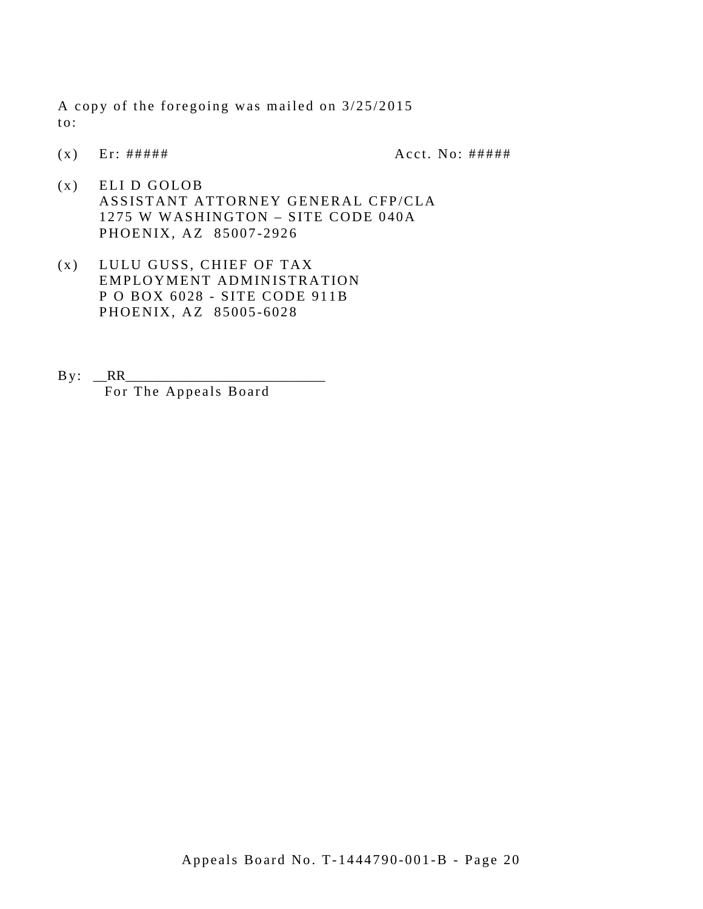A copy of the foregoing was mailed on 3/25/2015 to:

(x) Er: ##### Acct. No: #####

(x) ELI D GOLOB
ASSISTANT ATTORNEY GENERAL CFP/CLA
1275 W WASHINGTON – SITE CODE 040A
PHOENIX, AZ 85007-2926

(x) LULU GUSS, CHIEF OF TAX
EMPLOYMENT ADMINISTRATION
P O BOX 6028 - SITE CODE 911B
PHOENIX, AZ 85005-6028

By: __RR___________________________
For The Appeals Board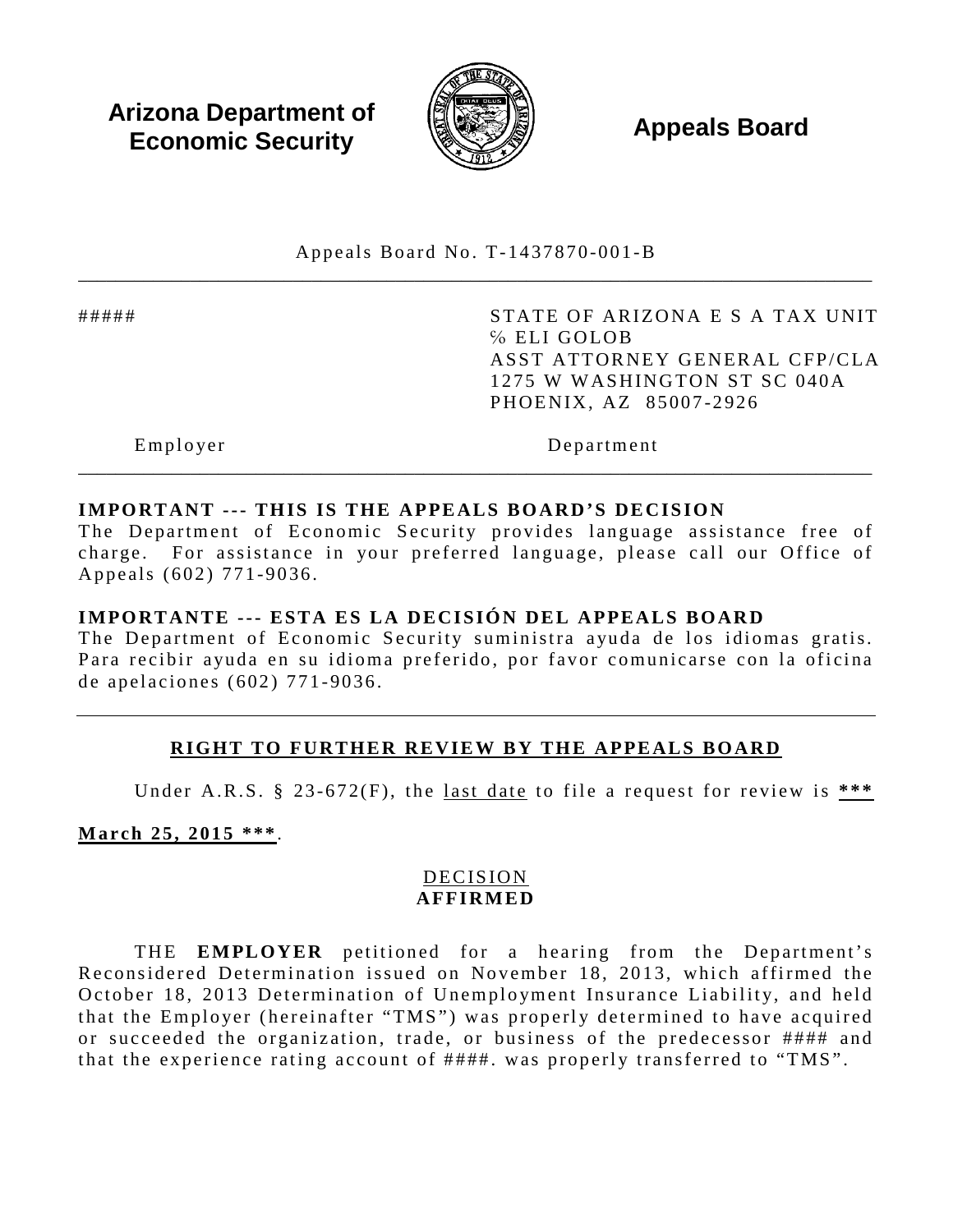**Arizona Department of Economic Security**

**Appeals Board**

Appeals Board No. T-1437870-001-B

---

| ##### | STATE OF ARIZONA E S A TAX UNIT<br>% ELI GOLOB<br>ASST ATTORNEY GENERAL CFP/CLA<br>1275 W WASHINGTON ST SC 040A<br>PHOENIX, AZ 85007-2926 |
|---|---|
| Employer | Department |

---

**IMPORTANT --- THIS IS THE APPEALS BOARD'S DECISION**
The Department of Economic Security provides language assistance free of charge. For assistance in your preferred language, please call our Office of Appeals (602) 771-9036.

**IMPORTANTE --- ESTA ES LA DECISIÓN DEL APPEALS BOARD**
The Department of Economic Security suministra ayuda de los idiomas gratis. Para recibir ayuda en su idioma preferido, por favor comunicarse con la oficina de apelaciones (602) 771-9036.

---

**RIGHT TO FURTHER REVIEW BY THE APPEALS BOARD**

Under A.R.S. § 23-672(F), the last date to file a request for review is ***March 25, 2015 ***.

DECISION
**AFFIRMED**

THE **EMPLOYER** petitioned for a hearing from the Department's Reconsidered Determination issued on November 18, 2013, which affirmed the October 18, 2013 Determination of Unemployment Insurance Liability, and held that the Employer (hereinafter "TMS") was properly determined to have acquired or succeeded the organization, trade, or business of the predecessor #### and that the experience rating account of ####. was properly transferred to "TMS".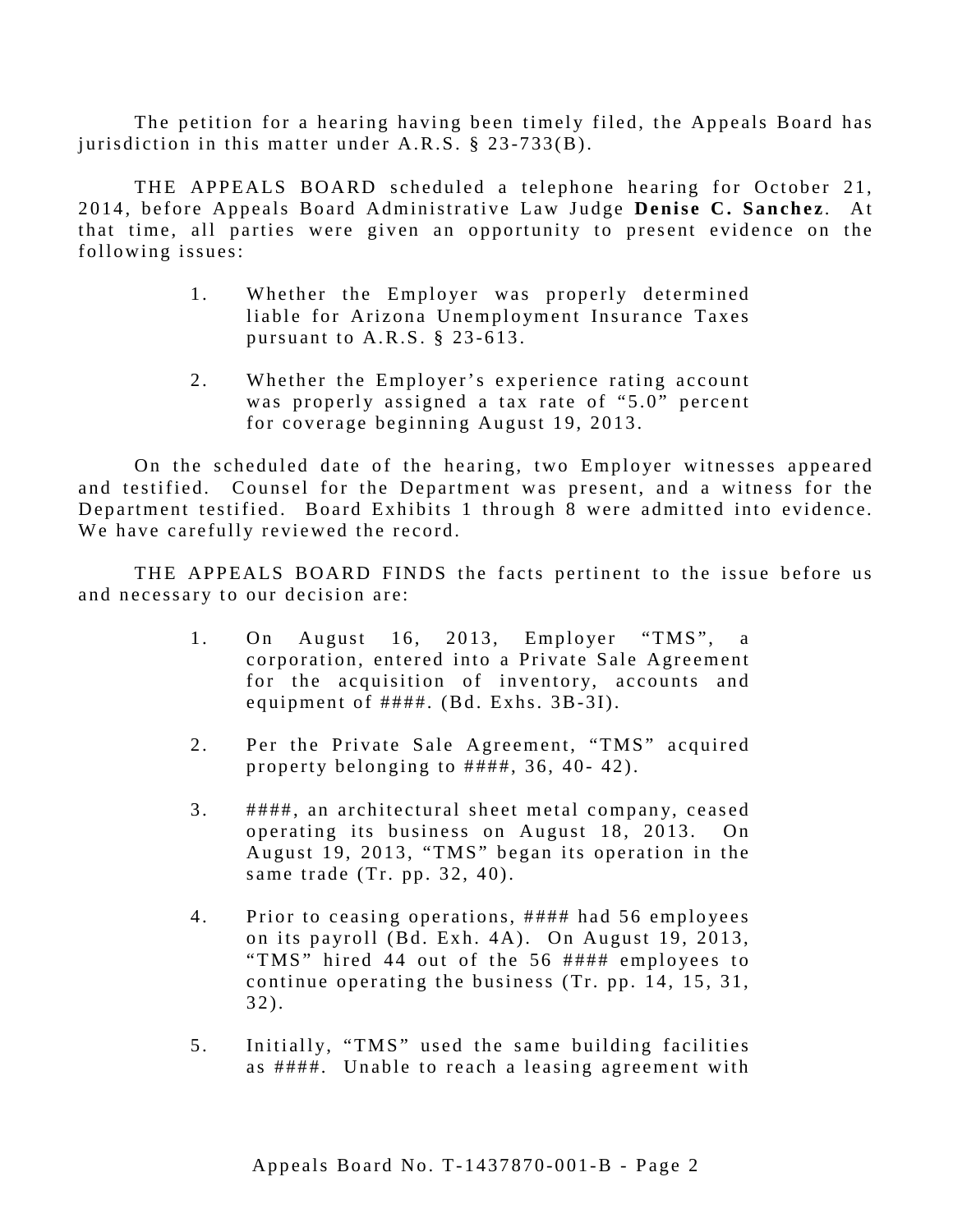The petition for a hearing having been timely filed, the Appeals Board has jurisdiction in this matter under A.R.S. § 23-733(B).

THE APPEALS BOARD scheduled a telephone hearing for October 21, 2014, before Appeals Board Administrative Law Judge **Denise C. Sanchez**. At that time, all parties were given an opportunity to present evidence on the following issues:

1. Whether the Employer was properly determined liable for Arizona Unemployment Insurance Taxes pursuant to A.R.S. § 23-613.

2. Whether the Employer's experience rating account was properly assigned a tax rate of "5.0" percent for coverage beginning August 19, 2013.

On the scheduled date of the hearing, two Employer witnesses appeared and testified. Counsel for the Department was present, and a witness for the Department testified. Board Exhibits 1 through 8 were admitted into evidence. We have carefully reviewed the record.

THE APPEALS BOARD FINDS the facts pertinent to the issue before us and necessary to our decision are:

1. On August 16, 2013, Employer "TMS", a corporation, entered into a Private Sale Agreement for the acquisition of inventory, accounts and equipment of ####. (Bd. Exhs. 3B-3I).

2. Per the Private Sale Agreement, "TMS" acquired property belonging to ####, 36, 40- 42).

3. ####, an architectural sheet metal company, ceased operating its business on August 18, 2013. On August 19, 2013, "TMS" began its operation in the same trade (Tr. pp. 32, 40).

4. Prior to ceasing operations, #### had 56 employees on its payroll (Bd. Exh. 4A). On August 19, 2013, "TMS" hired 44 out of the 56 #### employees to continue operating the business (Tr. pp. 14, 15, 31, 32).

5. Initially, "TMS" used the same building facilities as ####. Unable to reach a leasing agreement with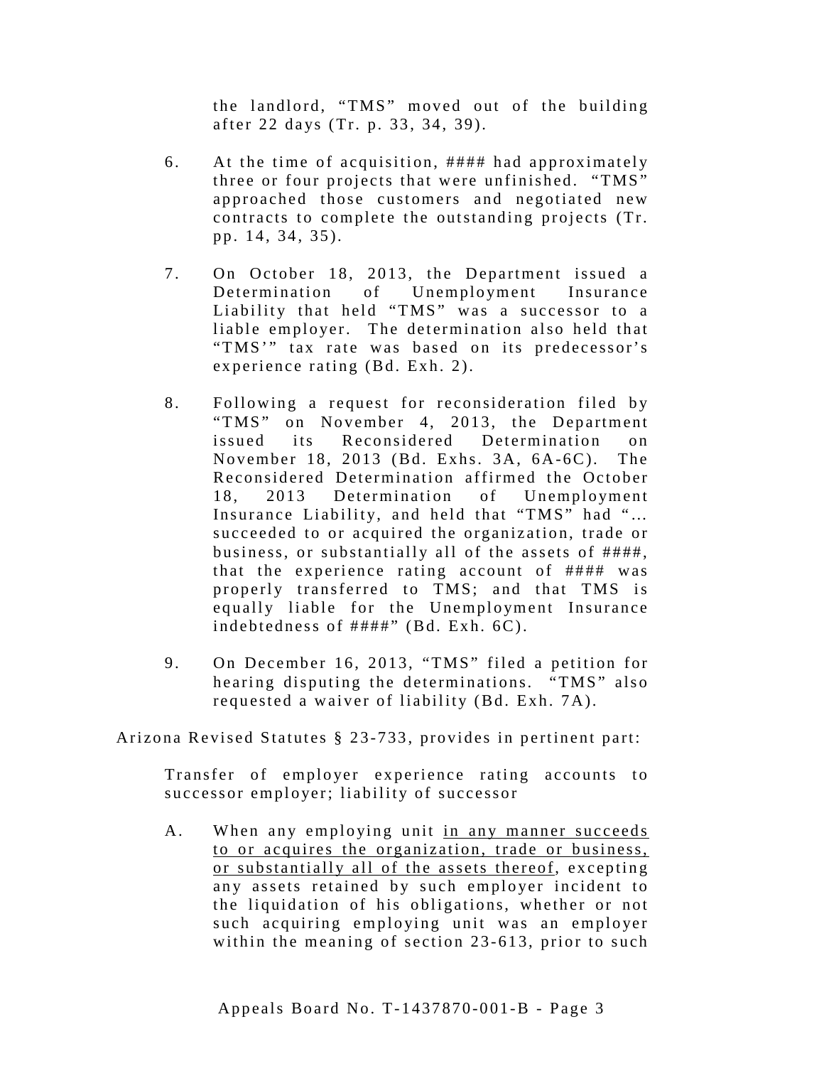the landlord, "TMS" moved out of the building after 22 days (Tr. p. 33, 34, 39).

6. At the time of acquisition, #### had approximately three or four projects that were unfinished. "TMS" approached those customers and negotiated new contracts to complete the outstanding projects (Tr. pp. 14, 34, 35).

7. On October 18, 2013, the Department issued a Determination of Unemployment Insurance Liability that held "TMS" was a successor to a liable employer. The determination also held that "TMS'" tax rate was based on its predecessor's experience rating (Bd. Exh. 2).

8. Following a request for reconsideration filed by "TMS" on November 4, 2013, the Department issued its Reconsidered Determination on November 18, 2013 (Bd. Exhs. 3A, 6A-6C). The Reconsidered Determination affirmed the October 18, 2013 Determination of Unemployment Insurance Liability, and held that "TMS" had "… succeeded to or acquired the organization, trade or business, or substantially all of the assets of ####, that the experience rating account of #### was properly transferred to TMS; and that TMS is equally liable for the Unemployment Insurance indebtedness of ####" (Bd. Exh. 6C).

9. On December 16, 2013, "TMS" filed a petition for hearing disputing the determinations. "TMS" also requested a waiver of liability (Bd. Exh. 7A).

Arizona Revised Statutes § 23-733, provides in pertinent part:

> Transfer of employer experience rating accounts to successor employer; liability of successor
>
> A. When any employing unit <u>in any manner succeeds to or acquires the organization, trade or business, or substantially all of the assets thereof</u>, excepting any assets retained by such employer incident to the liquidation of his obligations, whether or not such acquiring employing unit was an employer within the meaning of section 23-613, prior to such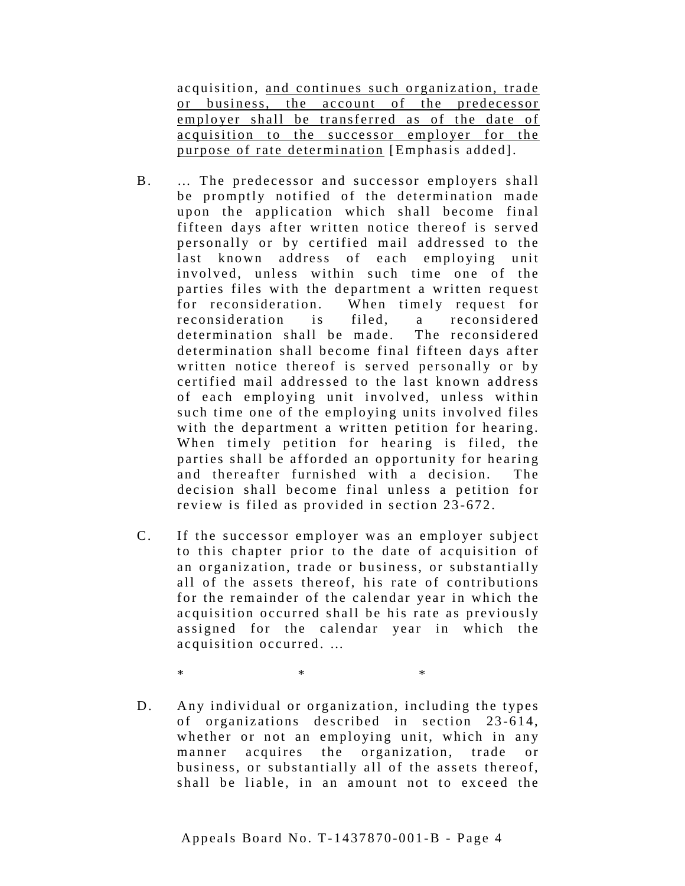acquisition, <u>and continues such organization, trade or business, the account of the predecessor employer shall be transferred as of the date of acquisition to the successor employer for the purpose of rate determination</u> [Emphasis added].

B. … The predecessor and successor employers shall be promptly notified of the determination made upon the application which shall become final fifteen days after written notice thereof is served personally or by certified mail addressed to the last known address of each employing unit involved, unless within such time one of the parties files with the department a written request for reconsideration. When timely request for reconsideration is filed, a reconsidered determination shall be made. The reconsidered determination shall become final fifteen days after written notice thereof is served personally or by certified mail addressed to the last known address of each employing unit involved, unless within such time one of the employing units involved files with the department a written petition for hearing. When timely petition for hearing is filed, the parties shall be afforded an opportunity for hearing and thereafter furnished with a decision. The decision shall become final unless a petition for review is filed as provided in section 23-672.

C. If the successor employer was an employer subject to this chapter prior to the date of acquisition of an organization, trade or business, or substantially all of the assets thereof, his rate of contributions for the remainder of the calendar year in which the acquisition occurred shall be his rate as previously assigned for the calendar year in which the acquisition occurred. …

\* \* \*

D. Any individual or organization, including the types of organizations described in section 23-614, whether or not an employing unit, which in any manner acquires the organization, trade or business, or substantially all of the assets thereof, shall be liable, in an amount not to exceed the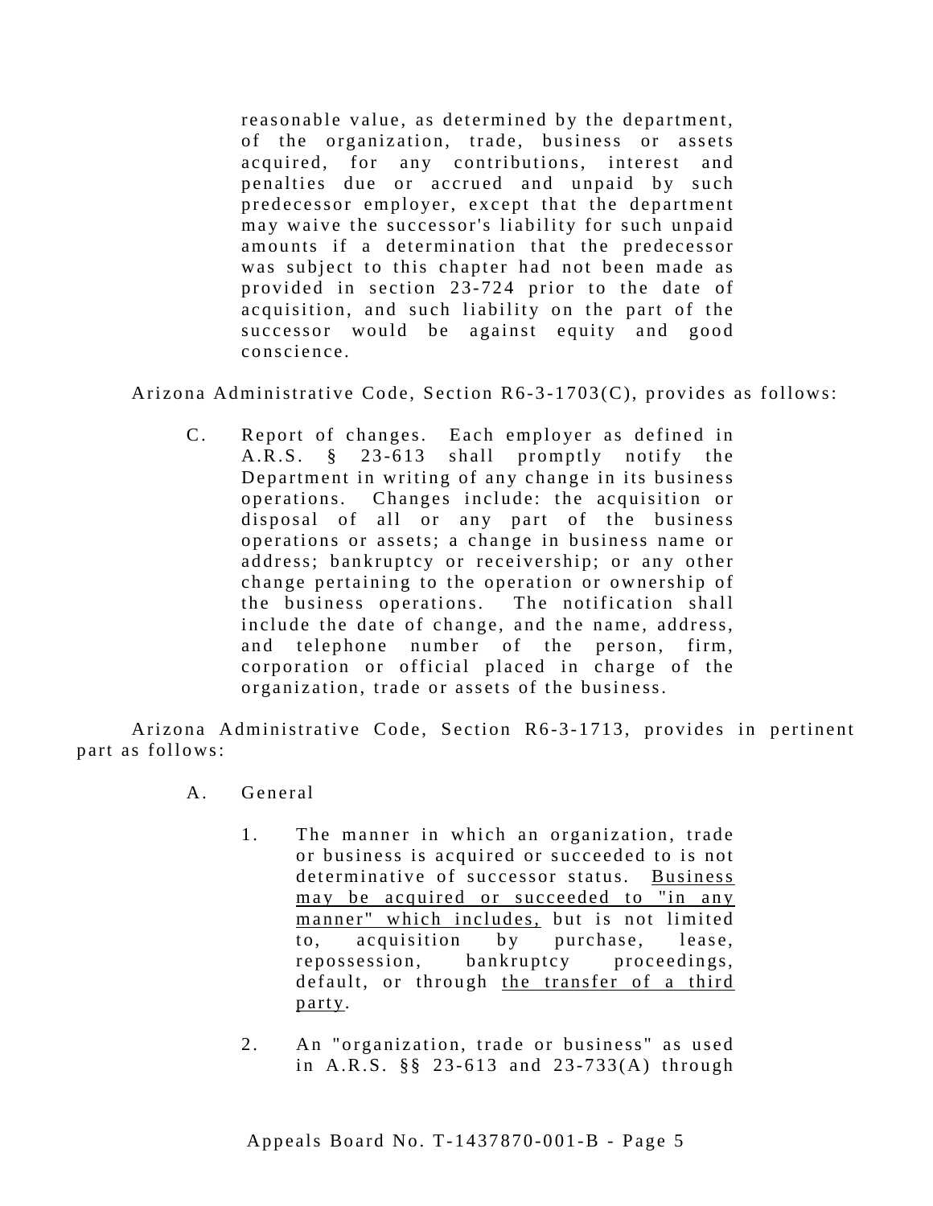> reasonable value, as determined by the department, of the organization, trade, business or assets acquired, for any contributions, interest and penalties due or accrued and unpaid by such predecessor employer, except that the department may waive the successor's liability for such unpaid amounts if a determination that the predecessor was subject to this chapter had not been made as provided in section 23-724 prior to the date of acquisition, and such liability on the part of the successor would be against equity and good conscience.

Arizona Administrative Code, Section R6-3-1703(C), provides as follows:

> C. Report of changes. Each employer as defined in A.R.S. § 23-613 shall promptly notify the Department in writing of any change in its business operations. Changes include: the acquisition or disposal of all or any part of the business operations or assets; a change in business name or address; bankruptcy or receivership; or any other change pertaining to the operation or ownership of the business operations. The notification shall include the date of change, and the name, address, and telephone number of the person, firm, corporation or official placed in charge of the organization, trade or assets of the business.

Arizona Administrative Code, Section R6-3-1713, provides in pertinent part as follows:

> A. General
>
> 1. The manner in which an organization, trade or business is acquired or succeeded to is not determinative of successor status. <u>Business may be acquired or succeeded to "in any manner" which includes,</u> but is not limited to, acquisition by purchase, lease, repossession, bankruptcy proceedings, default, or through <u>the transfer of a third party</u>.
>
> 2. An "organization, trade or business" as used in A.R.S. §§ 23-613 and 23-733(A) through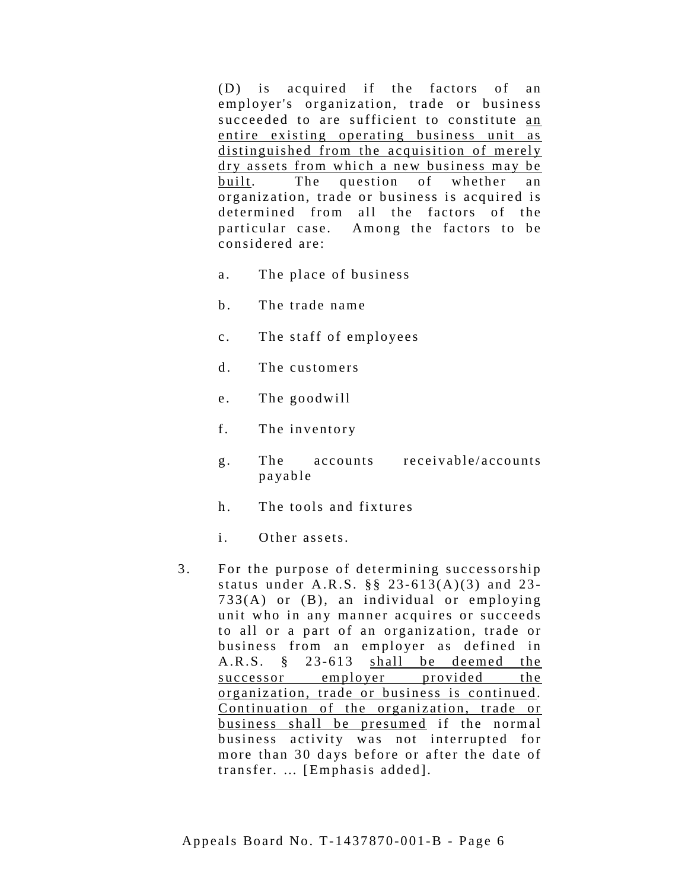(D) is acquired if the factors of an employer's organization, trade or business succeeded to are sufficient to constitute <u>an entire existing operating business unit as distinguished from the acquisition of merely dry assets from which a new business may be built</u>. The question of whether an organization, trade or business is acquired is determined from all the factors of the particular case. Among the factors to be considered are:

a. The place of business

b. The trade name

c. The staff of employees

d. The customers

e. The goodwill

f. The inventory

g. The accounts receivable/accounts payable

h. The tools and fixtures

i. Other assets.

3. For the purpose of determining successorship status under A.R.S. §§ 23-613(A)(3) and 23-733(A) or (B), an individual or employing unit who in any manner acquires or succeeds to all or a part of an organization, trade or business from an employer as defined in A.R.S. § 23-613 <u>shall be deemed the successor employer provided the organization, trade or business is continued</u>. <u>Continuation of the organization, trade or business shall be presumed</u> if the normal business activity was not interrupted for more than 30 days before or after the date of transfer. ... [Emphasis added].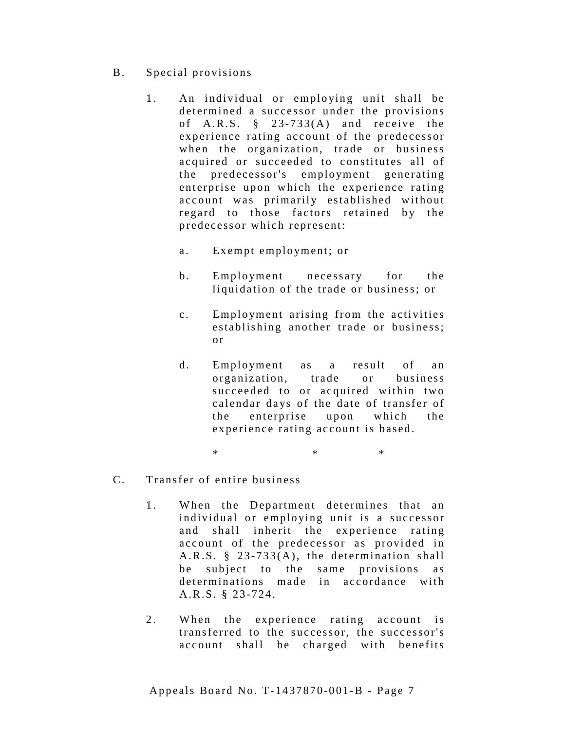B. Special provisions

1. An individual or employing unit shall be determined a successor under the provisions of A.R.S. § 23-733(A) and receive the experience rating account of the predecessor when the organization, trade or business acquired or succeeded to constitutes all of the predecessor's employment generating enterprise upon which the experience rating account was primarily established without regard to those factors retained by the predecessor which represent:

   a. Exempt employment; or

   b. Employment necessary for the liquidation of the trade or business; or

   c. Employment arising from the activities establishing another trade or business; or

   d. Employment as a result of an organization, trade or business succeeded to or acquired within two calendar days of the date of transfer of the enterprise upon which the experience rating account is based.

   \*    \*    \*

C. Transfer of entire business

1. When the Department determines that an individual or employing unit is a successor and shall inherit the experience rating account of the predecessor as provided in A.R.S. § 23-733(A), the determination shall be subject to the same provisions as determinations made in accordance with A.R.S. § 23-724.

2. When the experience rating account is transferred to the successor, the successor's account shall be charged with benefits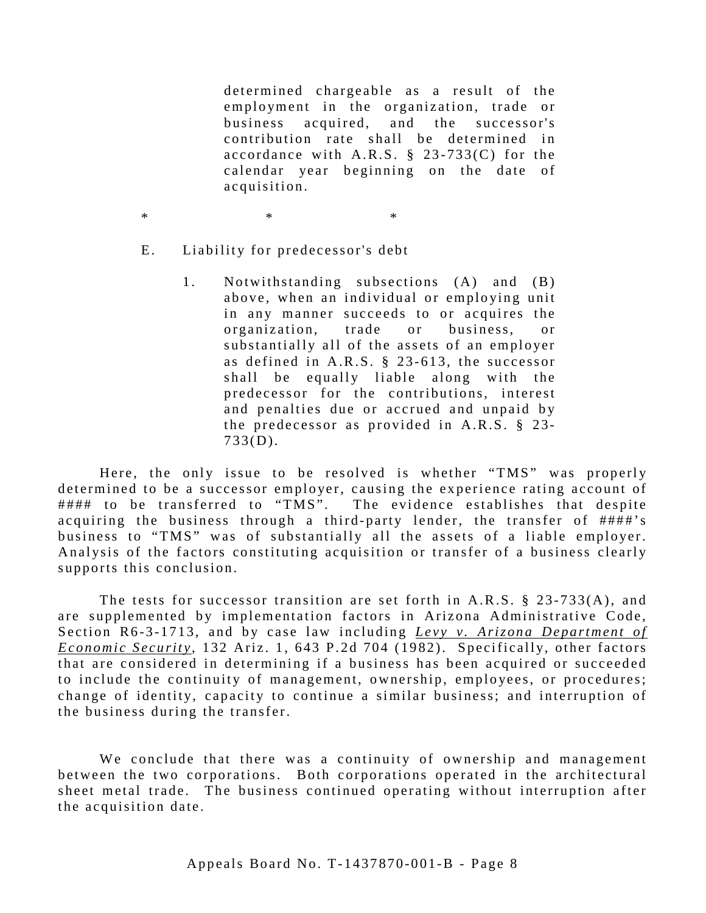> determined chargeable as a result of the employment in the organization, trade or business acquired, and the successor's contribution rate shall be determined in accordance with A.R.S. § 23-733(C) for the calendar year beginning on the date of acquisition.

*                    *                    *

> E. Liability for predecessor's debt
>
> > 1. Notwithstanding subsections (A) and (B) above, when an individual or employing unit in any manner succeeds to or acquires the organization, trade or business, or substantially all of the assets of an employer as defined in A.R.S. § 23-613, the successor shall be equally liable along with the predecessor for the contributions, interest and penalties due or accrued and unpaid by the predecessor as provided in A.R.S. § 23-733(D).

Here, the only issue to be resolved is whether "TMS" was properly determined to be a successor employer, causing the experience rating account of #### to be transferred to "TMS". The evidence establishes that despite acquiring the business through a third-party lender, the transfer of ####'s business to "TMS" was of substantially all the assets of a liable employer. Analysis of the factors constituting acquisition or transfer of a business clearly supports this conclusion.

The tests for successor transition are set forth in A.R.S. § 23-733(A), and are supplemented by implementation factors in Arizona Administrative Code, Section R6-3-1713, and by case law including <u>*Levy v. Arizona Department of Economic Security*</u>, 132 Ariz. 1, 643 P.2d 704 (1982). Specifically, other factors that are considered in determining if a business has been acquired or succeeded to include the continuity of management, ownership, employees, or procedures; change of identity, capacity to continue a similar business; and interruption of the business during the transfer.

We conclude that there was a continuity of ownership and management between the two corporations. Both corporations operated in the architectural sheet metal trade. The business continued operating without interruption after the acquisition date.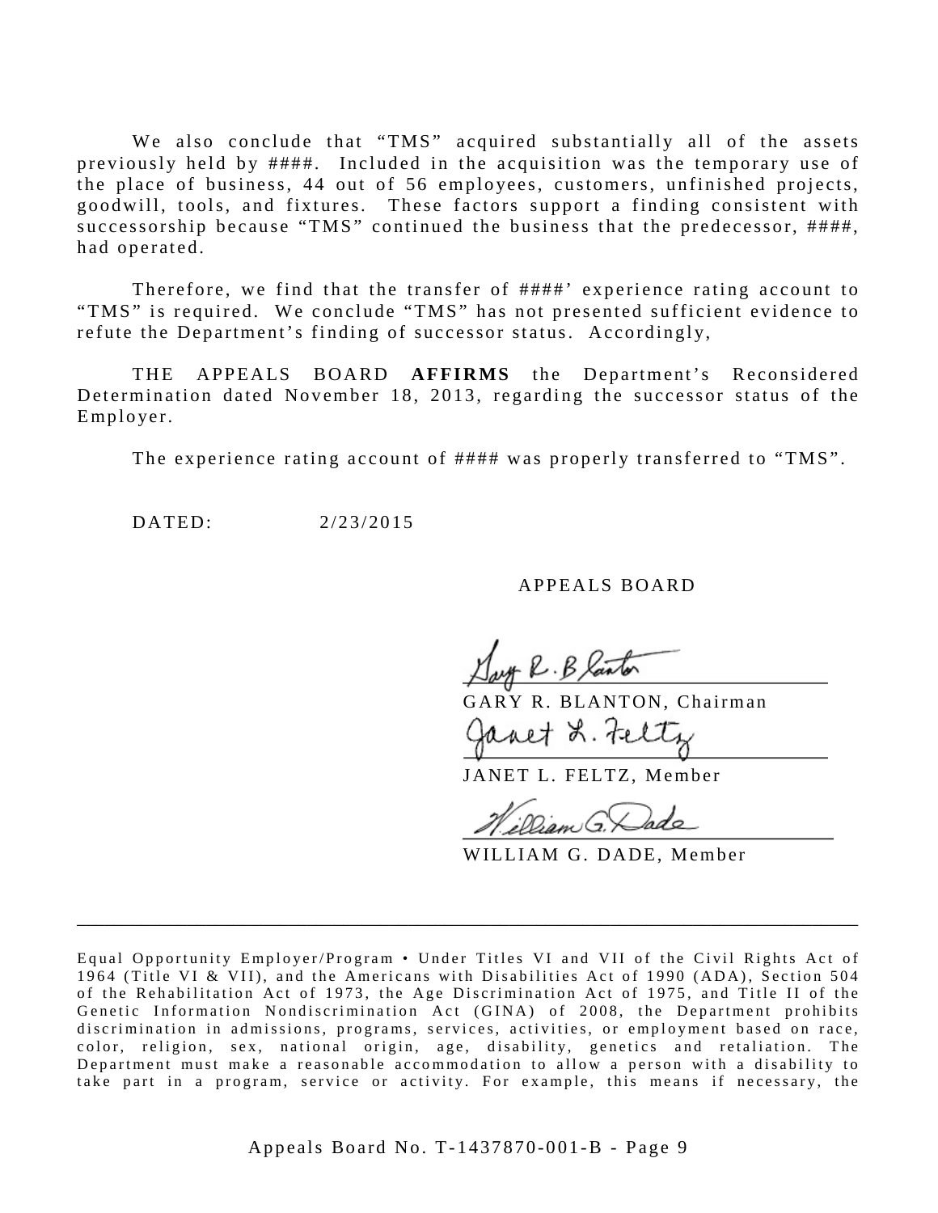We also conclude that “TMS” acquired substantially all of the assets previously held by ####. Included in the acquisition was the temporary use of the place of business, 44 out of 56 employees, customers, unfinished projects, goodwill, tools, and fixtures. These factors support a finding consistent with successorship because “TMS” continued the business that the predecessor, ####, had operated.

Therefore, we find that the transfer of ####’ experience rating account to “TMS” is required. We conclude “TMS” has not presented sufficient evidence to refute the Department’s finding of successor status. Accordingly,

THE APPEALS BOARD **AFFIRMS** the Department’s Reconsidered Determination dated November 18, 2013, regarding the successor status of the Employer.

The experience rating account of #### was properly transferred to “TMS”.

DATED: 2/23/2015

APPEALS BOARD

GARY R. BLANTON, Chairman

JANET L. FELTZ, Member

WILLIAM G. DADE, Member

---

Equal Opportunity Employer/Program • Under Titles VI and VII of the Civil Rights Act of 1964 (Title VI & VII), and the Americans with Disabilities Act of 1990 (ADA), Section 504 of the Rehabilitation Act of 1973, the Age Discrimination Act of 1975, and Title II of the Genetic Information Nondiscrimination Act (GINA) of 2008, the Department prohibits discrimination in admissions, programs, services, activities, or employment based on race, color, religion, sex, national origin, age, disability, genetics and retaliation. The Department must make a reasonable accommodation to allow a person with a disability to take part in a program, service or activity. For example, this means if necessary, the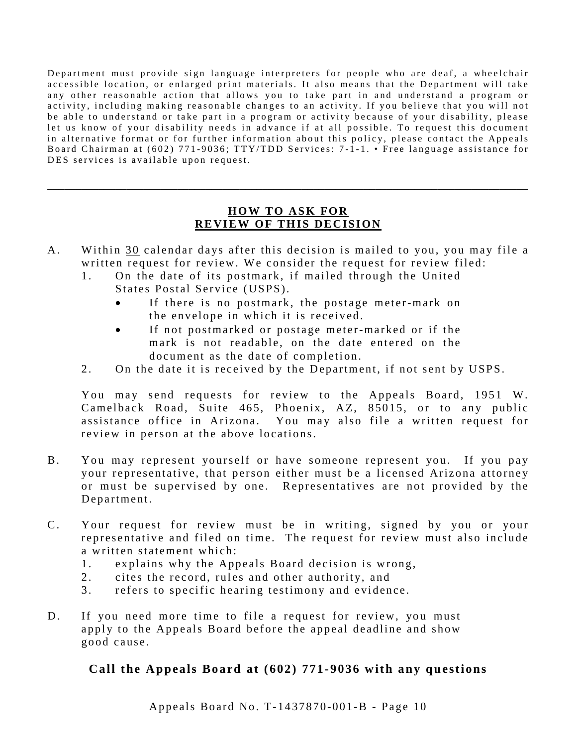Department must provide sign language interpreters for people who are deaf, a wheelchair accessible location, or enlarged print materials. It also means that the Department will take any other reasonable action that allows you to take part in and understand a program or activity, including making reasonable changes to an activity. If you believe that you will not be able to understand or take part in a program or activity because of your disability, please let us know of your disability needs in advance if at all possible. To request this document in alternative format or for further information about this policy, please contact the Appeals Board Chairman at (602) 771-9036; TTY/TDD Services: 7-1-1. • Free language assistance for DES services is available upon request.

---

## HOW TO ASK FOR REVIEW OF THIS DECISION

A. Within 30 calendar days after this decision is mailed to you, you may file a written request for review. We consider the request for review filed:
   1. On the date of its postmark, if mailed through the United States Postal Service (USPS).
      - If there is no postmark, the postage meter-mark on the envelope in which it is received.
      - If not postmarked or postage meter-marked or if the mark is not readable, on the date entered on the document as the date of completion.
   2. On the date it is received by the Department, if not sent by USPS.

   You may send requests for review to the Appeals Board, 1951 W. Camelback Road, Suite 465, Phoenix, AZ, 85015, or to any public assistance office in Arizona. You may also file a written request for review in person at the above locations.

B. You may represent yourself or have someone represent you. If you pay your representative, that person either must be a licensed Arizona attorney or must be supervised by one. Representatives are not provided by the Department.

C. Your request for review must be in writing, signed by you or your representative and filed on time. The request for review must also include a written statement which:
   1. explains why the Appeals Board decision is wrong,
   2. cites the record, rules and other authority, and
   3. refers to specific hearing testimony and evidence.

D. If you need more time to file a request for review, you must apply to the Appeals Board before the appeal deadline and show good cause.

**Call the Appeals Board at (602) 771-9036 with any questions**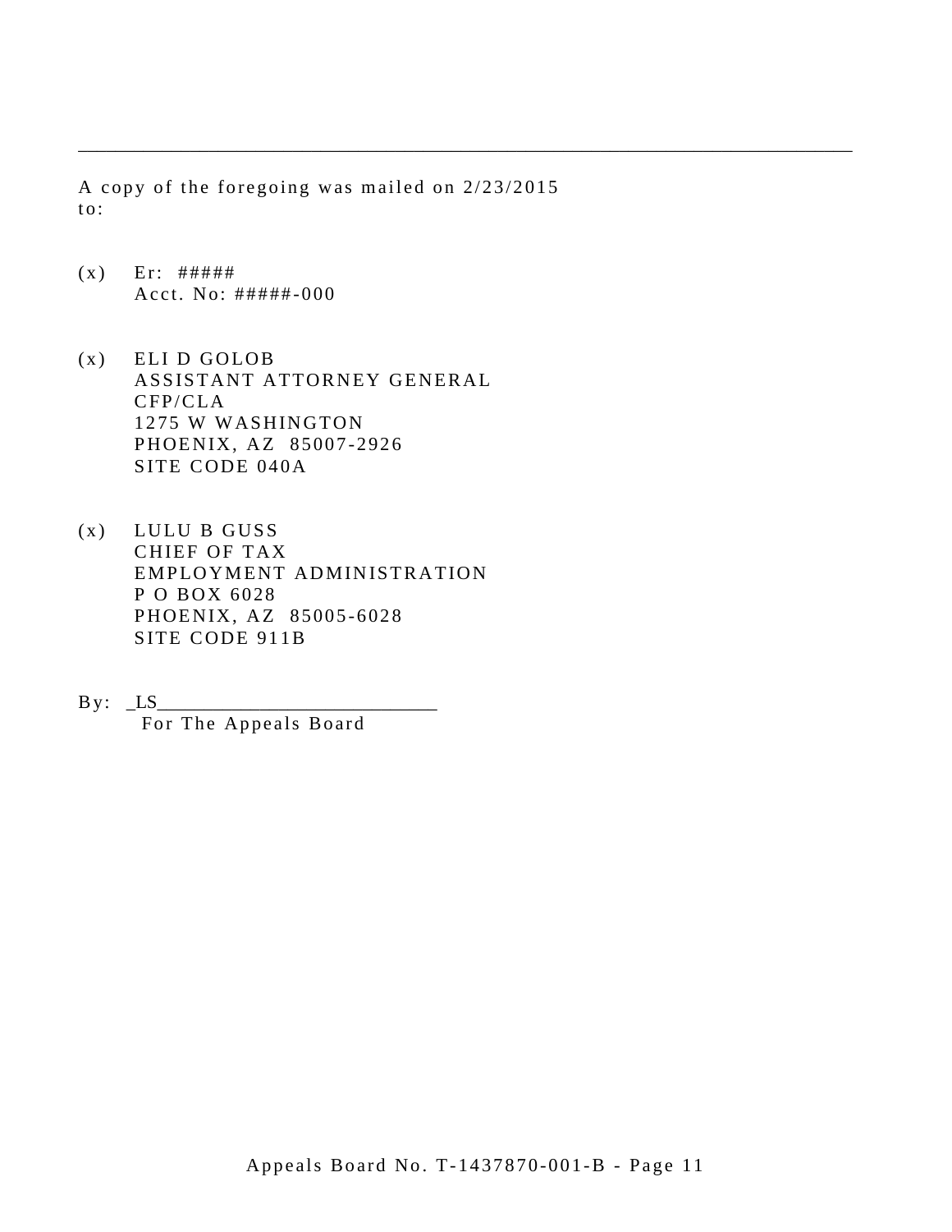---

A copy of the foregoing was mailed on 2/23/2015 to:

(x) Er: #####
    Acct. No: #####-000

(x) ELI D GOLOB
    ASSISTANT ATTORNEY GENERAL
    CFP/CLA
    1275 W WASHINGTON
    PHOENIX, AZ 85007-2926
    SITE CODE 040A

(x) LULU B GUSS
    CHIEF OF TAX
    EMPLOYMENT ADMINISTRATION
    P O BOX 6028
    PHOENIX, AZ 85005-6028
    SITE CODE 911B

By: _LS___________________________
    For The Appeals Board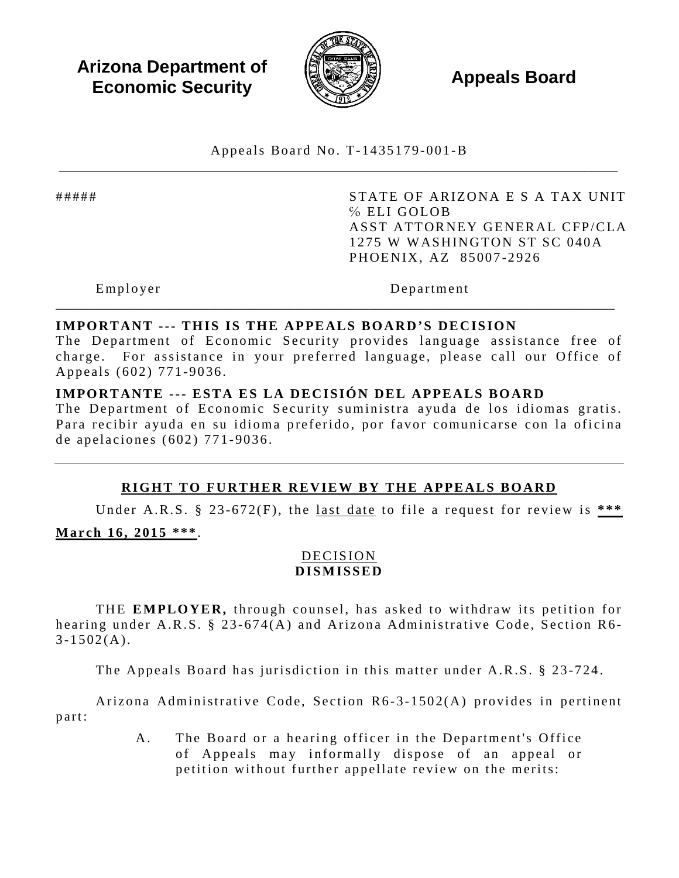**Arizona Department of Economic Security**

**Appeals Board**

Appeals Board No. T-1435179-001-B

---

#####

Employer

STATE OF ARIZONA E S A TAX UNIT
℅ ELI GOLOB
ASST ATTORNEY GENERAL CFP/CLA
1275 W WASHINGTON ST SC 040A
PHOENIX, AZ 85007-2926

Department

---

**IMPORTANT --- THIS IS THE APPEALS BOARD'S DECISION**
The Department of Economic Security provides language assistance free of charge. For assistance in your preferred language, please call our Office of Appeals (602) 771-9036.

**IMPORTANTE --- ESTA ES LA DECISIÓN DEL APPEALS BOARD**
The Department of Economic Security suministra ayuda de los idiomas gratis. Para recibir ayuda en su idioma preferido, por favor comunicarse con la oficina de apelaciones (602) 771-9036.

---

**RIGHT TO FURTHER REVIEW BY THE APPEALS BOARD**

Under A.R.S. § 23-672(F), the last date to file a request for review is **\*\*\* March 16, 2015 \*\*\***.

DECISION
**DISMISSED**

THE **EMPLOYER,** through counsel, has asked to withdraw its petition for hearing under A.R.S. § 23-674(A) and Arizona Administrative Code, Section R6-3-1502(A).

The Appeals Board has jurisdiction in this matter under A.R.S. § 23-724.

Arizona Administrative Code, Section R6-3-1502(A) provides in pertinent part:

> A. The Board or a hearing officer in the Department's Office of Appeals may informally dispose of an appeal or petition without further appellate review on the merits: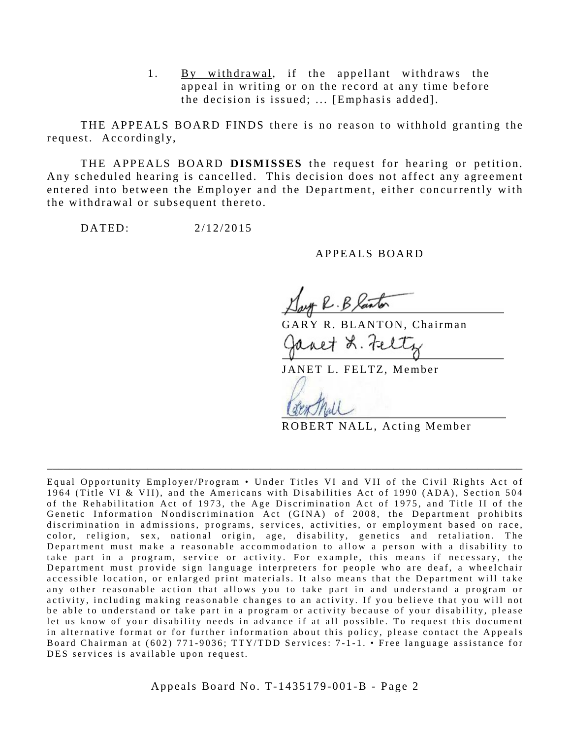1. By withdrawal, if the appellant withdraws the appeal in writing or on the record at any time before the decision is issued; ... [Emphasis added].

THE APPEALS BOARD FINDS there is no reason to withhold granting the request. Accordingly,

THE APPEALS BOARD **DISMISSES** the request for hearing or petition. Any scheduled hearing is cancelled. This decision does not affect any agreement entered into between the Employer and the Department, either concurrently with the withdrawal or subsequent thereto.

DATED: 2/12/2015

APPEALS BOARD

GARY R. BLANTON, Chairman

JANET L. FELTZ, Member

ROBERT NALL, Acting Member

---

Equal Opportunity Employer/Program • Under Titles VI and VII of the Civil Rights Act of 1964 (Title VI & VII), and the Americans with Disabilities Act of 1990 (ADA), Section 504 of the Rehabilitation Act of 1973, the Age Discrimination Act of 1975, and Title II of the Genetic Information Nondiscrimination Act (GINA) of 2008, the Department prohibits discrimination in admissions, programs, services, activities, or employment based on race, color, religion, sex, national origin, age, disability, genetics and retaliation. The Department must make a reasonable accommodation to allow a person with a disability to take part in a program, service or activity. For example, this means if necessary, the Department must provide sign language interpreters for people who are deaf, a wheelchair accessible location, or enlarged print materials. It also means that the Department will take any other reasonable action that allows you to take part in and understand a program or activity, including making reasonable changes to an activity. If you believe that you will not be able to understand or take part in a program or activity because of your disability, please let us know of your disability needs in advance if at all possible. To request this document in alternative format or for further information about this policy, please contact the Appeals Board Chairman at (602) 771-9036; TTY/TDD Services: 7-1-1. • Free language assistance for DES services is available upon request.

Appeals Board No. T-1435179-001-B - Page 2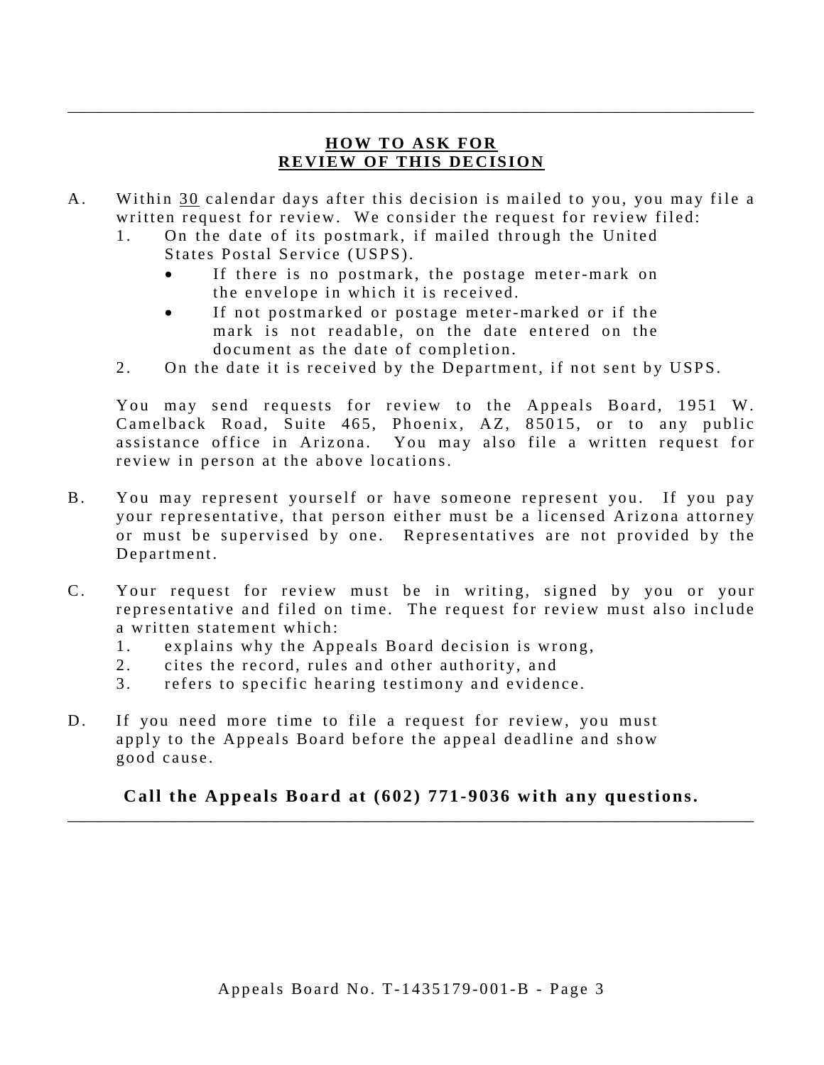## HOW TO ASK FOR REVIEW OF THIS DECISION

A. Within 30 calendar days after this decision is mailed to you, you may file a written request for review. We consider the request for review filed:

1. On the date of its postmark, if mailed through the United States Postal Service (USPS).
   - If there is no postmark, the postage meter-mark on the envelope in which it is received.
   - If not postmarked or postage meter-marked or if the mark is not readable, on the date entered on the document as the date of completion.
2. On the date it is received by the Department, if not sent by USPS.

You may send requests for review to the Appeals Board, 1951 W. Camelback Road, Suite 465, Phoenix, AZ, 85015, or to any public assistance office in Arizona. You may also file a written request for review in person at the above locations.

B. You may represent yourself or have someone represent you. If you pay your representative, that person either must be a licensed Arizona attorney or must be supervised by one. Representatives are not provided by the Department.

C. Your request for review must be in writing, signed by you or your representative and filed on time. The request for review must also include a written statement which:

1. explains why the Appeals Board decision is wrong,
2. cites the record, rules and other authority, and
3. refers to specific hearing testimony and evidence.

D. If you need more time to file a request for review, you must apply to the Appeals Board before the appeal deadline and show good cause.

**Call the Appeals Board at (602) 771-9036 with any questions.**

Appeals Board No. T-1435179-001-B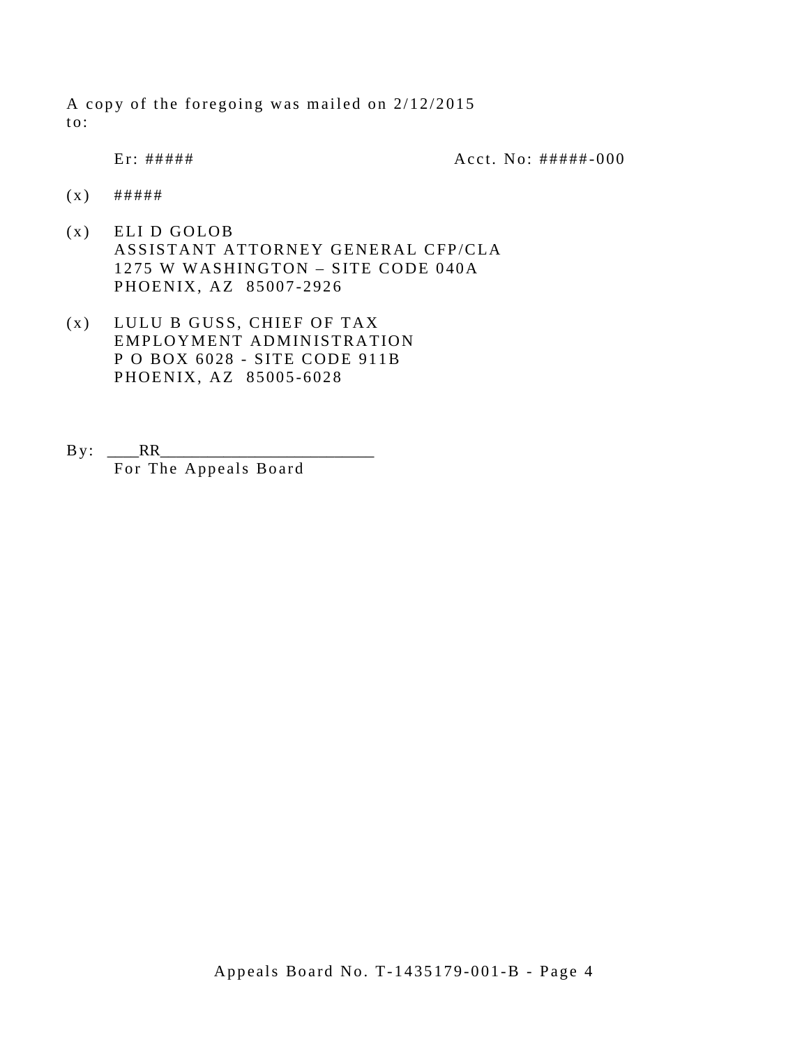A copy of the foregoing was mailed on 2/12/2015 to:

Er: #####                                        Acct. No: #####-000

(x) #####

(x) ELI D GOLOB  
ASSISTANT ATTORNEY GENERAL CFP/CLA  
1275 W WASHINGTON – SITE CODE 040A  
PHOENIX, AZ 85007-2926

(x) LULU B GUSS, CHIEF OF TAX  
EMPLOYMENT ADMINISTRATION  
P O BOX 6028 - SITE CODE 911B  
PHOENIX, AZ 85005-6028

By: ____RR_________________________  
For The Appeals Board

Appeals Board No. T-1435179-001-B - Page 4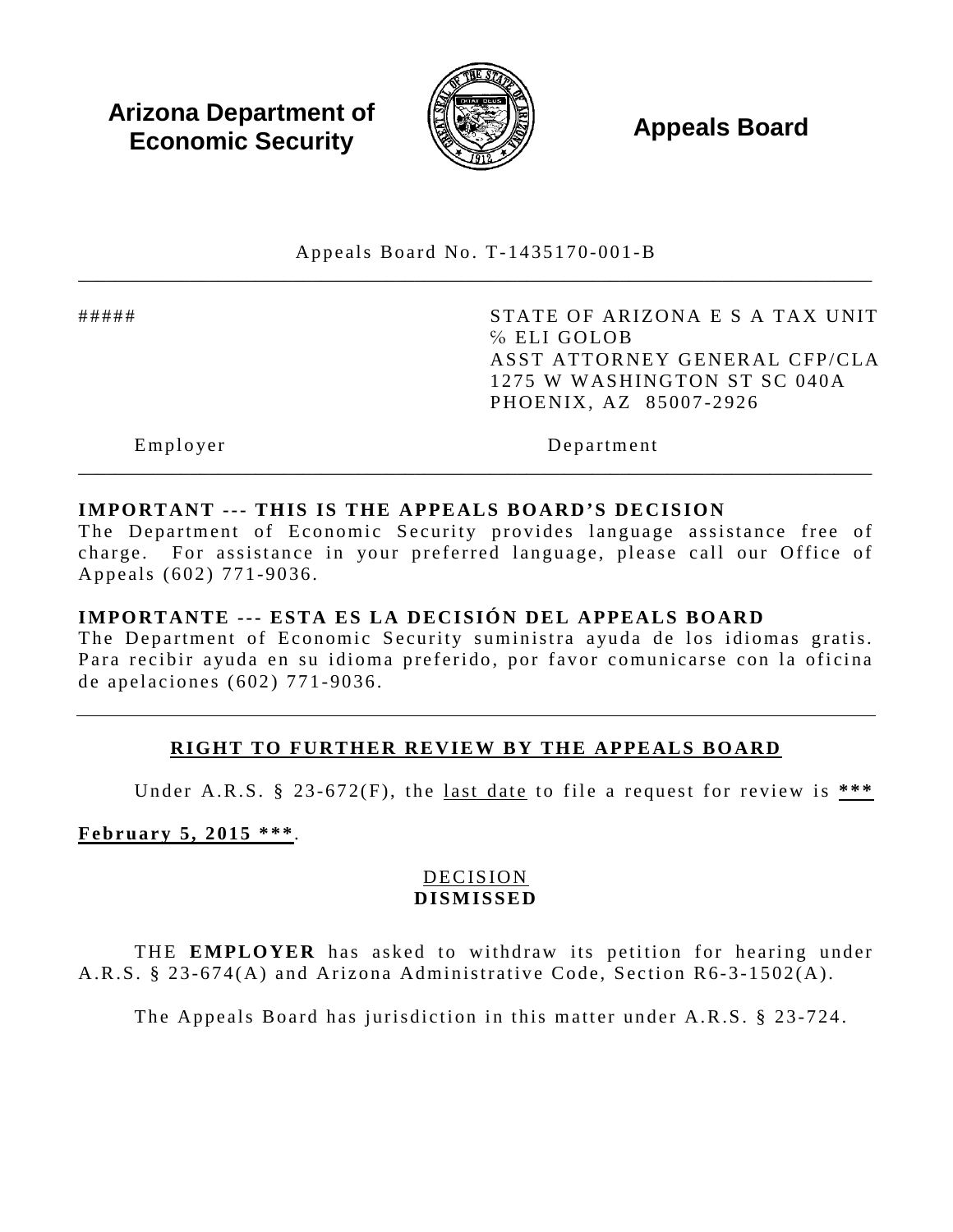**Arizona Department of Economic Security**

**Appeals Board**

Appeals Board No. T-1435170-001-B

| | |
|---|---|
| ##### | STATE OF ARIZONA E S A TAX UNIT<br>% ELI GOLOB<br>ASST ATTORNEY GENERAL CFP/CLA<br>1275 W WASHINGTON ST SC 040A<br>PHOENIX, AZ 85007-2926 |
| Employer | Department |

**IMPORTANT --- THIS IS THE APPEALS BOARD'S DECISION**
The Department of Economic Security provides language assistance free of charge. For assistance in your preferred language, please call our Office of Appeals (602) 771-9036.

**IMPORTANTE --- ESTA ES LA DECISIÓN DEL APPEALS BOARD**
The Department of Economic Security suministra ayuda de los idiomas gratis. Para recibir ayuda en su idioma preferido, por favor comunicarse con la oficina de apelaciones (602) 771-9036.

## RIGHT TO FURTHER REVIEW BY THE APPEALS BOARD

Under A.R.S. § 23-672(F), the last date to file a request for review is **\*\*\* February 5, 2015 \*\*\***.

## DECISION
## DISMISSED

THE **EMPLOYER** has asked to withdraw its petition for hearing under A.R.S. § 23-674(A) and Arizona Administrative Code, Section R6-3-1502(A).

The Appeals Board has jurisdiction in this matter under A.R.S. § 23-724.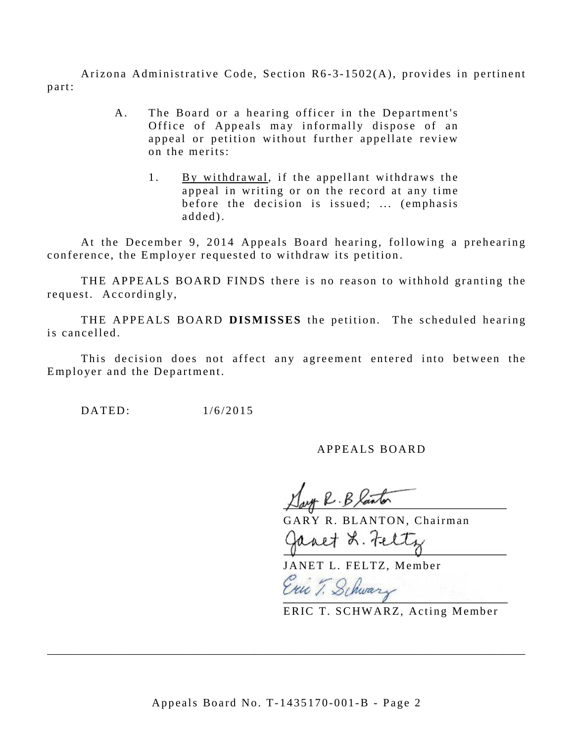Arizona Administrative Code, Section R6-3-1502(A), provides in pertinent part:

> A. The Board or a hearing officer in the Department's Office of Appeals may informally dispose of an appeal or petition without further appellate review on the merits:
>
> 1. By withdrawal, if the appellant withdraws the appeal in writing or on the record at any time before the decision is issued; ... (emphasis added).

At the December 9, 2014 Appeals Board hearing, following a prehearing conference, the Employer requested to withdraw its petition.

THE APPEALS BOARD FINDS there is no reason to withhold granting the request. Accordingly,

THE APPEALS BOARD **DISMISSES** the petition. The scheduled hearing is cancelled.

This decision does not affect any agreement entered into between the Employer and the Department.

DATED: 1/6/2015

APPEALS BOARD

GARY R. BLANTON, Chairman

JANET L. FELTZ, Member

ERIC T. SCHWARZ, Acting Member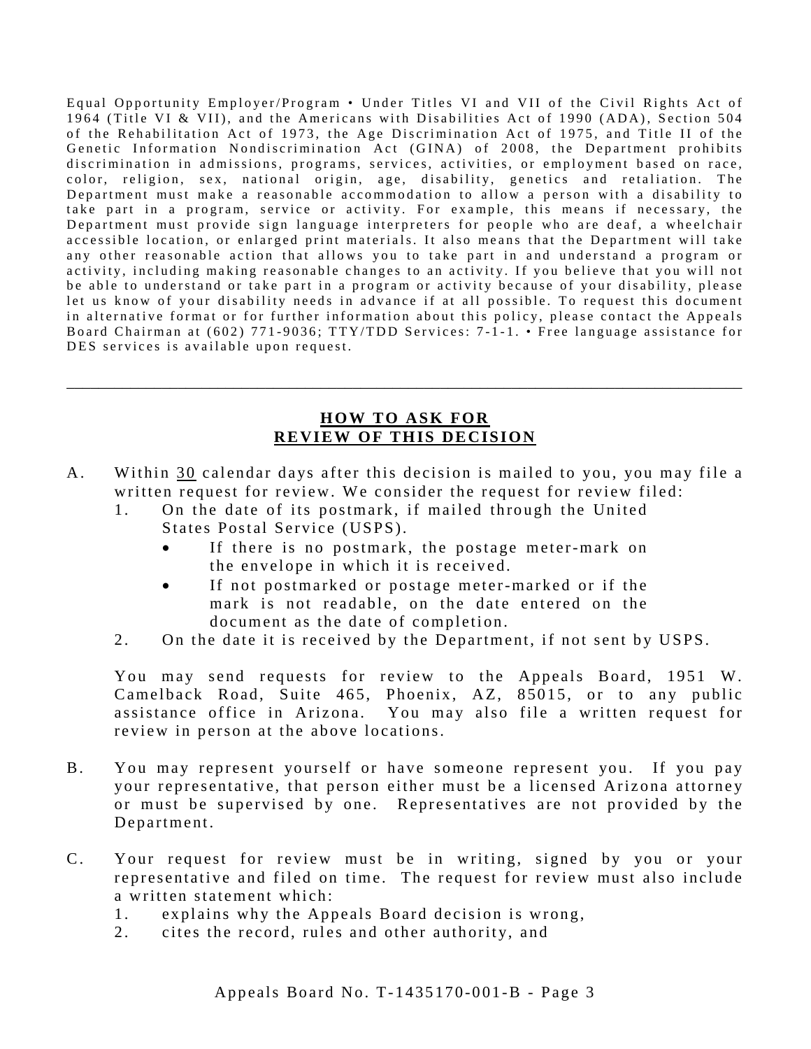Equal Opportunity Employer/Program • Under Titles VI and VII of the Civil Rights Act of 1964 (Title VI & VII), and the Americans with Disabilities Act of 1990 (ADA), Section 504 of the Rehabilitation Act of 1973, the Age Discrimination Act of 1975, and Title II of the Genetic Information Nondiscrimination Act (GINA) of 2008, the Department prohibits discrimination in admissions, programs, services, activities, or employment based on race, color, religion, sex, national origin, age, disability, genetics and retaliation. The Department must make a reasonable accommodation to allow a person with a disability to take part in a program, service or activity. For example, this means if necessary, the Department must provide sign language interpreters for people who are deaf, a wheelchair accessible location, or enlarged print materials. It also means that the Department will take any other reasonable action that allows you to take part in and understand a program or activity, including making reasonable changes to an activity. If you believe that you will not be able to understand or take part in a program or activity because of your disability, please let us know of your disability needs in advance if at all possible. To request this document in alternative format or for further information about this policy, please contact the Appeals Board Chairman at (602) 771-9036; TTY/TDD Services: 7-1-1. • Free language assistance for DES services is available upon request.

---

## HOW TO ASK FOR REVIEW OF THIS DECISION

A. Within 30 calendar days after this decision is mailed to you, you may file a written request for review. We consider the request for review filed:

1. On the date of its postmark, if mailed through the United States Postal Service (USPS).
   - If there is no postmark, the postage meter-mark on the envelope in which it is received.
   - If not postmarked or postage meter-marked or if the mark is not readable, on the date entered on the document as the date of completion.
2. On the date it is received by the Department, if not sent by USPS.

You may send requests for review to the Appeals Board, 1951 W. Camelback Road, Suite 465, Phoenix, AZ, 85015, or to any public assistance office in Arizona. You may also file a written request for review in person at the above locations.

B. You may represent yourself or have someone represent you. If you pay your representative, that person either must be a licensed Arizona attorney or must be supervised by one. Representatives are not provided by the Department.

C. Your request for review must be in writing, signed by you or your representative and filed on time. The request for review must also include a written statement which:

1. explains why the Appeals Board decision is wrong,
2. cites the record, rules and other authority, and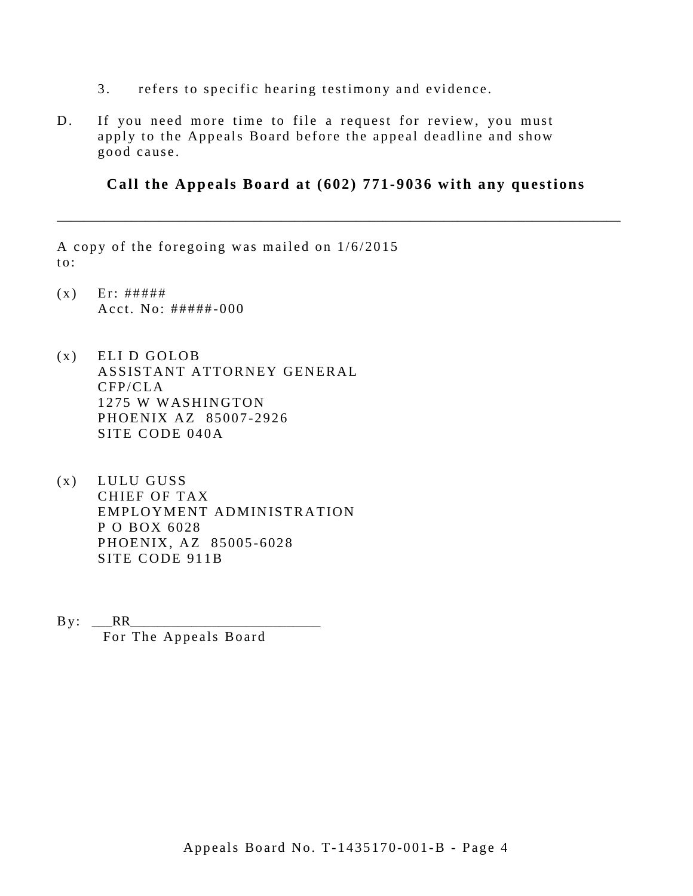3. refers to specific hearing testimony and evidence.

D. If you need more time to file a request for review, you must apply to the Appeals Board before the appeal deadline and show good cause.

**Call the Appeals Board at (602) 771-9036 with any questions**

---

A copy of the foregoing was mailed on 1/6/2015 to:

(x) Er: #####
Acct. No: #####-000

(x) ELI D GOLOB
ASSISTANT ATTORNEY GENERAL
CFP/CLA
1275 W WASHINGTON
PHOENIX AZ 85007-2926
SITE CODE 040A

(x) LULU GUSS
CHIEF OF TAX
EMPLOYMENT ADMINISTRATION
P O BOX 6028
PHOENIX, AZ 85005-6028
SITE CODE 911B

By: ___RR__________________________
For The Appeals Board

Appeals Board No. T-1435170-001-B - Page 4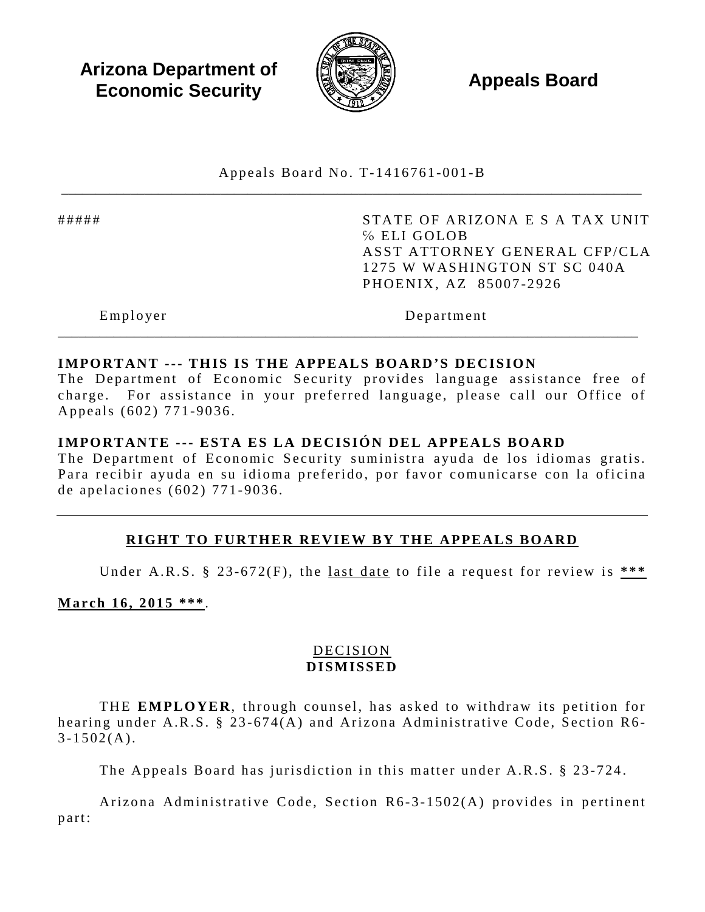**Arizona Department of Economic Security** **Appeals Board**

Appeals Board No. T-1416761-001-B

| | |
|---|---|
| ##### | STATE OF ARIZONA E S A TAX UNIT<br>% ELI GOLOB<br>ASST ATTORNEY GENERAL CFP/CLA<br>1275 W WASHINGTON ST SC 040A<br>PHOENIX, AZ 85007-2926 |
| Employer | Department |

**IMPORTANT --- THIS IS THE APPEALS BOARD'S DECISION**
The Department of Economic Security provides language assistance free of charge. For assistance in your preferred language, please call our Office of Appeals (602) 771-9036.

**IMPORTANTE --- ESTA ES LA DECISIÓN DEL APPEALS BOARD**
The Department of Economic Security suministra ayuda de los idiomas gratis. Para recibir ayuda en su idioma preferido, por favor comunicarse con la oficina de apelaciones (602) 771-9036.

## RIGHT TO FURTHER REVIEW BY THE APPEALS BOARD

Under A.R.S. § 23-672(F), the last date to file a request for review is **\*\*\* March 16, 2015 \*\*\***.

## DECISION
## DISMISSED

THE **EMPLOYER**, through counsel, has asked to withdraw its petition for hearing under A.R.S. § 23-674(A) and Arizona Administrative Code, Section R6-3-1502(A).

The Appeals Board has jurisdiction in this matter under A.R.S. § 23-724.

Arizona Administrative Code, Section R6-3-1502(A) provides in pertinent part: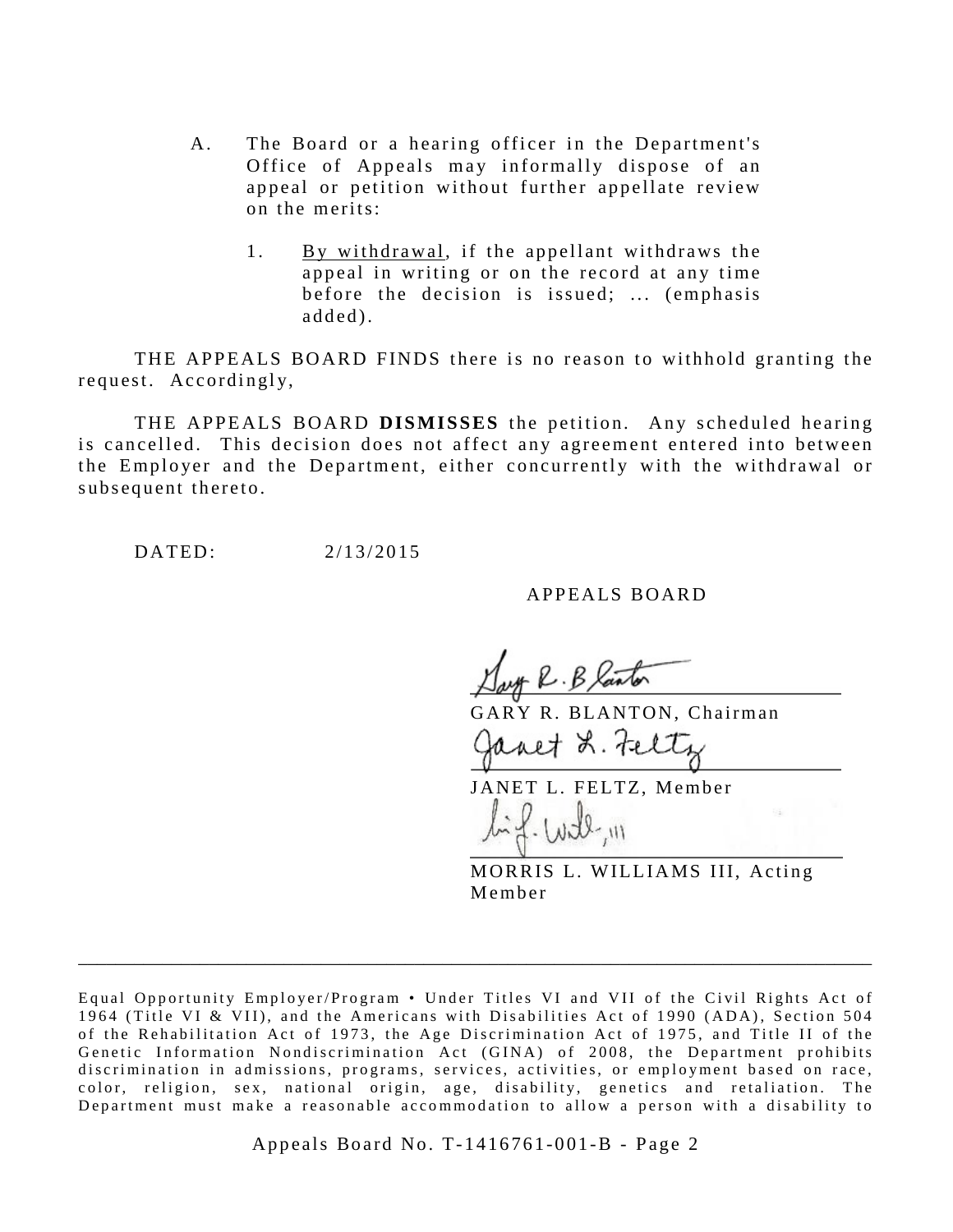A. The Board or a hearing officer in the Department's Office of Appeals may informally dispose of an appeal or petition without further appellate review on the merits:

   1. By withdrawal, if the appellant withdraws the appeal in writing or on the record at any time before the decision is issued; ... (emphasis added).

THE APPEALS BOARD FINDS there is no reason to withhold granting the request. Accordingly,

THE APPEALS BOARD **DISMISSES** the petition. Any scheduled hearing is cancelled. This decision does not affect any agreement entered into between the Employer and the Department, either concurrently with the withdrawal or subsequent thereto.

DATED: 2/13/2015

APPEALS BOARD

GARY R. BLANTON, Chairman

JANET L. FELTZ, Member

MORRIS L. WILLIAMS III, Acting Member

---

Equal Opportunity Employer/Program • Under Titles VI and VII of the Civil Rights Act of 1964 (Title VI & VII), and the Americans with Disabilities Act of 1990 (ADA), Section 504 of the Rehabilitation Act of 1973, the Age Discrimination Act of 1975, and Title II of the Genetic Information Nondiscrimination Act (GINA) of 2008, the Department prohibits discrimination in admissions, programs, services, activities, or employment based on race, color, religion, sex, national origin, age, disability, genetics and retaliation. The Department must make a reasonable accommodation to allow a person with a disability to

Appeals Board No. T-1416761-001-B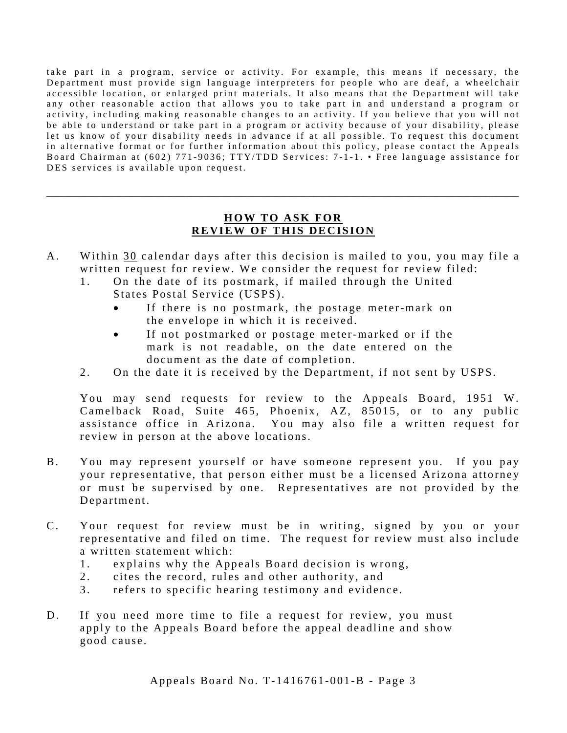take part in a program, service or activity. For example, this means if necessary, the Department must provide sign language interpreters for people who are deaf, a wheelchair accessible location, or enlarged print materials. It also means that the Department will take any other reasonable action that allows you to take part in and understand a program or activity, including making reasonable changes to an activity. If you believe that you will not be able to understand or take part in a program or activity because of your disability, please let us know of your disability needs in advance if at all possible. To request this document in alternative format or for further information about this policy, please contact the Appeals Board Chairman at (602) 771-9036; TTY/TDD Services: 7-1-1. • Free language assistance for DES services is available upon request.

---

## HOW TO ASK FOR REVIEW OF THIS DECISION

A. Within 30 calendar days after this decision is mailed to you, you may file a written request for review. We consider the request for review filed:
   1. On the date of its postmark, if mailed through the United States Postal Service (USPS).
      - If there is no postmark, the postage meter-mark on the envelope in which it is received.
      - If not postmarked or postage meter-marked or if the mark is not readable, on the date entered on the document as the date of completion.
   2. On the date it is received by the Department, if not sent by USPS.

   You may send requests for review to the Appeals Board, 1951 W. Camelback Road, Suite 465, Phoenix, AZ, 85015, or to any public assistance office in Arizona. You may also file a written request for review in person at the above locations.

B. You may represent yourself or have someone represent you. If you pay your representative, that person either must be a licensed Arizona attorney or must be supervised by one. Representatives are not provided by the Department.

C. Your request for review must be in writing, signed by you or your representative and filed on time. The request for review must also include a written statement which:
   1. explains why the Appeals Board decision is wrong,
   2. cites the record, rules and other authority, and
   3. refers to specific hearing testimony and evidence.

D. If you need more time to file a request for review, you must apply to the Appeals Board before the appeal deadline and show good cause.

Appeals Board No. T-1416761-001-B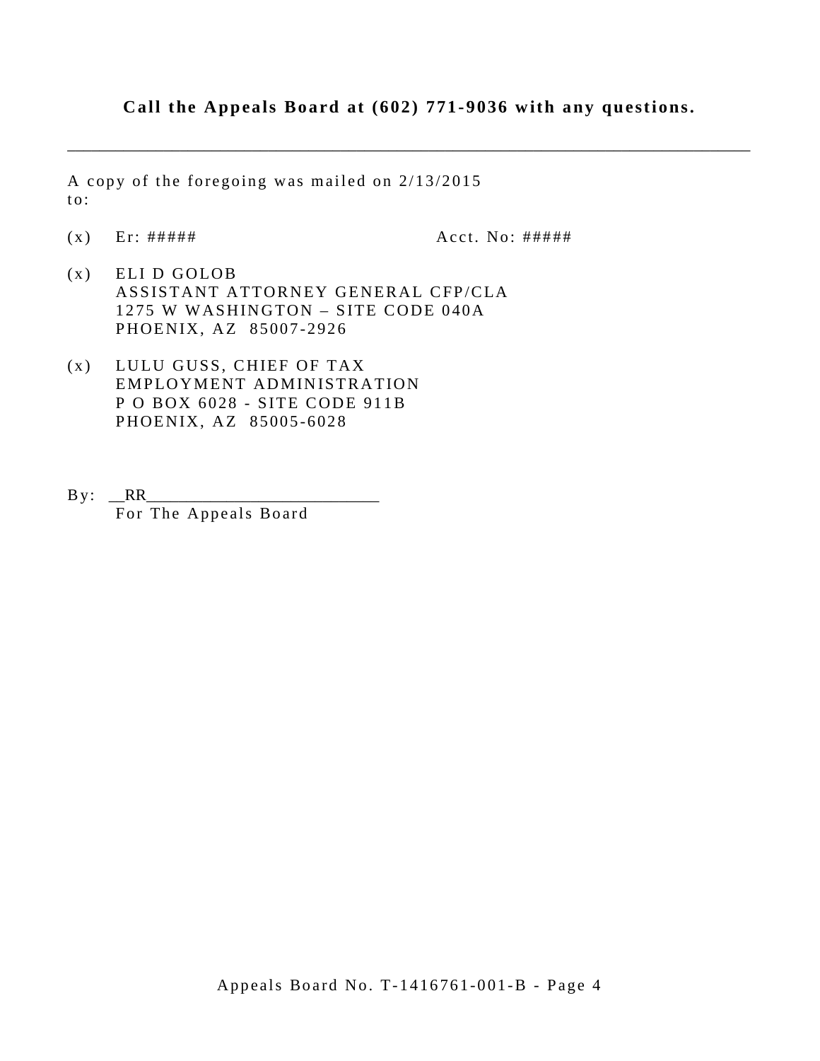**Call the Appeals Board at (602) 771-9036 with any questions.**

---

A copy of the foregoing was mailed on 2/13/2015 to:

(x) Er: #####                                        Acct. No: #####

(x) ELI D GOLOB
ASSISTANT ATTORNEY GENERAL CFP/CLA
1275 W WASHINGTON – SITE CODE 040A
PHOENIX, AZ 85007-2926

(x) LULU GUSS, CHIEF OF TAX
EMPLOYMENT ADMINISTRATION
P O BOX 6028 - SITE CODE 911B
PHOENIX, AZ 85005-6028

By: __RR___________________________
For The Appeals Board

Appeals Board No. T-1416761-001-B - Page 4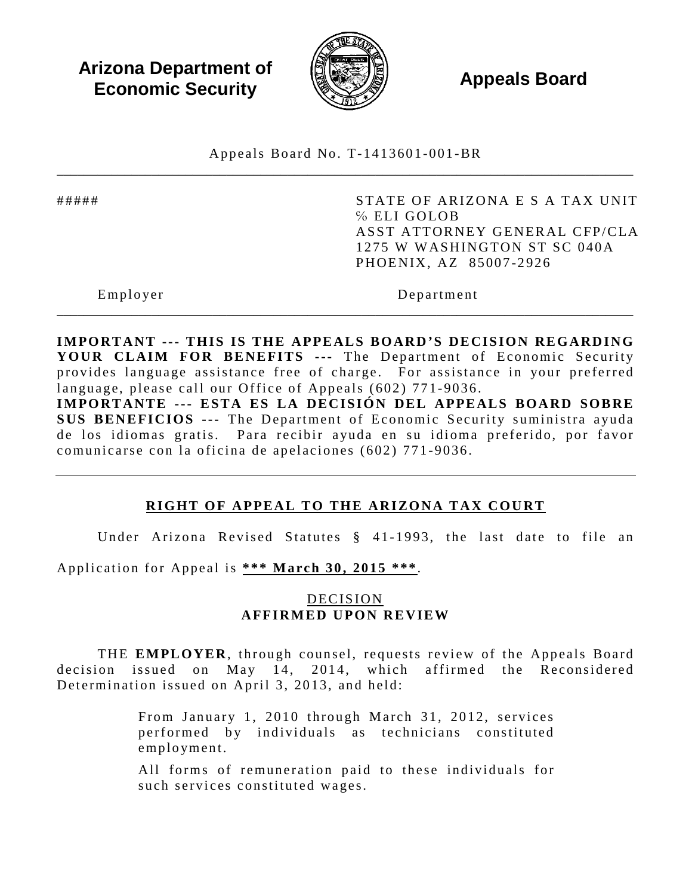**Arizona Department of Economic Security**

**Appeals Board**

Appeals Board No. T-1413601-001-BR

---

| ##### | STATE OF ARIZONA E S A TAX UNIT<br>℅ ELI GOLOB<br>ASST ATTORNEY GENERAL CFP/CLA<br>1275 W WASHINGTON ST SC 040A<br>PHOENIX, AZ 85007-2926 |
|---|---|
| Employer | Department |

---

**IMPORTANT --- THIS IS THE APPEALS BOARD'S DECISION REGARDING YOUR CLAIM FOR BENEFITS ---** The Department of Economic Security provides language assistance free of charge. For assistance in your preferred language, please call our Office of Appeals (602) 771-9036.

**IMPORTANTE --- ESTA ES LA DECISIÓN DEL APPEALS BOARD SOBRE SUS BENEFICIOS ---** The Department of Economic Security suministra ayuda de los idiomas gratis. Para recibir ayuda en su idioma preferido, por favor comunicarse con la oficina de apelaciones (602) 771-9036.

---

## RIGHT OF APPEAL TO THE ARIZONA TAX COURT

Under Arizona Revised Statutes § 41-1993, the last date to file an Application for Appeal is **\*\*\* March 30, 2015 \*\*\***.

## DECISION
## AFFIRMED UPON REVIEW

THE **EMPLOYER**, through counsel, requests review of the Appeals Board decision issued on May 14, 2014, which affirmed the Reconsidered Determination issued on April 3, 2013, and held:

> From January 1, 2010 through March 31, 2012, services performed by individuals as technicians constituted employment.
>
> All forms of remuneration paid to these individuals for such services constituted wages.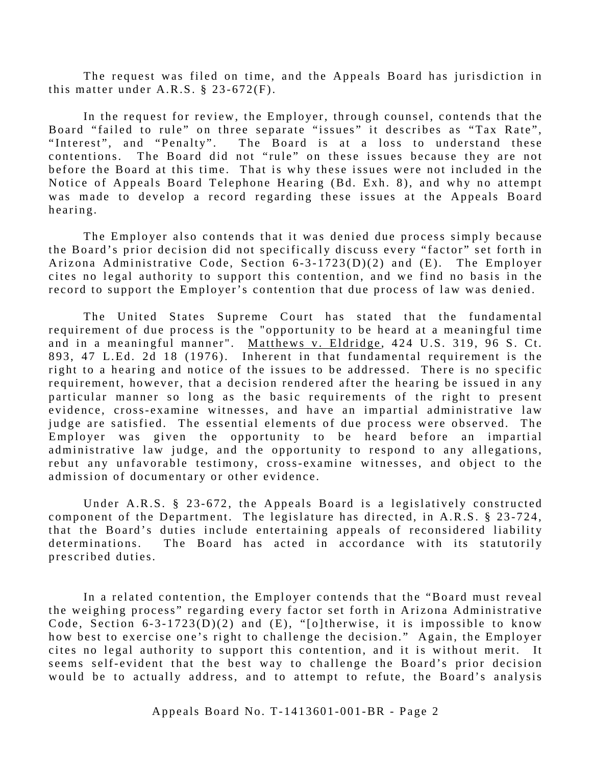The request was filed on time, and the Appeals Board has jurisdiction in this matter under A.R.S. § 23-672(F).

In the request for review, the Employer, through counsel, contends that the Board "failed to rule" on three separate "issues" it describes as "Tax Rate", "Interest", and "Penalty". The Board is at a loss to understand these contentions. The Board did not "rule" on these issues because they are not before the Board at this time. That is why these issues were not included in the Notice of Appeals Board Telephone Hearing (Bd. Exh. 8), and why no attempt was made to develop a record regarding these issues at the Appeals Board hearing.

The Employer also contends that it was denied due process simply because the Board's prior decision did not specifically discuss every "factor" set forth in Arizona Administrative Code, Section 6-3-1723(D)(2) and (E). The Employer cites no legal authority to support this contention, and we find no basis in the record to support the Employer's contention that due process of law was denied.

The United States Supreme Court has stated that the fundamental requirement of due process is the "opportunity to be heard at a meaningful time and in a meaningful manner". Matthews v. Eldridge, 424 U.S. 319, 96 S. Ct. 893, 47 L.Ed. 2d 18 (1976). Inherent in that fundamental requirement is the right to a hearing and notice of the issues to be addressed. There is no specific requirement, however, that a decision rendered after the hearing be issued in any particular manner so long as the basic requirements of the right to present evidence, cross-examine witnesses, and have an impartial administrative law judge are satisfied. The essential elements of due process were observed. The Employer was given the opportunity to be heard before an impartial administrative law judge, and the opportunity to respond to any allegations, rebut any unfavorable testimony, cross-examine witnesses, and object to the admission of documentary or other evidence.

Under A.R.S. § 23-672, the Appeals Board is a legislatively constructed component of the Department. The legislature has directed, in A.R.S. § 23-724, that the Board's duties include entertaining appeals of reconsidered liability determinations. The Board has acted in accordance with its statutorily prescribed duties.

In a related contention, the Employer contends that the "Board must reveal the weighing process" regarding every factor set forth in Arizona Administrative Code, Section 6-3-1723(D)(2) and (E), "[o]therwise, it is impossible to know how best to exercise one's right to challenge the decision." Again, the Employer cites no legal authority to support this contention, and it is without merit. It seems self-evident that the best way to challenge the Board's prior decision would be to actually address, and to attempt to refute, the Board's analysis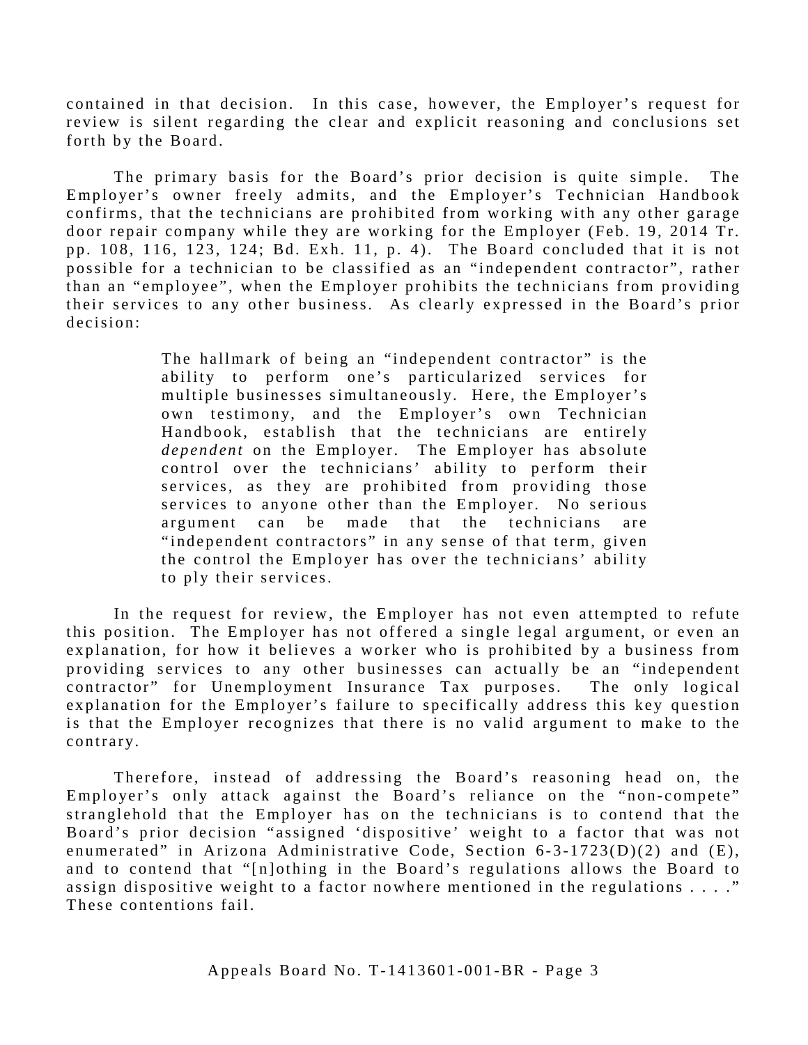contained in that decision. In this case, however, the Employer's request for review is silent regarding the clear and explicit reasoning and conclusions set forth by the Board.

The primary basis for the Board's prior decision is quite simple. The Employer's owner freely admits, and the Employer's Technician Handbook confirms, that the technicians are prohibited from working with any other garage door repair company while they are working for the Employer (Feb. 19, 2014 Tr. pp. 108, 116, 123, 124; Bd. Exh. 11, p. 4). The Board concluded that it is not possible for a technician to be classified as an "independent contractor", rather than an "employee", when the Employer prohibits the technicians from providing their services to any other business. As clearly expressed in the Board's prior decision:

> The hallmark of being an "independent contractor" is the ability to perform one's particularized services for multiple businesses simultaneously. Here, the Employer's own testimony, and the Employer's own Technician Handbook, establish that the technicians are entirely *dependent* on the Employer. The Employer has absolute control over the technicians' ability to perform their services, as they are prohibited from providing those services to anyone other than the Employer. No serious argument can be made that the technicians are "independent contractors" in any sense of that term, given the control the Employer has over the technicians' ability to ply their services.

In the request for review, the Employer has not even attempted to refute this position. The Employer has not offered a single legal argument, or even an explanation, for how it believes a worker who is prohibited by a business from providing services to any other businesses can actually be an "independent contractor" for Unemployment Insurance Tax purposes. The only logical explanation for the Employer's failure to specifically address this key question is that the Employer recognizes that there is no valid argument to make to the contrary.

Therefore, instead of addressing the Board's reasoning head on, the Employer's only attack against the Board's reliance on the "non-compete" stranglehold that the Employer has on the technicians is to contend that the Board's prior decision "assigned 'dispositive' weight to a factor that was not enumerated" in Arizona Administrative Code, Section 6-3-1723(D)(2) and (E), and to contend that "[n]othing in the Board's regulations allows the Board to assign dispositive weight to a factor nowhere mentioned in the regulations . . . ." These contentions fail.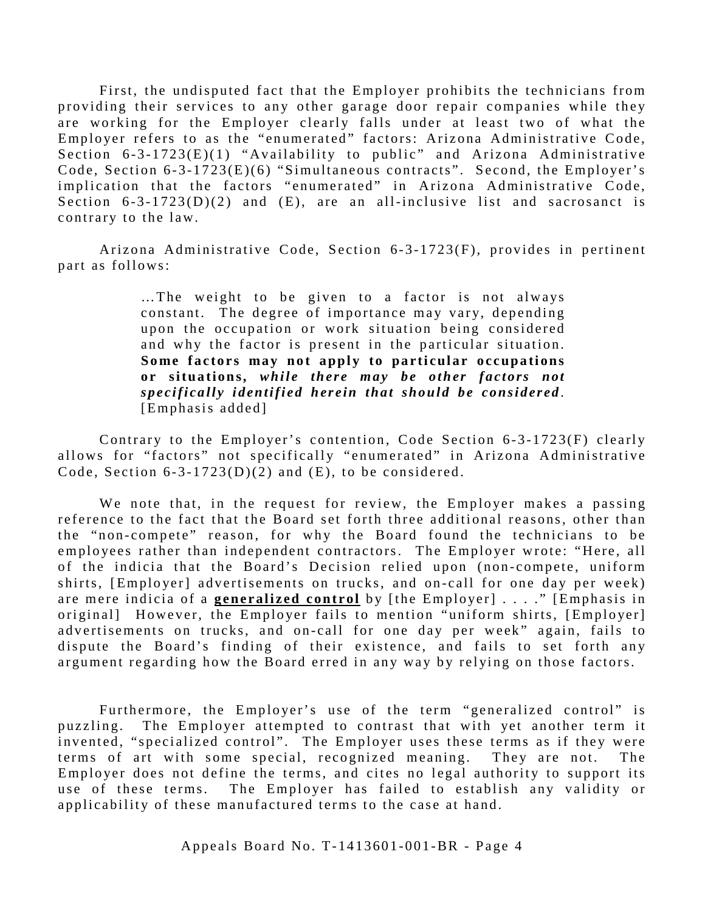First, the undisputed fact that the Employer prohibits the technicians from providing their services to any other garage door repair companies while they are working for the Employer clearly falls under at least two of what the Employer refers to as the "enumerated" factors: Arizona Administrative Code, Section 6-3-1723(E)(1) "Availability to public" and Arizona Administrative Code, Section 6-3-1723(E)(6) "Simultaneous contracts". Second, the Employer's implication that the factors "enumerated" in Arizona Administrative Code, Section 6-3-1723(D)(2) and (E), are an all-inclusive list and sacrosanct is contrary to the law.

Arizona Administrative Code, Section 6-3-1723(F), provides in pertinent part as follows:

> …The weight to be given to a factor is not always constant. The degree of importance may vary, depending upon the occupation or work situation being considered and why the factor is present in the particular situation. **Some factors may not apply to particular occupations or situations,** ***while there may be other factors not specifically identified herein that should be considered***. [Emphasis added]

Contrary to the Employer's contention, Code Section 6-3-1723(F) clearly allows for "factors" not specifically "enumerated" in Arizona Administrative Code, Section 6-3-1723(D)(2) and (E), to be considered.

We note that, in the request for review, the Employer makes a passing reference to the fact that the Board set forth three additional reasons, other than the "non-compete" reason, for why the Board found the technicians to be employees rather than independent contractors. The Employer wrote: "Here, all of the indicia that the Board's Decision relied upon (non-compete, uniform shirts, [Employer] advertisements on trucks, and on-call for one day per week) are mere indicia of a <u>**generalized control**</u> by [the Employer] . . . ." [Emphasis in original] However, the Employer fails to mention "uniform shirts, [Employer] advertisements on trucks, and on-call for one day per week" again, fails to dispute the Board's finding of their existence, and fails to set forth any argument regarding how the Board erred in any way by relying on those factors.

Furthermore, the Employer's use of the term "generalized control" is puzzling. The Employer attempted to contrast that with yet another term it invented, "specialized control". The Employer uses these terms as if they were terms of art with some special, recognized meaning. They are not. The Employer does not define the terms, and cites no legal authority to support its use of these terms. The Employer has failed to establish any validity or applicability of these manufactured terms to the case at hand.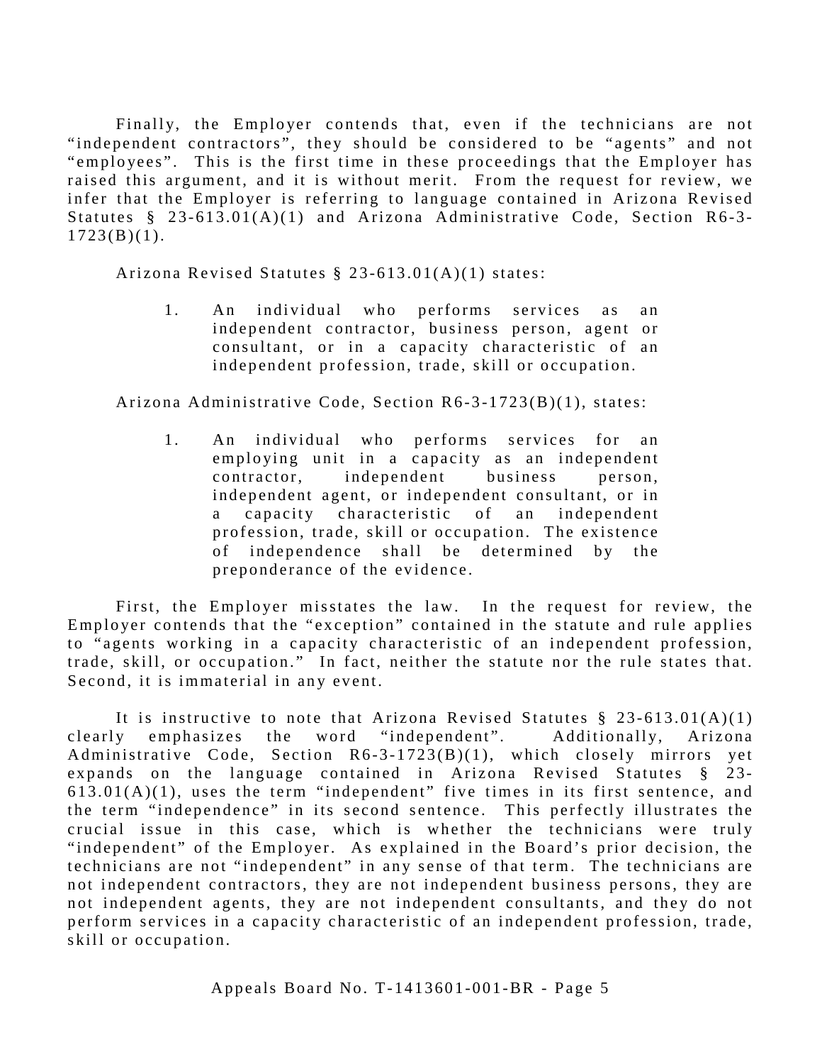Finally, the Employer contends that, even if the technicians are not "independent contractors", they should be considered to be "agents" and not "employees". This is the first time in these proceedings that the Employer has raised this argument, and it is without merit. From the request for review, we infer that the Employer is referring to language contained in Arizona Revised Statutes § 23-613.01(A)(1) and Arizona Administrative Code, Section R6-3-1723(B)(1).

Arizona Revised Statutes § 23-613.01(A)(1) states:

> 1. An individual who performs services as an independent contractor, business person, agent or consultant, or in a capacity characteristic of an independent profession, trade, skill or occupation.

Arizona Administrative Code, Section R6-3-1723(B)(1), states:

> 1. An individual who performs services for an employing unit in a capacity as an independent contractor, independent business person, independent agent, or independent consultant, or in a capacity characteristic of an independent profession, trade, skill or occupation. The existence of independence shall be determined by the preponderance of the evidence.

First, the Employer misstates the law. In the request for review, the Employer contends that the "exception" contained in the statute and rule applies to "agents working in a capacity characteristic of an independent profession, trade, skill, or occupation." In fact, neither the statute nor the rule states that. Second, it is immaterial in any event.

It is instructive to note that Arizona Revised Statutes § 23-613.01(A)(1) clearly emphasizes the word "independent". Additionally, Arizona Administrative Code, Section R6-3-1723(B)(1), which closely mirrors yet expands on the language contained in Arizona Revised Statutes § 23-613.01(A)(1), uses the term "independent" five times in its first sentence, and the term "independence" in its second sentence. This perfectly illustrates the crucial issue in this case, which is whether the technicians were truly "independent" of the Employer. As explained in the Board's prior decision, the technicians are not "independent" in any sense of that term. The technicians are not independent contractors, they are not independent business persons, they are not independent agents, they are not independent consultants, and they do not perform services in a capacity characteristic of an independent profession, trade, skill or occupation.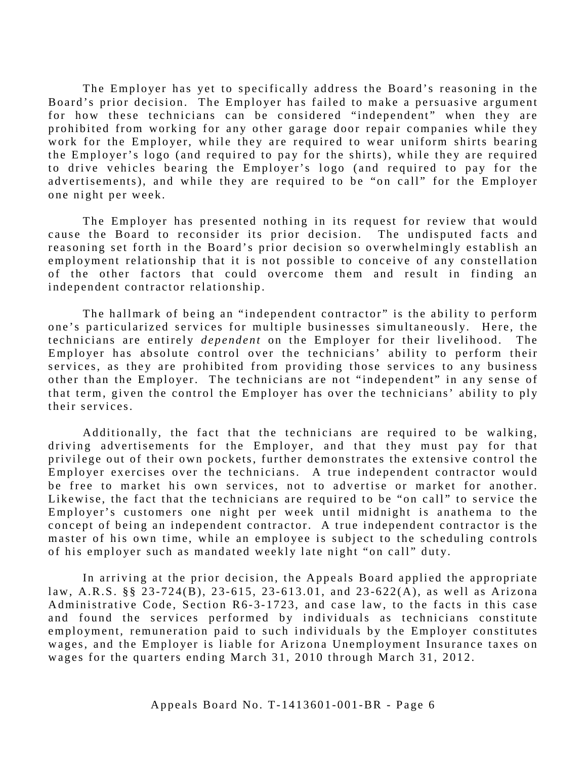The Employer has yet to specifically address the Board's reasoning in the Board's prior decision. The Employer has failed to make a persuasive argument for how these technicians can be considered "independent" when they are prohibited from working for any other garage door repair companies while they work for the Employer, while they are required to wear uniform shirts bearing the Employer's logo (and required to pay for the shirts), while they are required to drive vehicles bearing the Employer's logo (and required to pay for the advertisements), and while they are required to be "on call" for the Employer one night per week.

The Employer has presented nothing in its request for review that would cause the Board to reconsider its prior decision. The undisputed facts and reasoning set forth in the Board's prior decision so overwhelmingly establish an employment relationship that it is not possible to conceive of any constellation of the other factors that could overcome them and result in finding an independent contractor relationship.

The hallmark of being an "independent contractor" is the ability to perform one's particularized services for multiple businesses simultaneously. Here, the technicians are entirely *dependent* on the Employer for their livelihood. The Employer has absolute control over the technicians' ability to perform their services, as they are prohibited from providing those services to any business other than the Employer. The technicians are not "independent" in any sense of that term, given the control the Employer has over the technicians' ability to ply their services.

Additionally, the fact that the technicians are required to be walking, driving advertisements for the Employer, and that they must pay for that privilege out of their own pockets, further demonstrates the extensive control the Employer exercises over the technicians. A true independent contractor would be free to market his own services, not to advertise or market for another. Likewise, the fact that the technicians are required to be "on call" to service the Employer's customers one night per week until midnight is anathema to the concept of being an independent contractor. A true independent contractor is the master of his own time, while an employee is subject to the scheduling controls of his employer such as mandated weekly late night "on call" duty.

In arriving at the prior decision, the Appeals Board applied the appropriate law, A.R.S. §§ 23-724(B), 23-615, 23-613.01, and 23-622(A), as well as Arizona Administrative Code, Section R6-3-1723, and case law, to the facts in this case and found the services performed by individuals as technicians constitute employment, remuneration paid to such individuals by the Employer constitutes wages, and the Employer is liable for Arizona Unemployment Insurance taxes on wages for the quarters ending March 31, 2010 through March 31, 2012.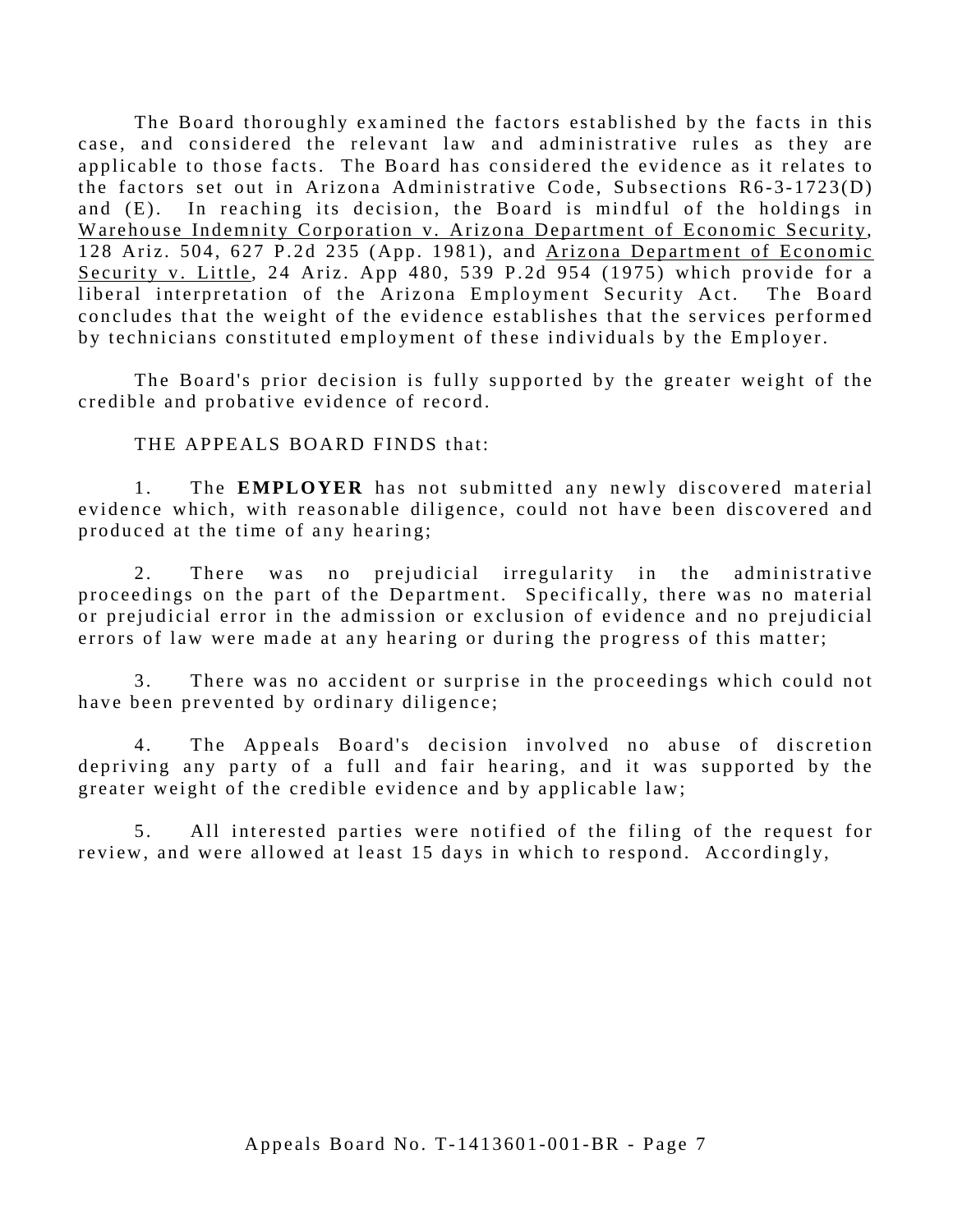The Board thoroughly examined the factors established by the facts in this case, and considered the relevant law and administrative rules as they are applicable to those facts. The Board has considered the evidence as it relates to the factors set out in Arizona Administrative Code, Subsections R6-3-1723(D) and (E). In reaching its decision, the Board is mindful of the holdings in Warehouse Indemnity Corporation v. Arizona Department of Economic Security, 128 Ariz. 504, 627 P.2d 235 (App. 1981), and Arizona Department of Economic Security v. Little, 24 Ariz. App 480, 539 P.2d 954 (1975) which provide for a liberal interpretation of the Arizona Employment Security Act. The Board concludes that the weight of the evidence establishes that the services performed by technicians constituted employment of these individuals by the Employer.

The Board's prior decision is fully supported by the greater weight of the credible and probative evidence of record.

THE APPEALS BOARD FINDS that:

1. The **EMPLOYER** has not submitted any newly discovered material evidence which, with reasonable diligence, could not have been discovered and produced at the time of any hearing;

2. There was no prejudicial irregularity in the administrative proceedings on the part of the Department. Specifically, there was no material or prejudicial error in the admission or exclusion of evidence and no prejudicial errors of law were made at any hearing or during the progress of this matter;

3. There was no accident or surprise in the proceedings which could not have been prevented by ordinary diligence;

4. The Appeals Board's decision involved no abuse of discretion depriving any party of a full and fair hearing, and it was supported by the greater weight of the credible evidence and by applicable law;

5. All interested parties were notified of the filing of the request for review, and were allowed at least 15 days in which to respond. Accordingly,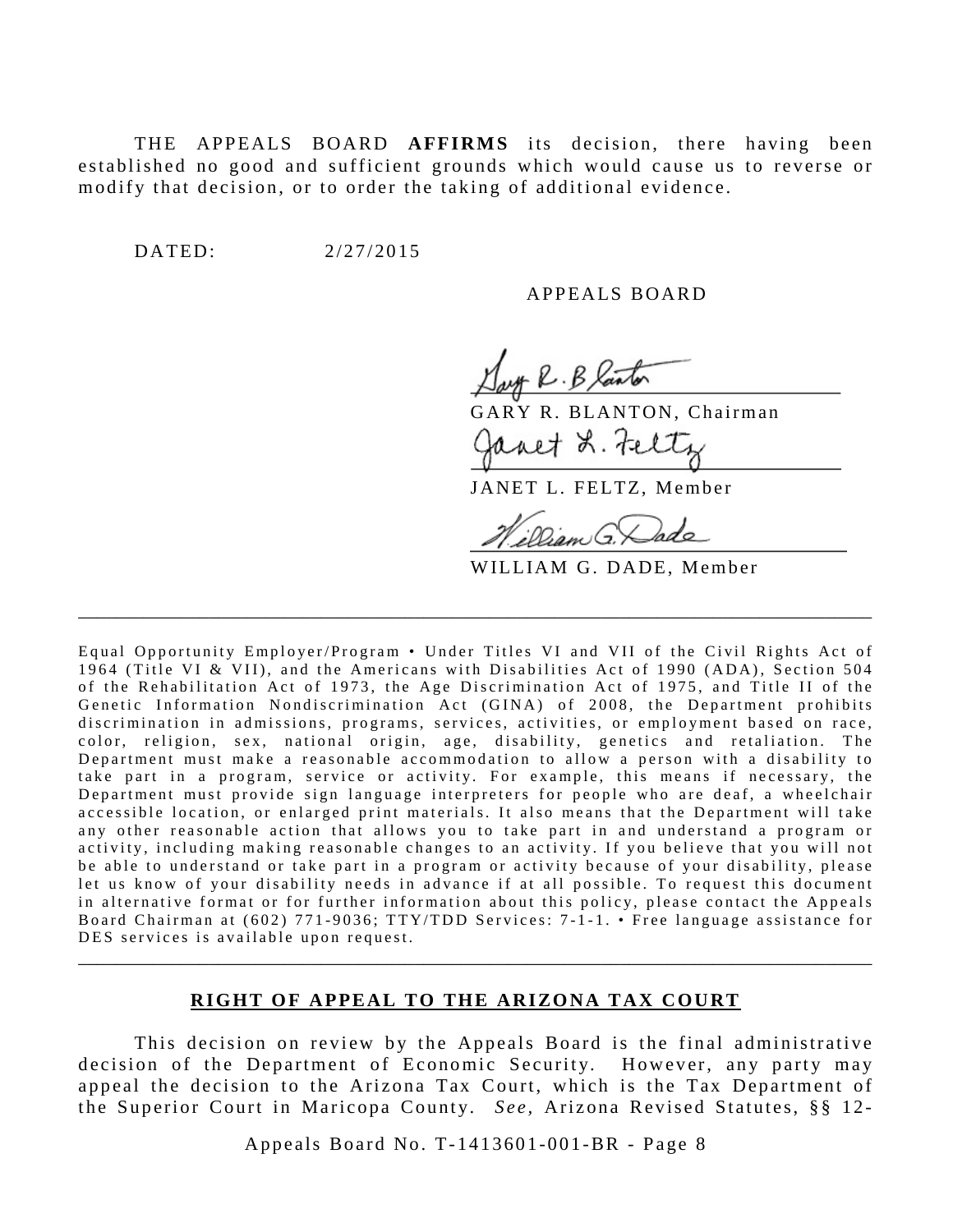THE APPEALS BOARD **AFFIRMS** its decision, there having been established no good and sufficient grounds which would cause us to reverse or modify that decision, or to order the taking of additional evidence.

DATED: 2/27/2015

APPEALS BOARD

GARY R. BLANTON, Chairman

JANET L. FELTZ, Member

WILLIAM G. DADE, Member

---

Equal Opportunity Employer/Program • Under Titles VI and VII of the Civil Rights Act of 1964 (Title VI & VII), and the Americans with Disabilities Act of 1990 (ADA), Section 504 of the Rehabilitation Act of 1973, the Age Discrimination Act of 1975, and Title II of the Genetic Information Nondiscrimination Act (GINA) of 2008, the Department prohibits discrimination in admissions, programs, services, activities, or employment based on race, color, religion, sex, national origin, age, disability, genetics and retaliation. The Department must make a reasonable accommodation to allow a person with a disability to take part in a program, service or activity. For example, this means if necessary, the Department must provide sign language interpreters for people who are deaf, a wheelchair accessible location, or enlarged print materials. It also means that the Department will take any other reasonable action that allows you to take part in and understand a program or activity, including making reasonable changes to an activity. If you believe that you will not be able to understand or take part in a program or activity because of your disability, please let us know of your disability needs in advance if at all possible. To request this document in alternative format or for further information about this policy, please contact the Appeals Board Chairman at (602) 771-9036; TTY/TDD Services: 7-1-1. • Free language assistance for DES services is available upon request.

---

## RIGHT OF APPEAL TO THE ARIZONA TAX COURT

This decision on review by the Appeals Board is the final administrative decision of the Department of Economic Security. However, any party may appeal the decision to the Arizona Tax Court, which is the Tax Department of the Superior Court in Maricopa County. *See*, Arizona Revised Statutes, §§ 12-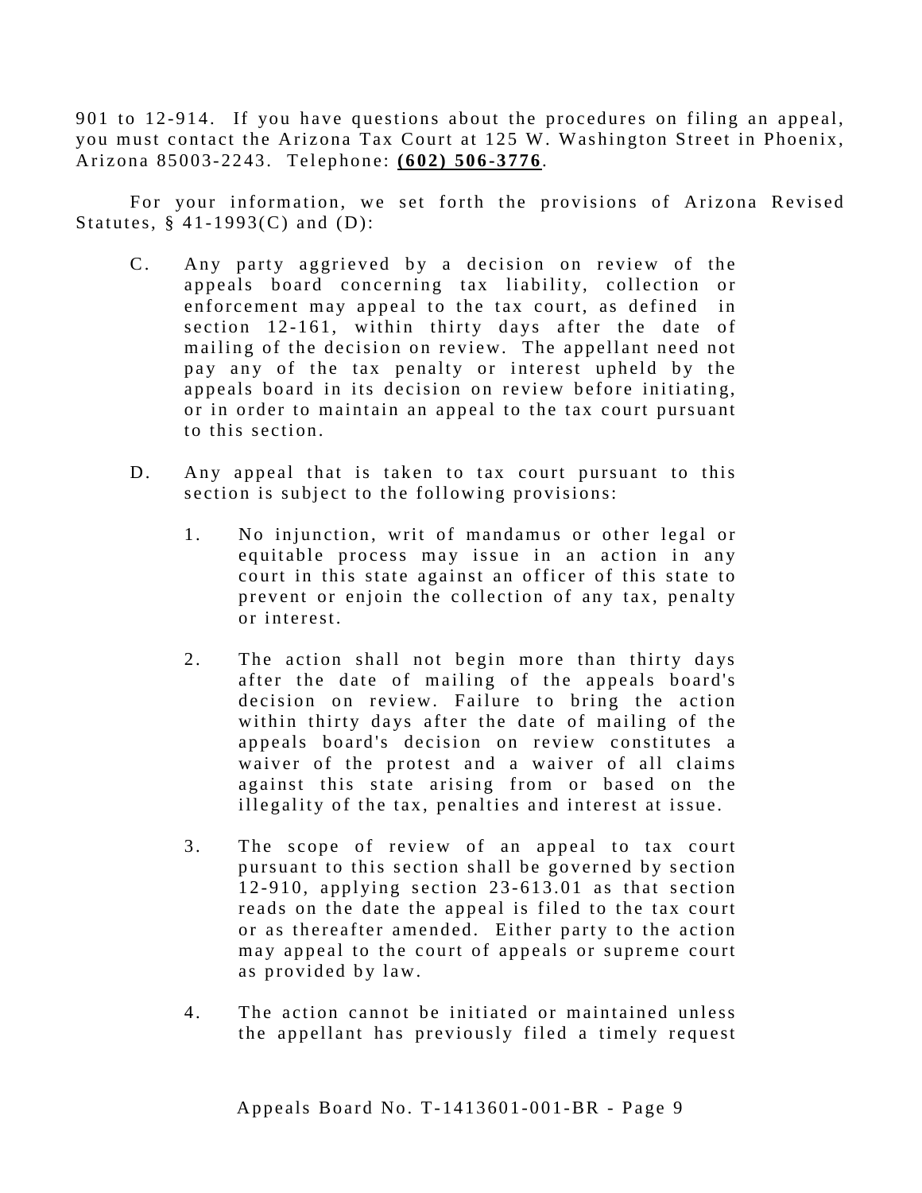901 to 12-914. If you have questions about the procedures on filing an appeal, you must contact the Arizona Tax Court at 125 W. Washington Street in Phoenix, Arizona 85003-2243. Telephone: **(602) 506-3776**.

For your information, we set forth the provisions of Arizona Revised Statutes, § 41-1993(C) and (D):

> C. Any party aggrieved by a decision on review of the appeals board concerning tax liability, collection or enforcement may appeal to the tax court, as defined in section 12-161, within thirty days after the date of mailing of the decision on review. The appellant need not pay any of the tax penalty or interest upheld by the appeals board in its decision on review before initiating, or in order to maintain an appeal to the tax court pursuant to this section.
>
> D. Any appeal that is taken to tax court pursuant to this section is subject to the following provisions:
>
> 1. No injunction, writ of mandamus or other legal or equitable process may issue in an action in any court in this state against an officer of this state to prevent or enjoin the collection of any tax, penalty or interest.
>
> 2. The action shall not begin more than thirty days after the date of mailing of the appeals board's decision on review. Failure to bring the action within thirty days after the date of mailing of the appeals board's decision on review constitutes a waiver of the protest and a waiver of all claims against this state arising from or based on the illegality of the tax, penalties and interest at issue.
>
> 3. The scope of review of an appeal to tax court pursuant to this section shall be governed by section 12-910, applying section 23-613.01 as that section reads on the date the appeal is filed to the tax court or as thereafter amended. Either party to the action may appeal to the court of appeals or supreme court as provided by law.
>
> 4. The action cannot be initiated or maintained unless the appellant has previously filed a timely request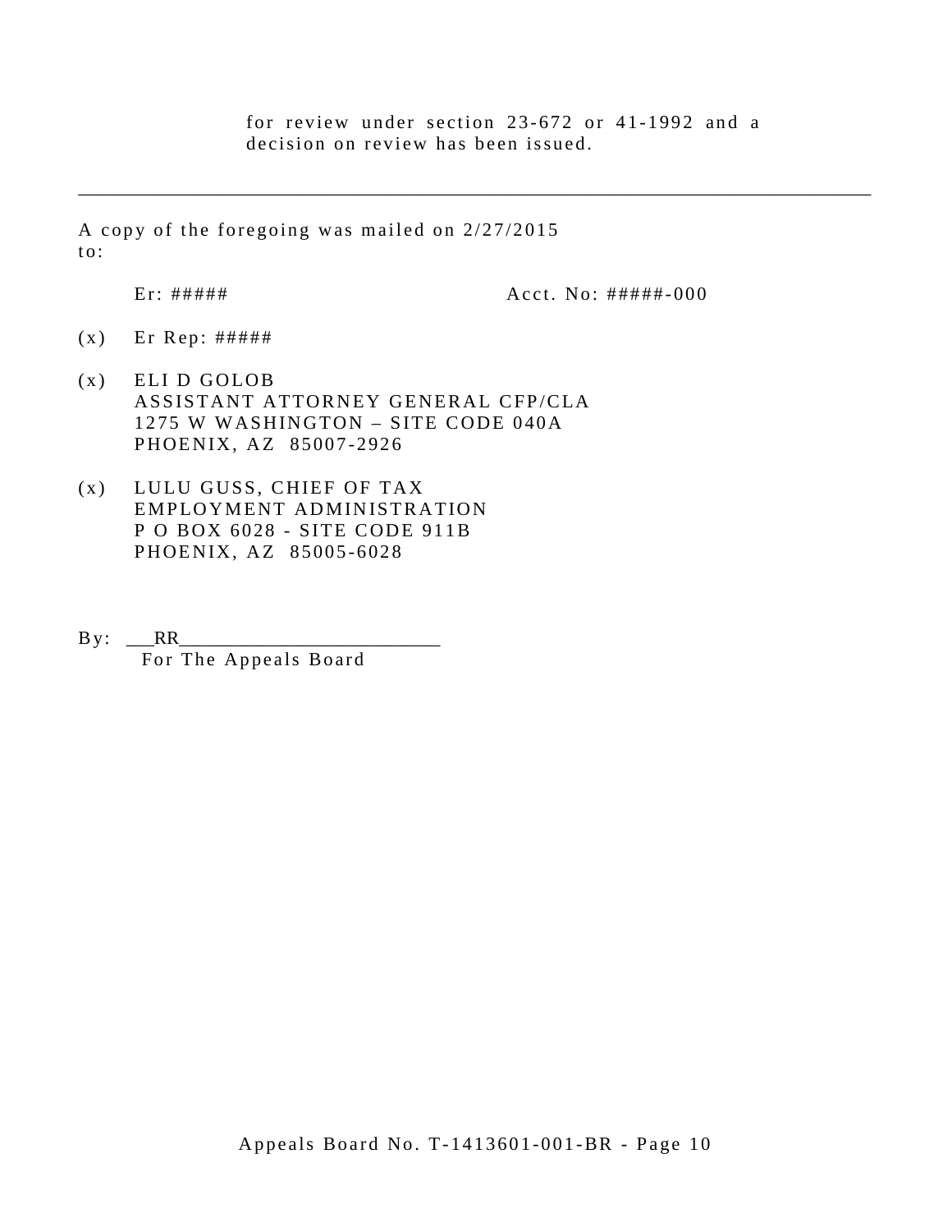for review under section 23-672 or 41-1992 and a decision on review has been issued.

---

A copy of the foregoing was mailed on 2/27/2015 to:

Er: #####                                        Acct. No: #####-000

(x) Er Rep: #####

(x) ELI D GOLOB
ASSISTANT ATTORNEY GENERAL CFP/CLA
1275 W WASHINGTON – SITE CODE 040A
PHOENIX, AZ 85007-2926

(x) LULU GUSS, CHIEF OF TAX
EMPLOYMENT ADMINISTRATION
P O BOX 6028 - SITE CODE 911B
PHOENIX, AZ 85005-6028

By: ___RR_________________________
For The Appeals Board

Appeals Board No. T-1413601-001-BR - Page 10